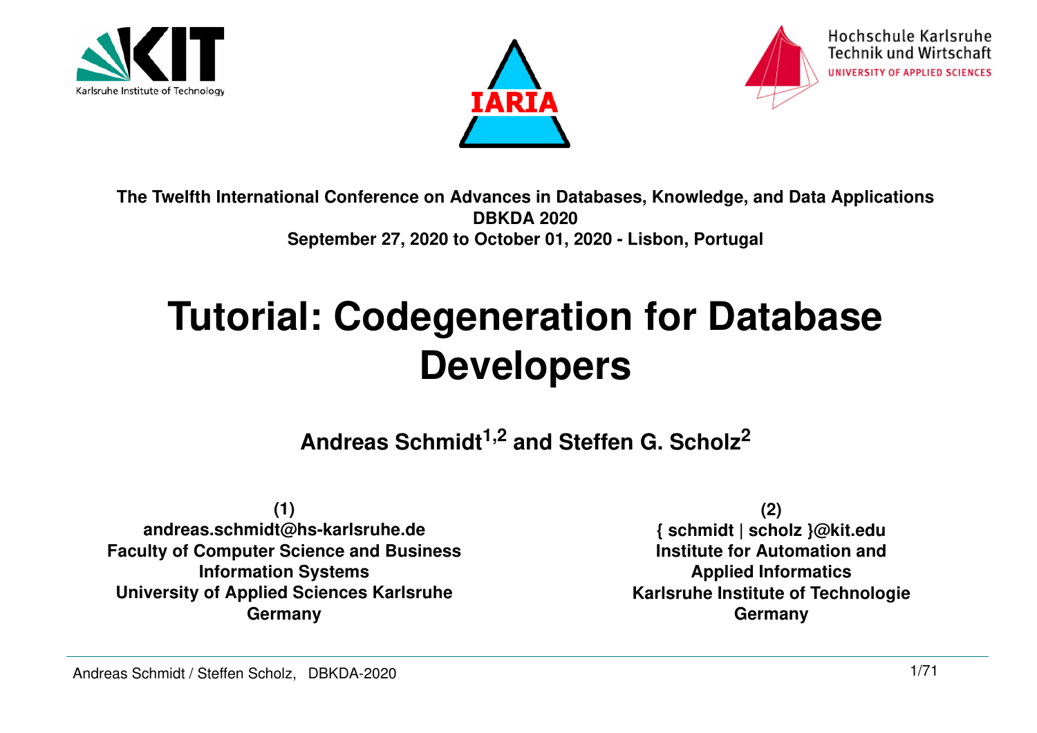The Twelfth International Conference on Advances in Databases, Knowledge, and Data Applications
**DBKDA 2020**
**September 27, 2020 to October 01, 2020 - Lisbon, Portugal**

# Tutorial: Codegeneration for Database Developers

**Andreas Schmidt[1,2] and Steffen G. Scholz[2]**

**(1)**
**andreas.schmidt@hs-karlsruhe.de**
**Faculty of Computer Science and Business Information Systems**
**University of Applied Sciences Karlsruhe**
**Germany**

**(2)**
**{ schmidt | scholz }@kit.edu**
**Institute for Automation and Applied Informatics**
**Karlsruhe Institute of Technologie**
**Germany**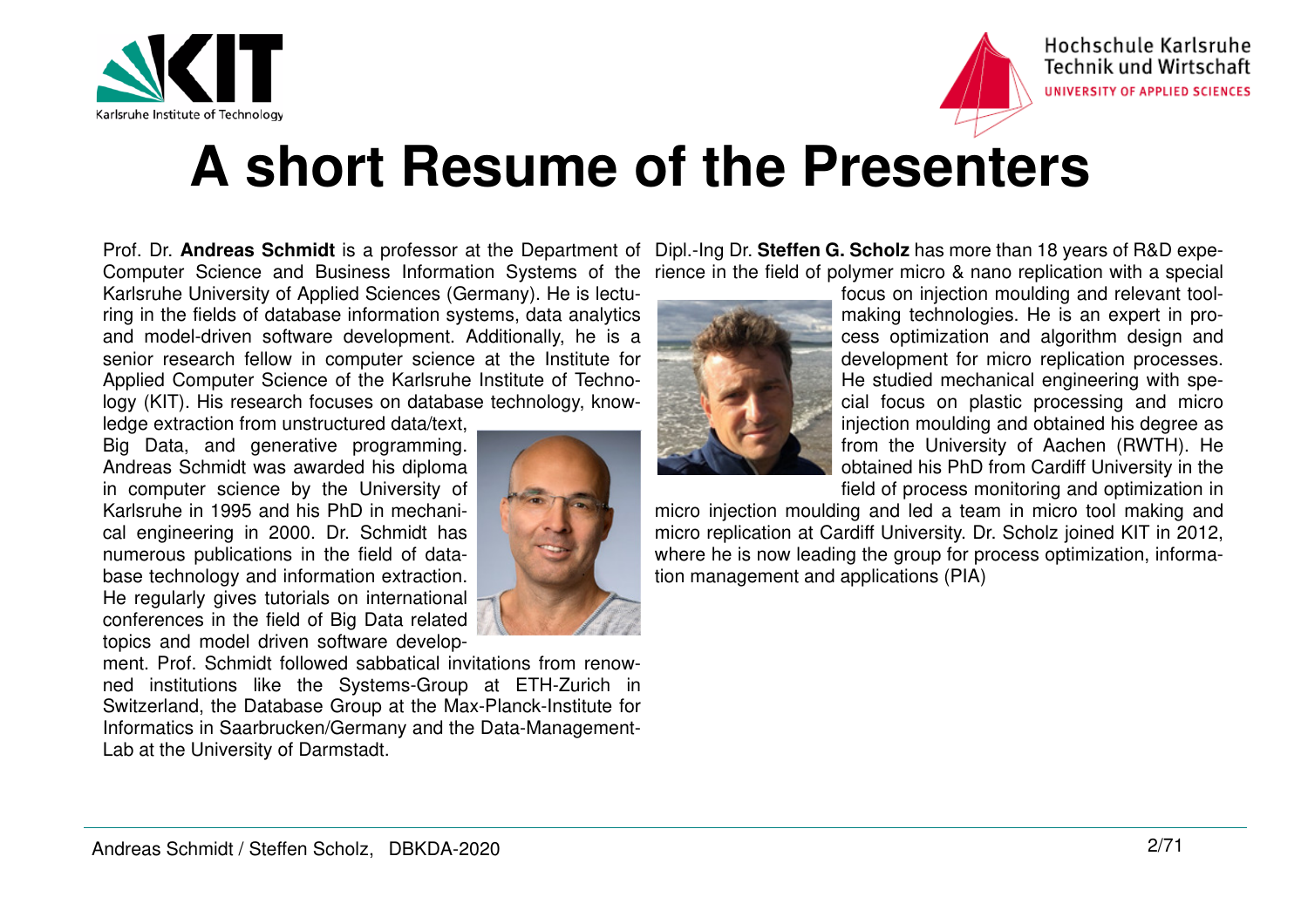# A short Resume of the Presenters

Prof. Dr. **Andreas Schmidt** is a professor at the Department of Computer Science and Business Information Systems of the Karlsruhe University of Applied Sciences (Germany). He is lecturing in the fields of database information systems, data analytics and model-driven software development. Additionally, he is a senior research fellow in computer science at the Institute for Applied Computer Science of the Karlsruhe Institute of Technology (KIT). His research focuses on database technology, knowledge extraction from unstructured data/text, Big Data, and generative programming. Andreas Schmidt was awarded his diploma in computer science by the University of Karlsruhe in 1995 and his PhD in mechanical engineering in 2000. Dr. Schmidt has numerous publications in the field of database technology and information extraction. He regularly gives tutorials on international conferences in the field of Big Data related topics and model driven software development. Prof. Schmidt followed sabbatical invitations from renowned institutions like the Systems-Group at ETH-Zurich in Switzerland, the Database Group at the Max-Planck-Institute for Informatics in Saarbrucken/Germany and the Data-Management-Lab at the University of Darmstadt.

Dipl.-Ing Dr. **Steffen G. Scholz** has more than 18 years of R&D experience in the field of polymer micro & nano replication with a special focus on injection moulding and relevant toolmaking technologies. He is an expert in process optimization and algorithm design and development for micro replication processes. He studied mechanical engineering with special focus on plastic processing and micro injection moulding and obtained his degree as from the University of Aachen (RWTH). He obtained his PhD from Cardiff University in the field of process monitoring and optimization in micro injection moulding and led a team in micro tool making and micro replication at Cardiff University. Dr. Scholz joined KIT in 2012, where he is now leading the group for process optimization, information management and applications (PIA)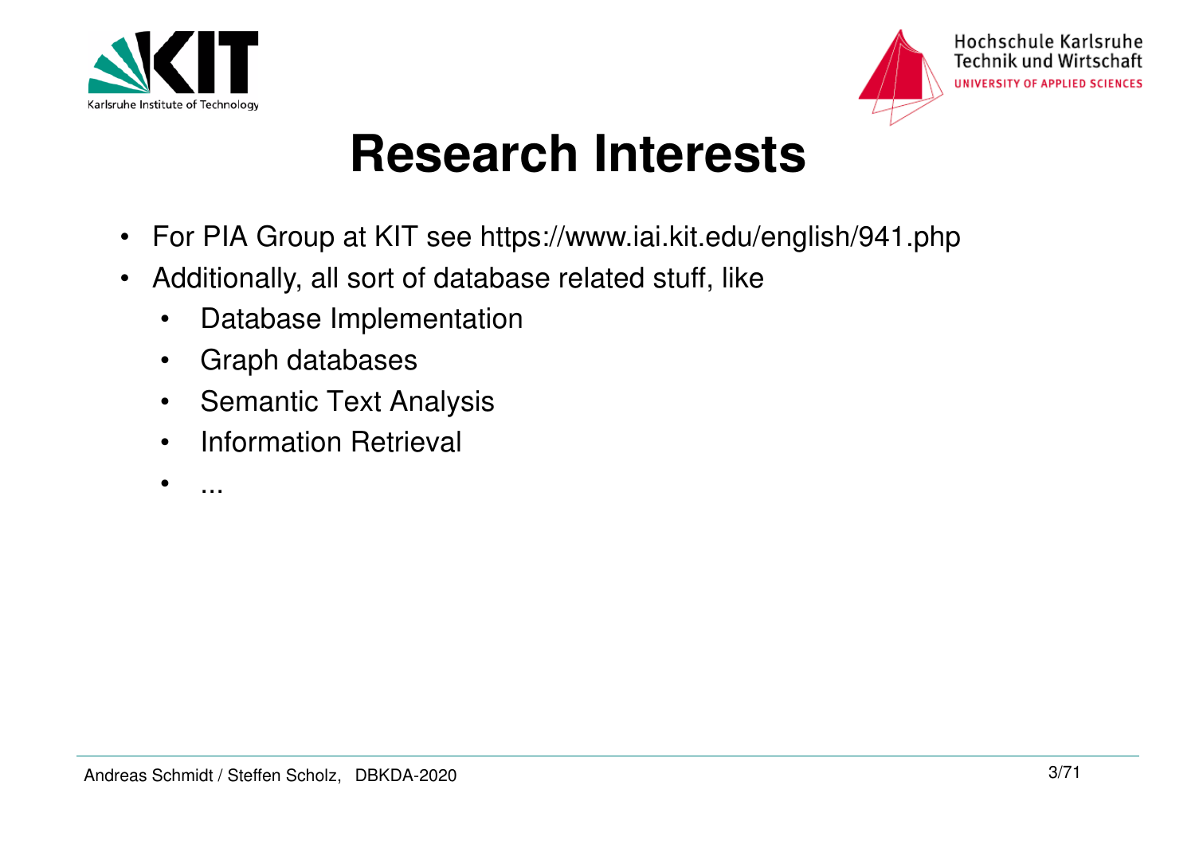# Research Interests

- For PIA Group at KIT see https://www.iai.kit.edu/english/941.php
- Additionally, all sort of database related stuff, like
  - Database Implementation
  - Graph databases
  - Semantic Text Analysis
  - Information Retrieval
  - ...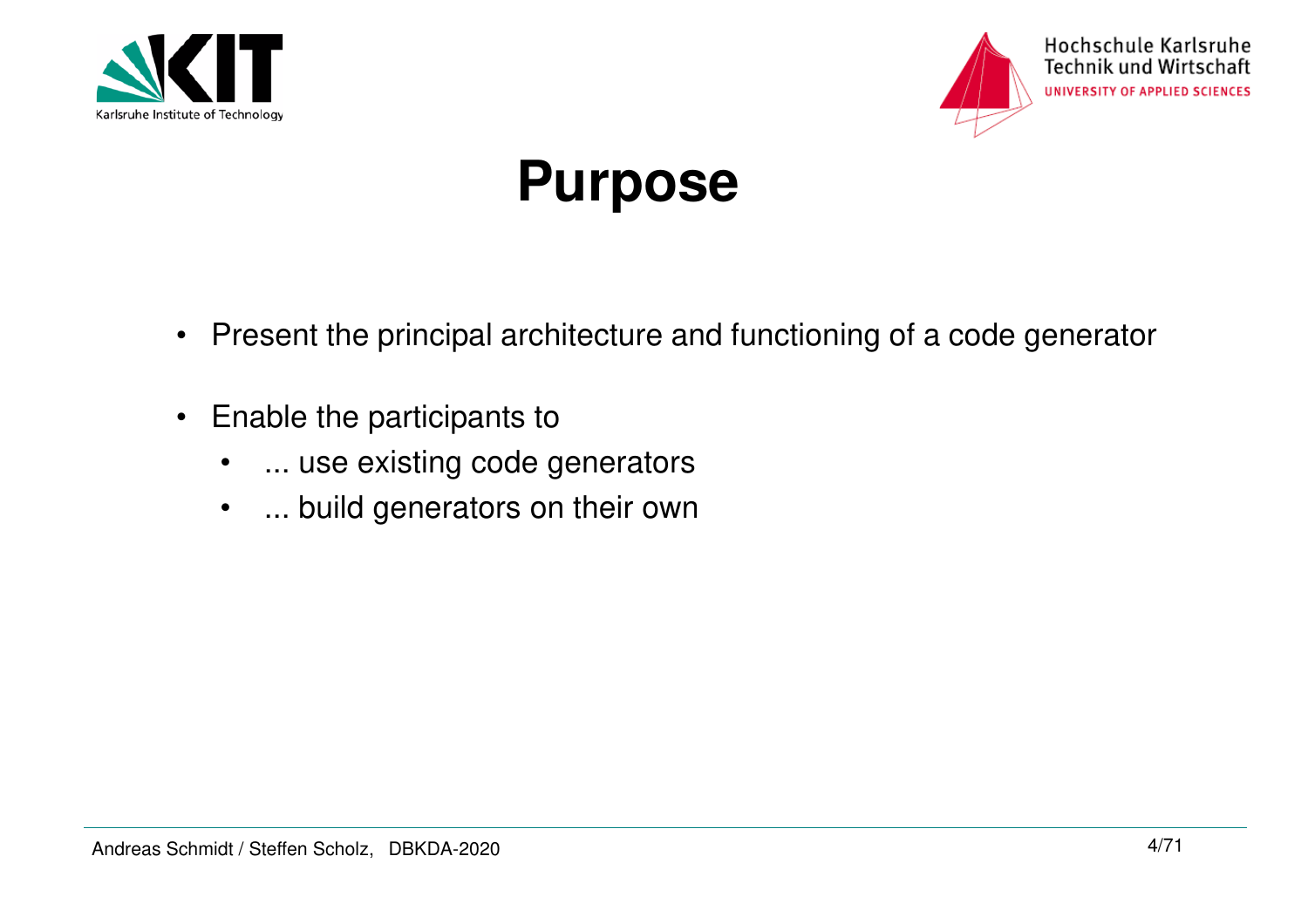# Purpose

- Present the principal architecture and functioning of a code generator
- Enable the participants to
  - ... use existing code generators
  - ... build generators on their own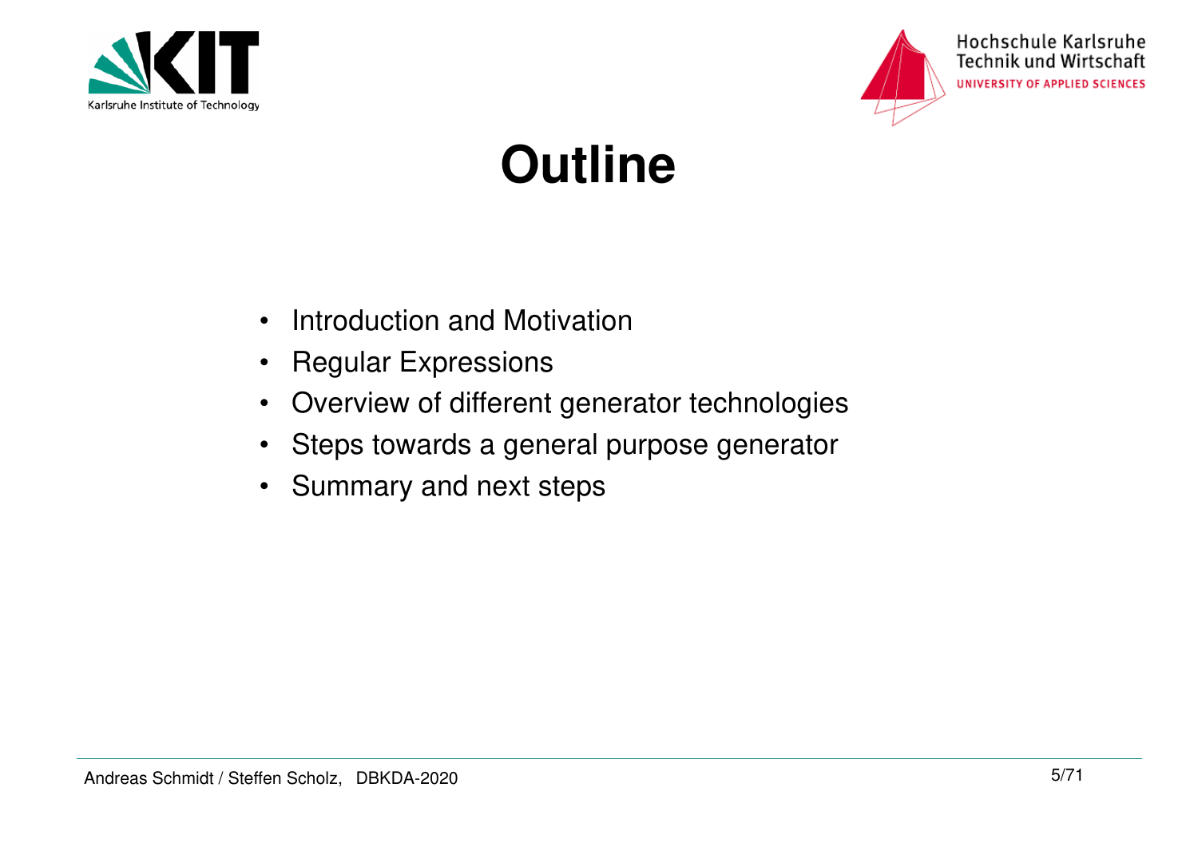# Outline

- Introduction and Motivation
- Regular Expressions
- Overview of different generator technologies
- Steps towards a general purpose generator
- Summary and next steps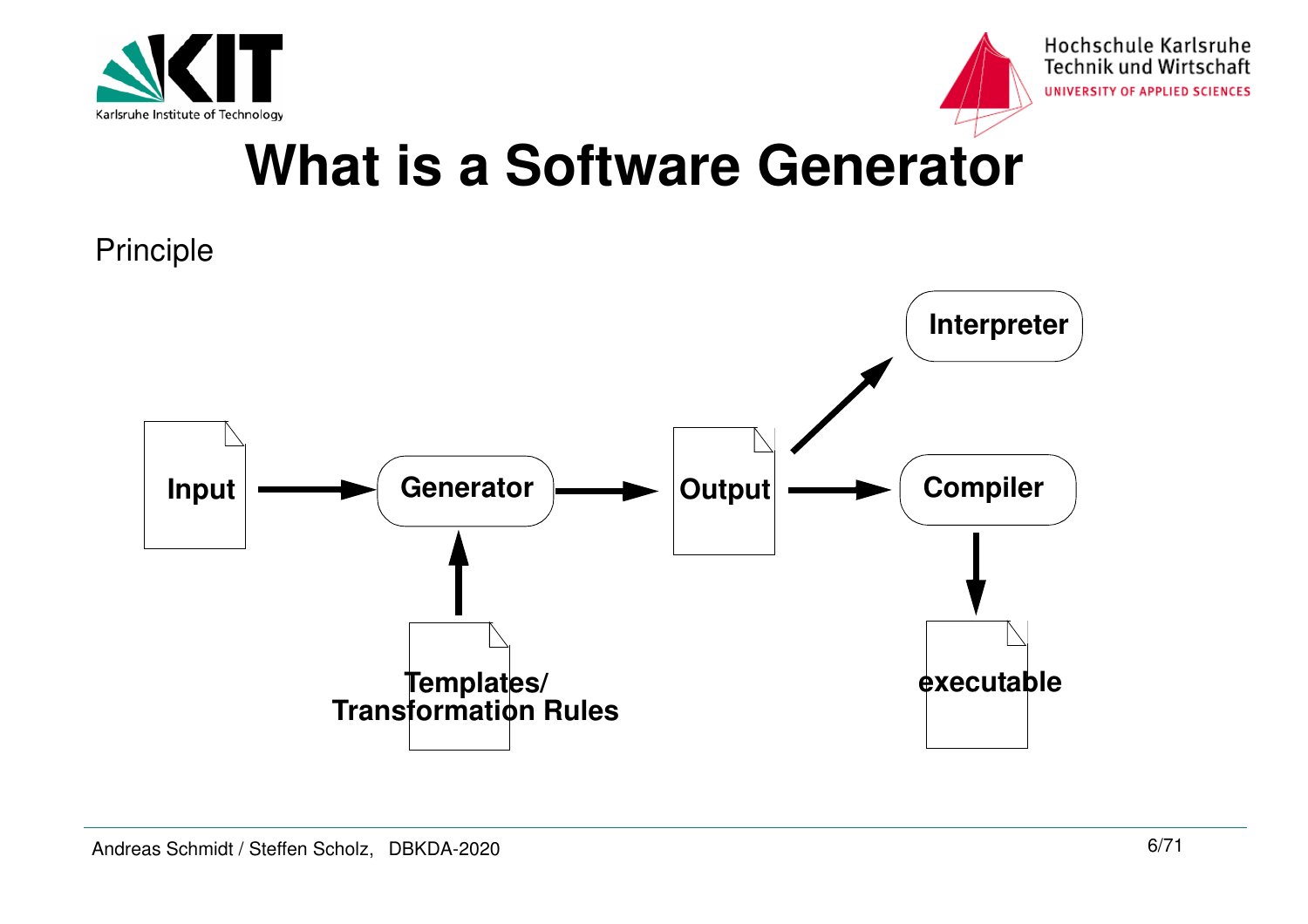# What is a Software Generator

Principle

Input

Generator

Output

Interpreter

Compiler

Templates/
Transformation Rules

executable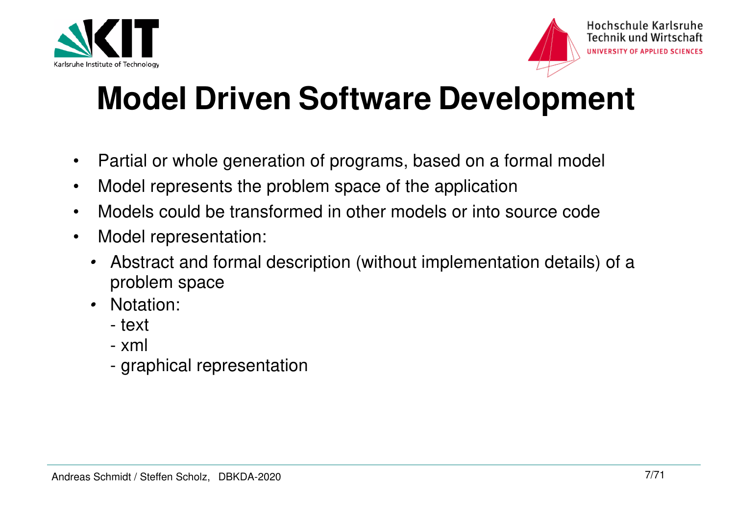# Model Driven Software Development

- Partial or whole generation of programs, based on a formal model
- Model represents the problem space of the application
- Models could be transformed in other models or into source code
- Model representation:
  - Abstract and formal description (without implementation details) of a problem space
  - Notation:
    - text
    - xml
    - graphical representation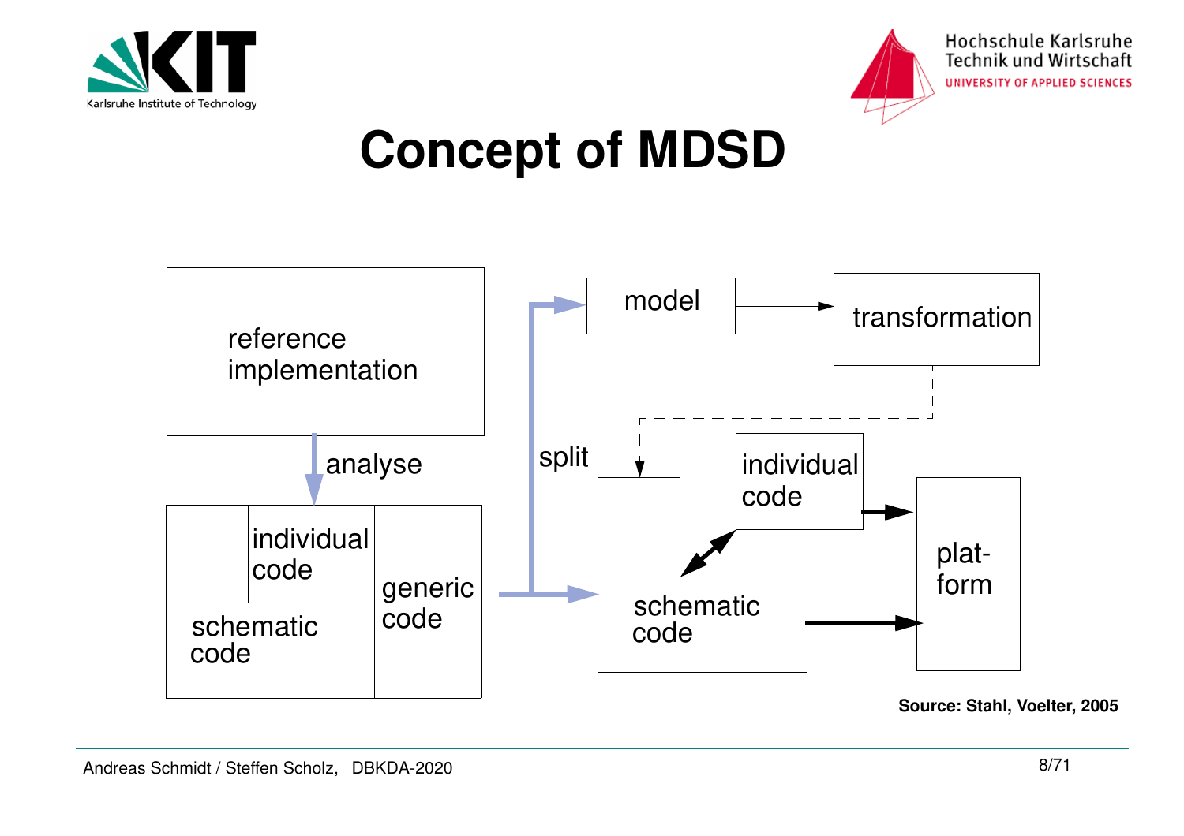# Concept of MDSD

reference implementation

analyse

individual code

generic code

schematic code

split

model

transformation

individual code

schematic code

plat-form

Source: Stahl, Voelter, 2005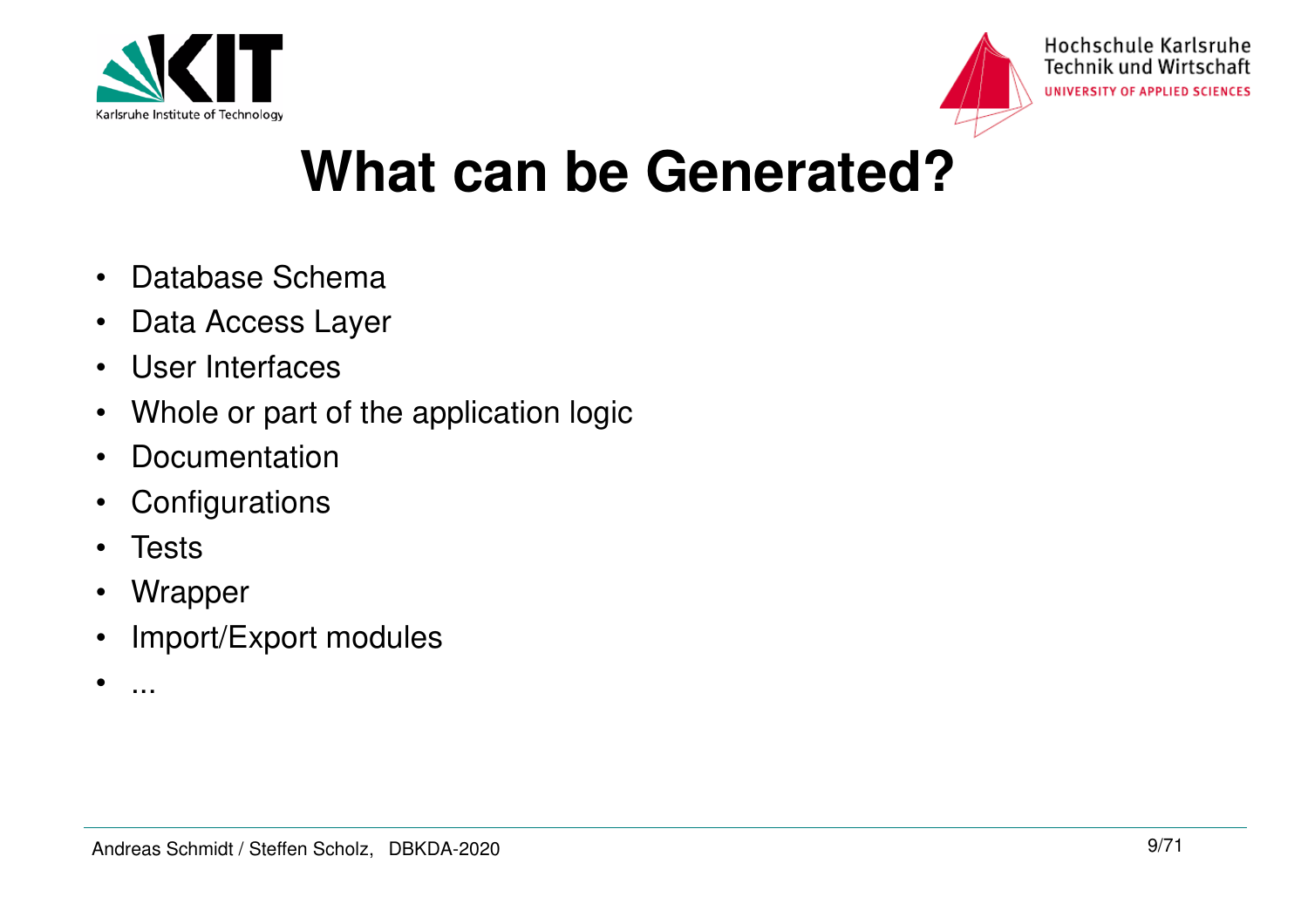# What can be Generated?

- Database Schema
- Data Access Layer
- User Interfaces
- Whole or part of the application logic
- Documentation
- Configurations
- Tests
- Wrapper
- Import/Export modules
- ...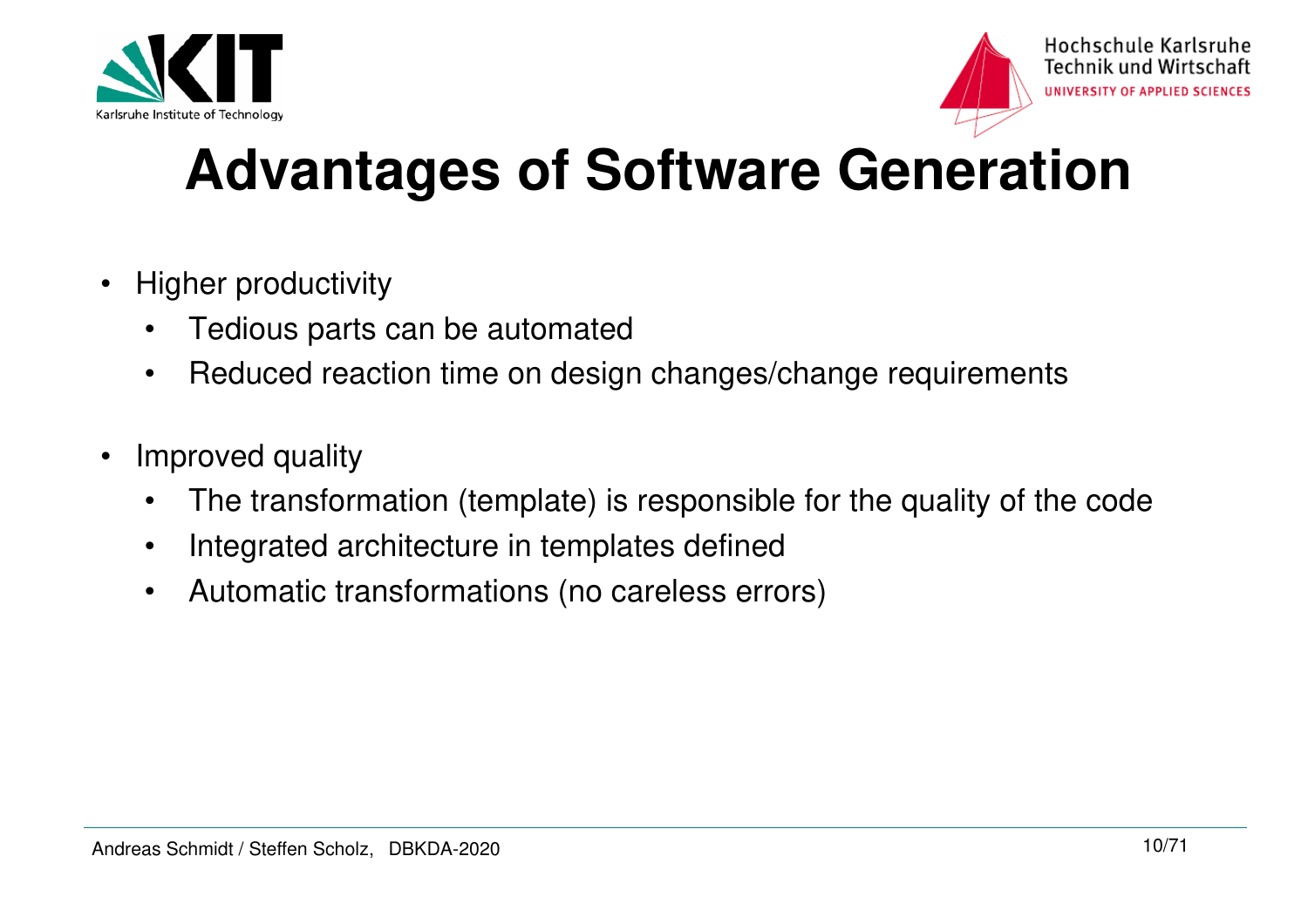# Advantages of Software Generation

- Higher productivity
  - Tedious parts can be automated
  - Reduced reaction time on design changes/change requirements
- Improved quality
  - The transformation (template) is responsible for the quality of the code
  - Integrated architecture in templates defined
  - Automatic transformations (no careless errors)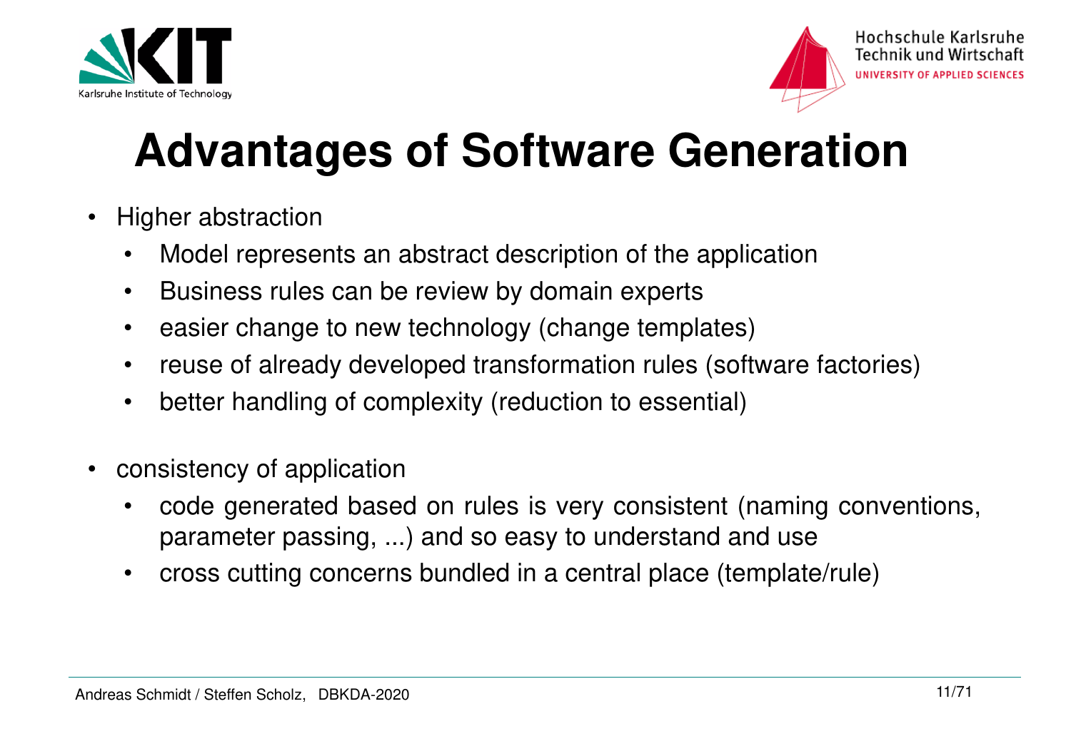# Advantages of Software Generation

- Higher abstraction
  - Model represents an abstract description of the application
  - Business rules can be review by domain experts
  - easier change to new technology (change templates)
  - reuse of already developed transformation rules (software factories)
  - better handling of complexity (reduction to essential)
- consistency of application
  - code generated based on rules is very consistent (naming conventions, parameter passing, ...) and so easy to understand and use
  - cross cutting concerns bundled in a central place (template/rule)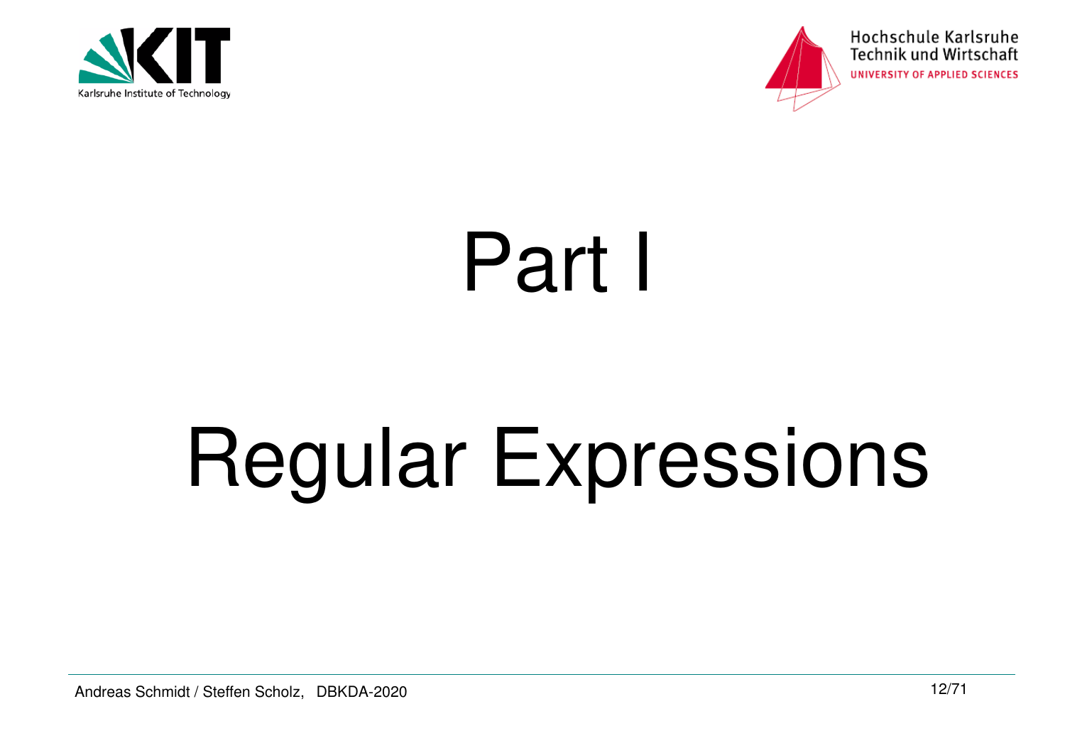# Part I

# Regular Expressions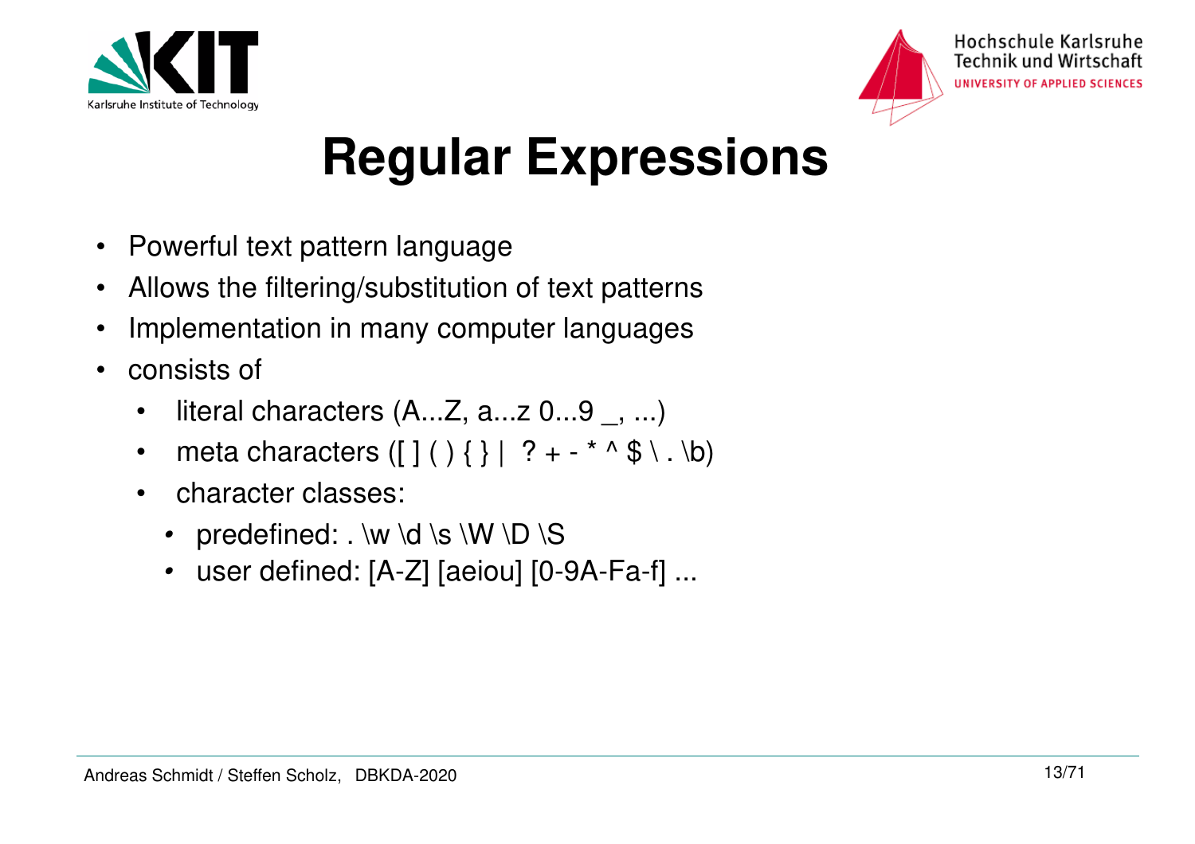# Regular Expressions

- Powerful text pattern language
- Allows the filtering/substitution of text patterns
- Implementation in many computer languages
- consists of
  - literal characters (A...Z, a...z 0...9 _, ...)
  - meta characters ([ ] ( ) { } |  ? + - * ^ $ \ . \b)
  - character classes:
    - predefined: . \w \d \s \W \D \S
    - user defined: [A-Z] [aeiou] [0-9A-Fa-f] ...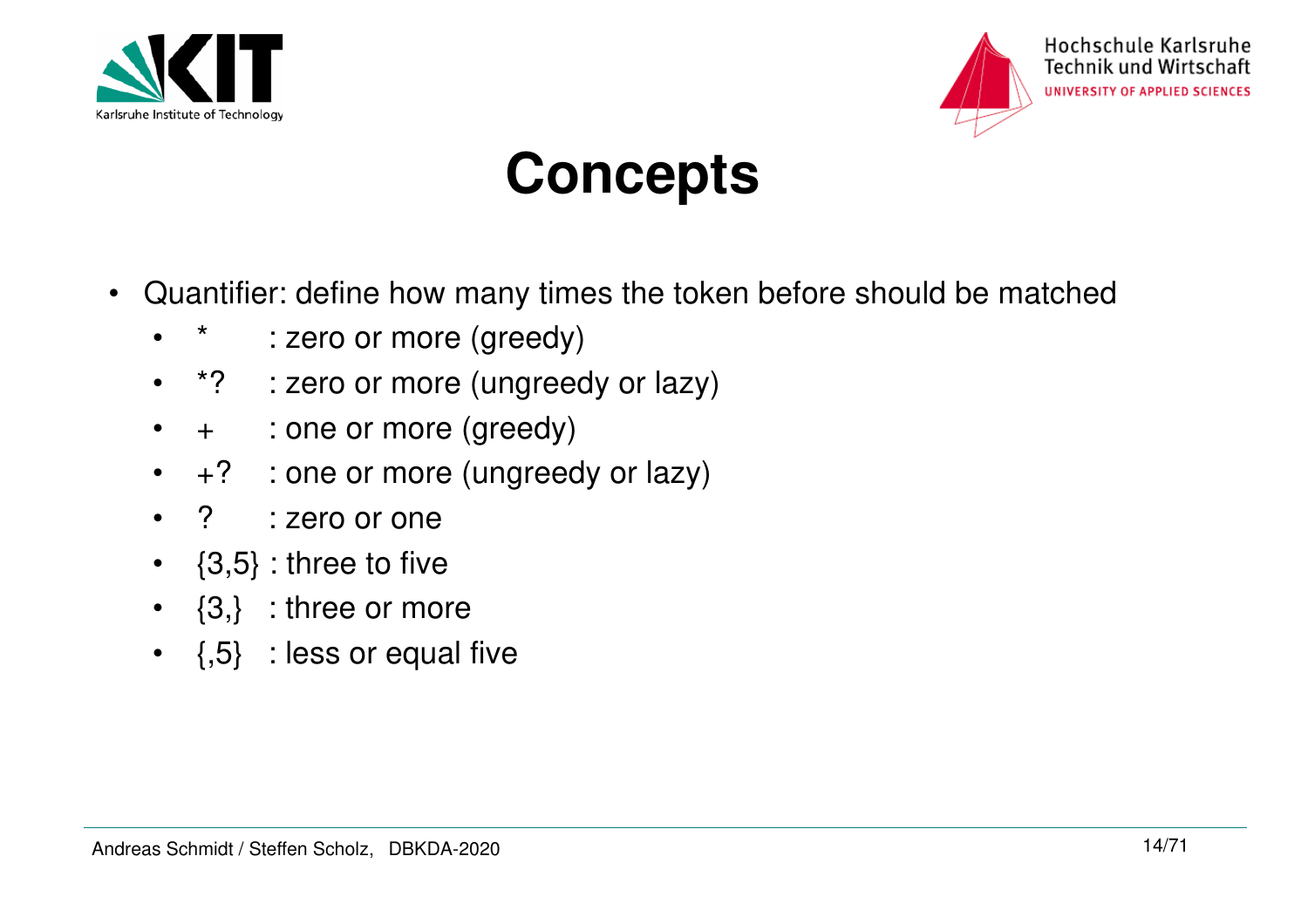# Concepts

- Quantifier: define how many times the token before should be matched
  - *      : zero or more (greedy)
  - *?    : zero or more (ungreedy or lazy)
  - +     : one or more (greedy)
  - +?    : one or more (ungreedy or lazy)
  - ?     : zero or one
  - {3,5} : three to five
  - {3,}  : three or more
  - {,5}  : less or equal five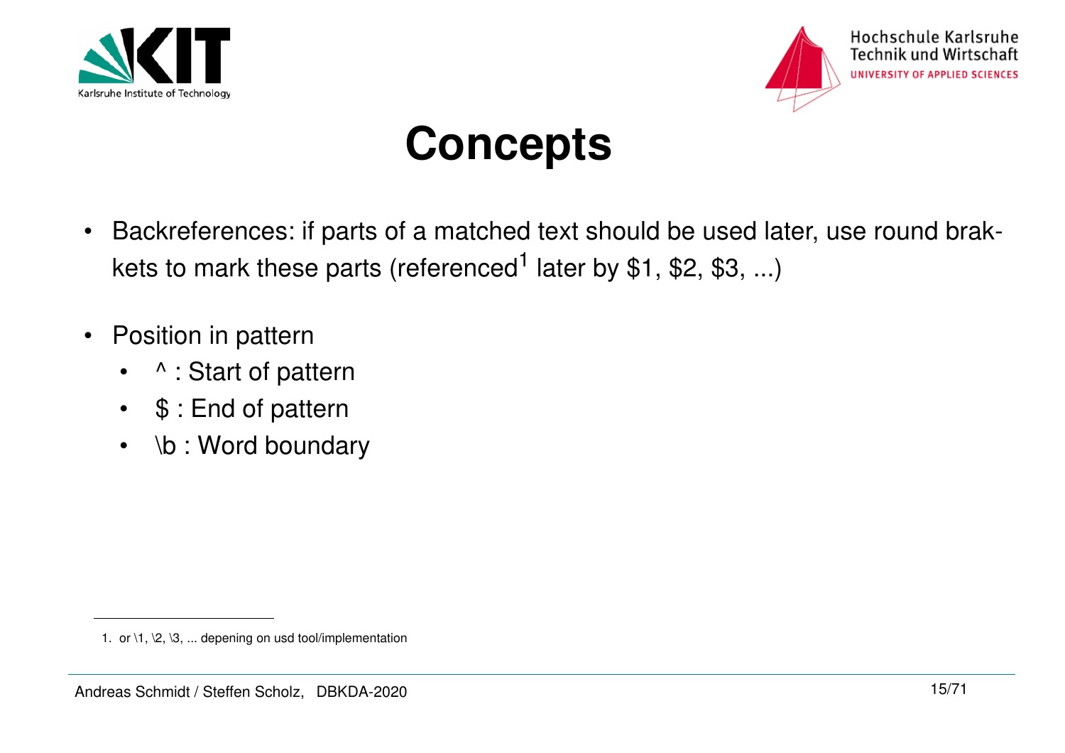# Concepts

- Backreferences: if parts of a matched text should be used later, use round brakkets to mark these parts (referenced[1] later by $1, $2, $3, ...)
- Position in pattern
  - ^ : Start of pattern
  - $ : End of pattern
  - \b : Word boundary

1. or \1, \2, \3, ... depening on usd tool/implementation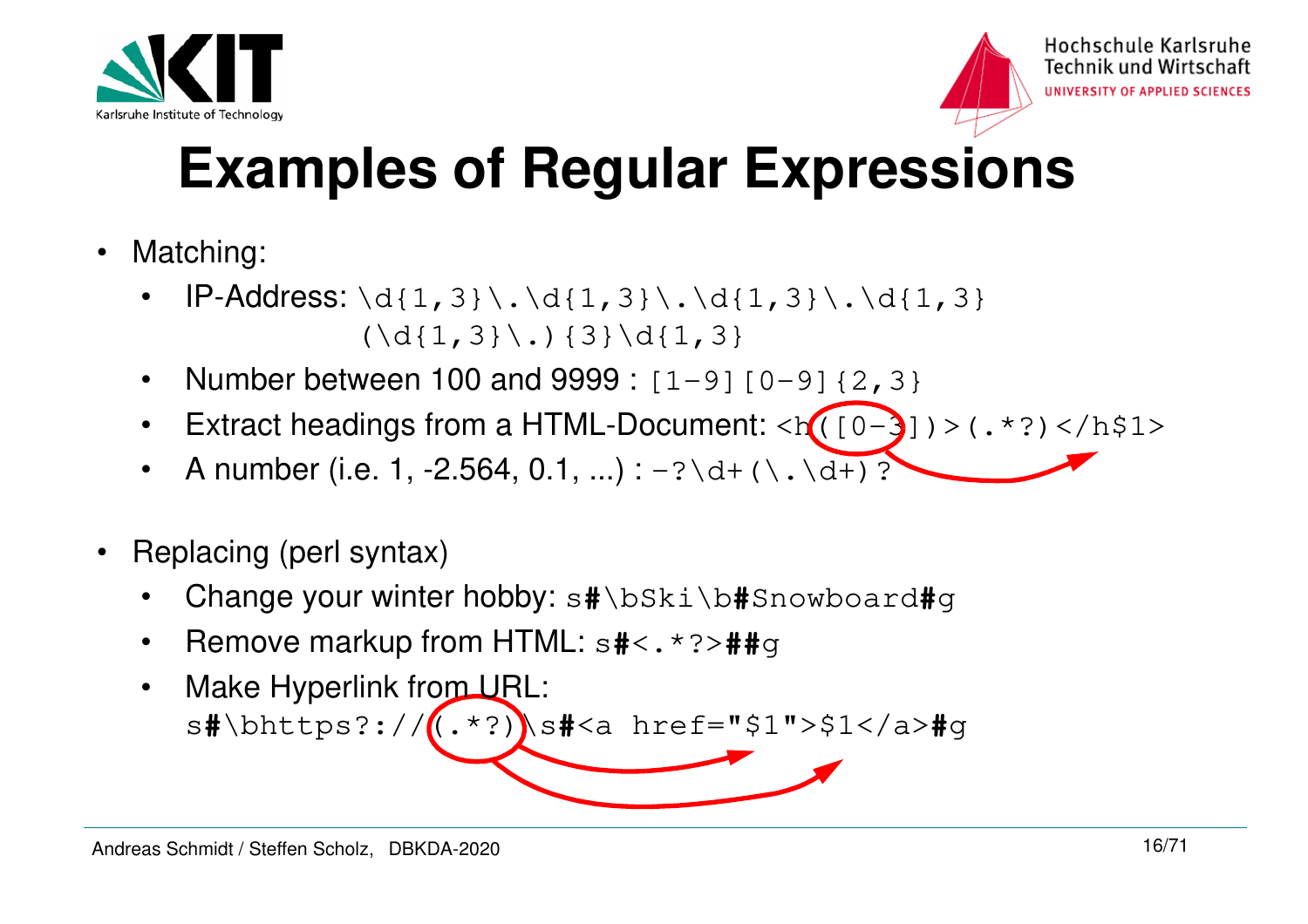# Examples of Regular Expressions

- Matching:
  - IP-Address: `\d{1,3}\.\d{1,3}\.\d{1,3}\.\d{1,3}`
    `(\d{1,3}\.){3}\d{1,3}`
  - Number between 100 and 9999 : `[1-9][0-9]{2,3}`
  - Extract headings from a HTML-Document: `<h([0-3])>(.*?)</h$1>`
  - A number (i.e. 1, -2.564, 0.1, ...) : `-?\d+(\.\d+)?`

- Replacing (perl syntax)
  - Change your winter hobby: `s#\bSki\b#Snowboard#g`
  - Remove markup from HTML: `s#<.*?>##g`
  - Make Hyperlink from URL:
    `s#\bhttps?://(.*?)\s#<a href="$1">$1</a>#g`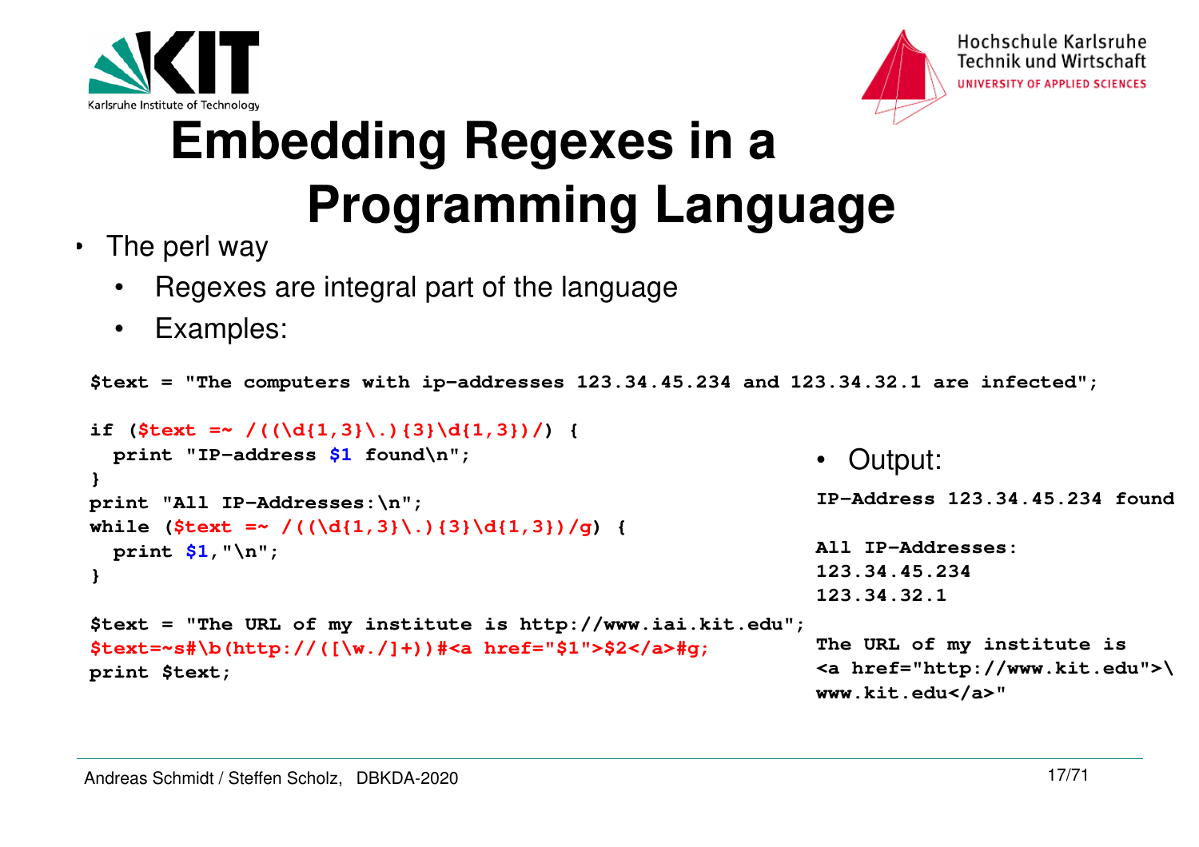# Embedding Regexes in a Programming Language

- The perl way
  - Regexes are integral part of the language
  - Examples:

```
$text = "The computers with ip-addresses 123.34.45.234 and 123.34.32.1 are infected";

if ($text =~ /((\d{1,3}\.){3}\d{1,3})/) {
  print "IP-address $1 found\n";
}
print "All IP-Addresses:\n";
while ($text =~ /((\d{1,3}\.){3}\d{1,3})/g) {
  print $1,"\n";
}

$text = "The URL of my institute is http://www.iai.kit.edu";
$text=~s#\b(http://([\w./]+))#<a href="$1">$2</a>#g;
print $text;
```

- Output:

```
IP-Address 123.34.45.234 found

All IP-Addresses:
123.34.45.234
123.34.32.1

The URL of my institute is
<a href="http://www.kit.edu">\
www.kit.edu</a>"
```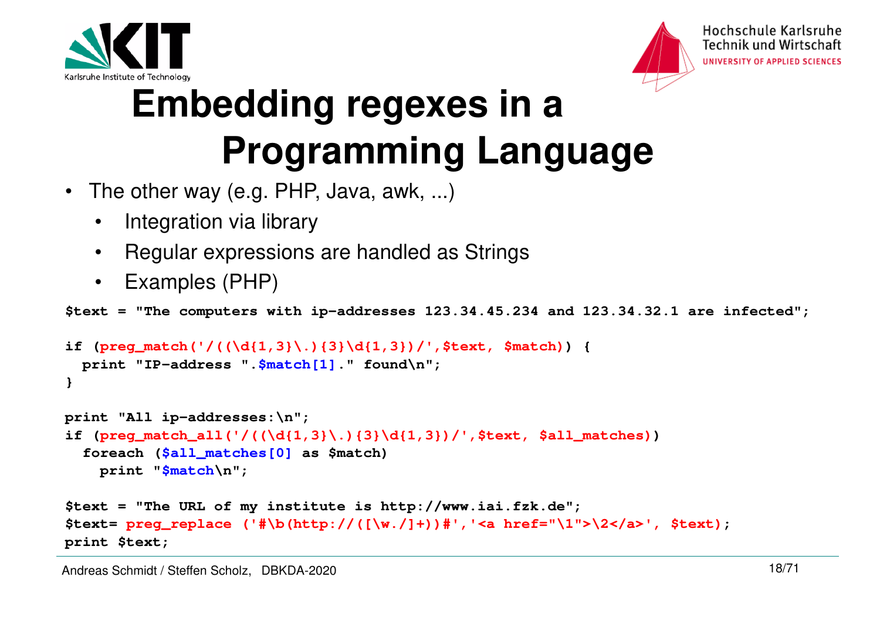# Embedding regexes in a Programming Language

- The other way (e.g. PHP, Java, awk, ...)
  - Integration via library
  - Regular expressions are handled as Strings
  - Examples (PHP)

```
$text = "The computers with ip-addresses 123.34.45.234 and 123.34.32.1 are infected";

if (preg_match('/((\d{1,3}\.){3}\d{1,3})/',$text, $match)) {
  print "IP-address ".$match[1]." found\n";
}

print "All ip-addresses:\n";
if (preg_match_all('/((\d{1,3}\.){3}\d{1,3})/',$text, $all_matches))
  foreach ($all_matches[0] as $match)
    print "$match\n";

$text = "The URL of my institute is http://www.iai.fzk.de";
$text= preg_replace ('#\b(http://([\w./]+))#','<a href="\1">\2</a>', $text);
print $text;
```

Andreas Schmidt / Steffen Scholz, DBKDA-2020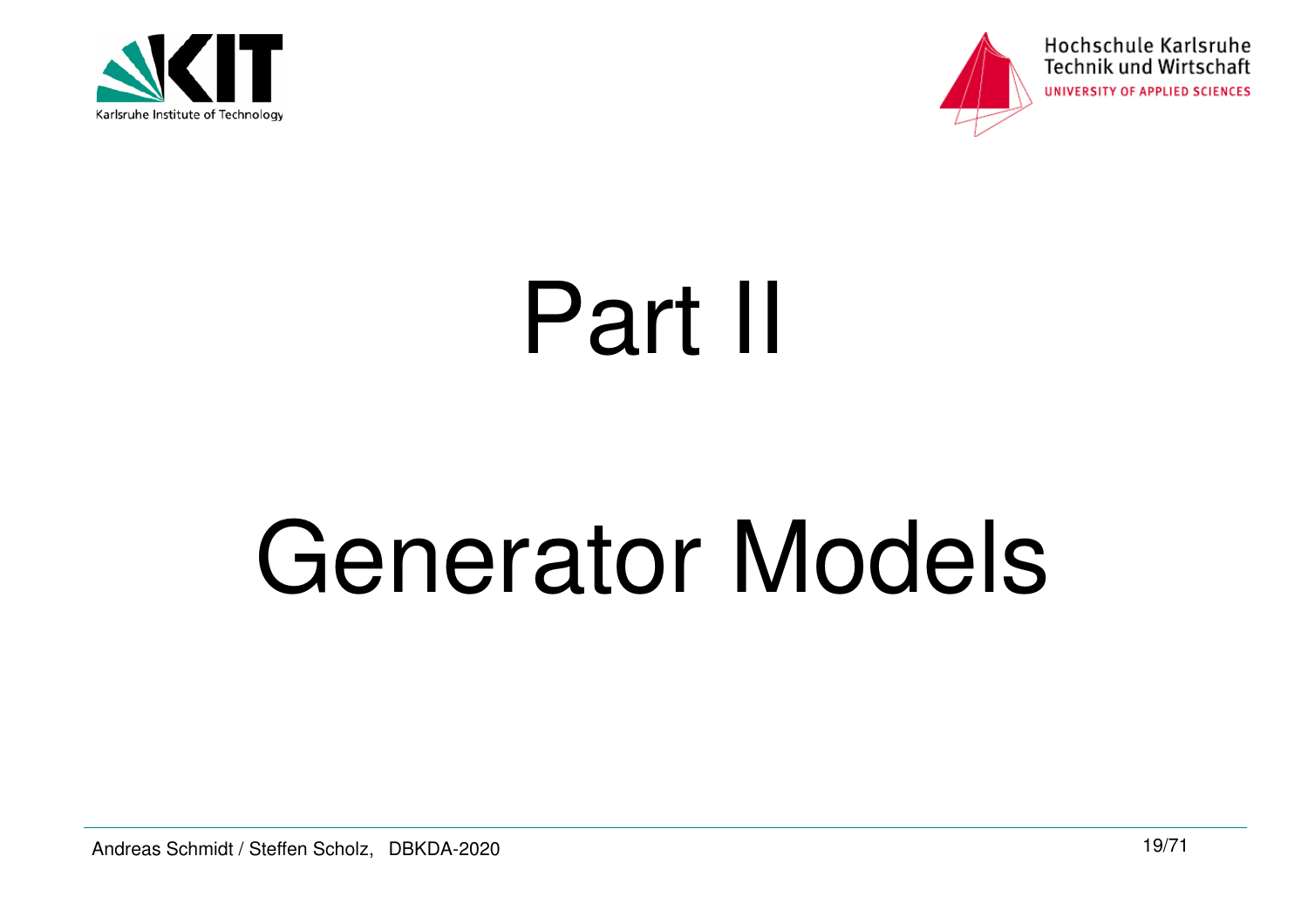# Part II

# Generator Models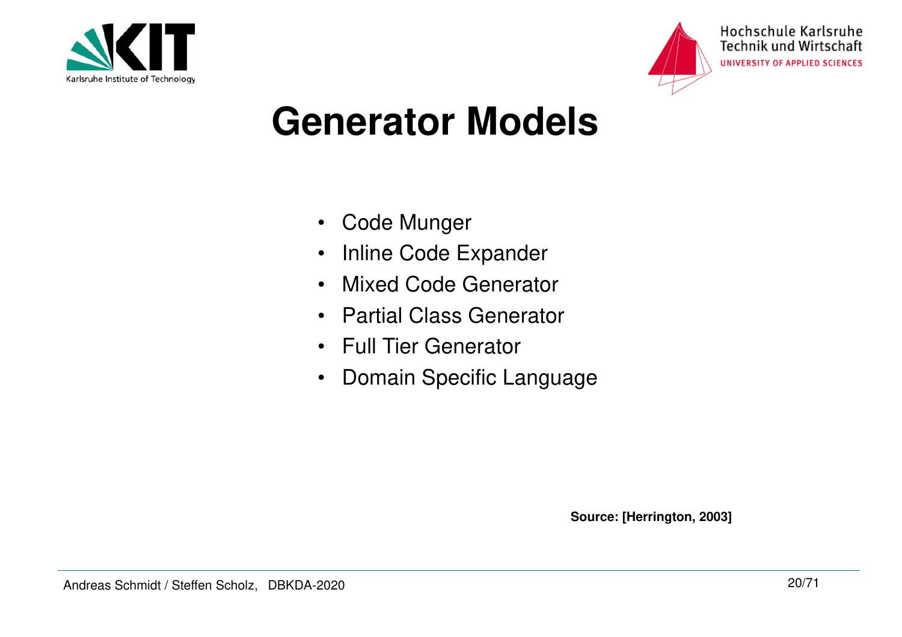# Generator Models

- Code Munger
- Inline Code Expander
- Mixed Code Generator
- Partial Class Generator
- Full Tier Generator
- Domain Specific Language

**Source: [Herrington, 2003]**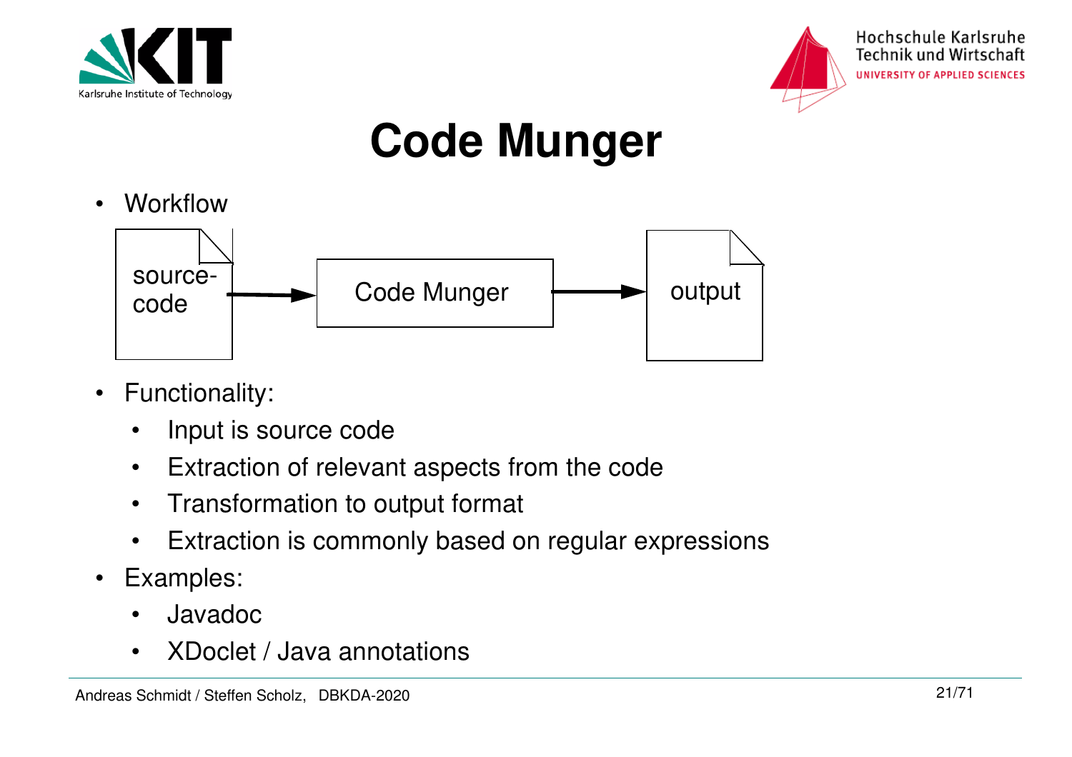# Code Munger

- Workflow

source-code → Code Munger → output

- Functionality:
  - Input is source code
  - Extraction of relevant aspects from the code
  - Transformation to output format
  - Extraction is commonly based on regular expressions
- Examples:
  - Javadoc
  - XDoclet / Java annotations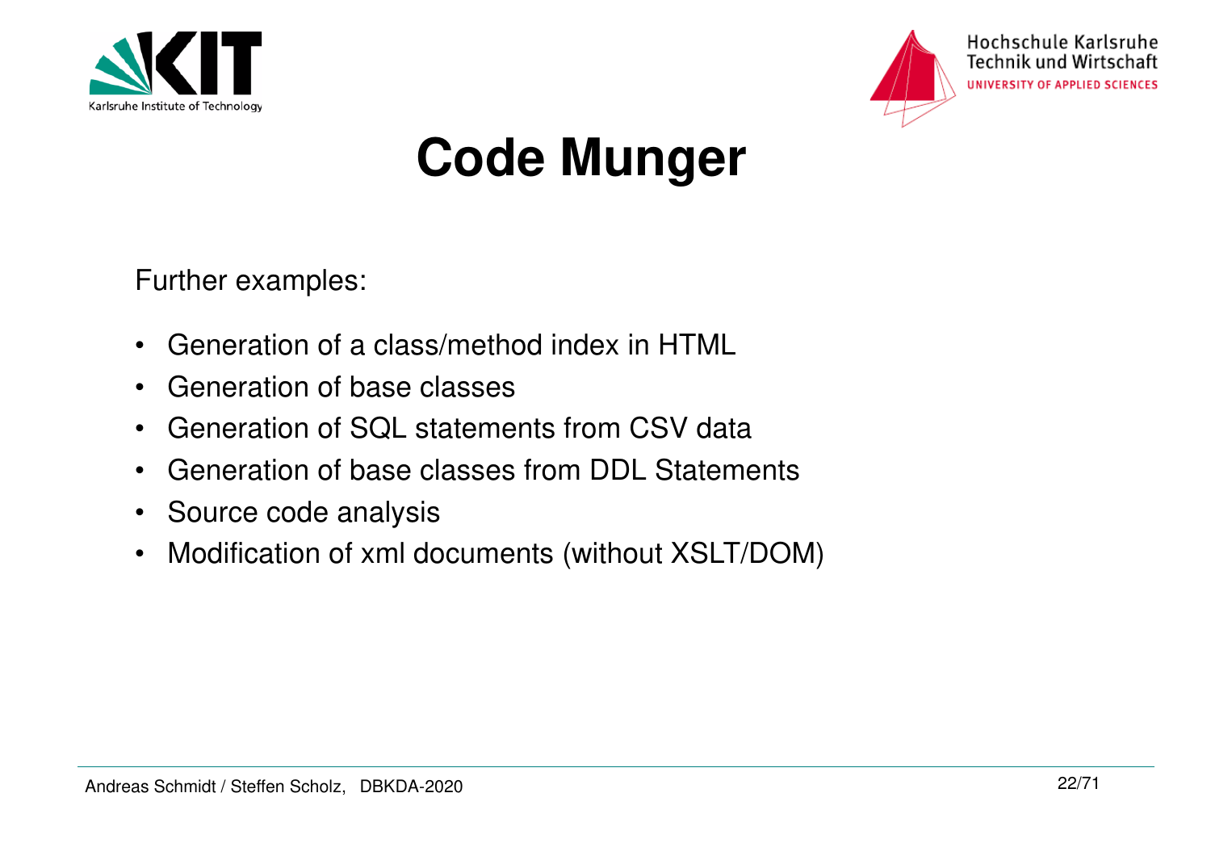# Code Munger

Further examples:

- Generation of a class/method index in HTML
- Generation of base classes
- Generation of SQL statements from CSV data
- Generation of base classes from DDL Statements
- Source code analysis
- Modification of xml documents (without XSLT/DOM)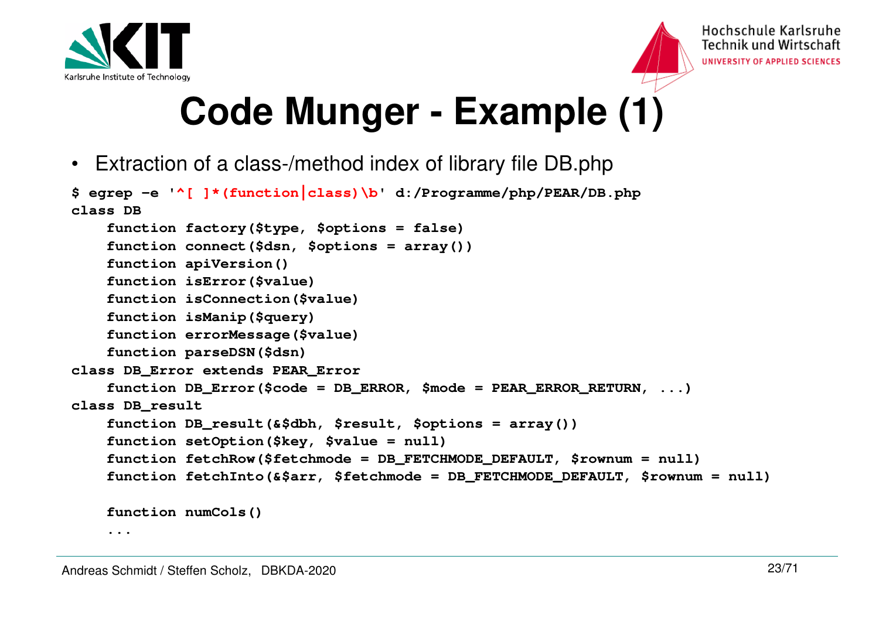# Code Munger - Example (1)

- Extraction of a class-/method index of library file DB.php

```
$ egrep -e '^[ ]*(function|class)\b' d:/Programme/php/PEAR/DB.php
class DB
    function factory($type, $options = false)
    function connect($dsn, $options = array())
    function apiVersion()
    function isError($value)
    function isConnection($value)
    function isManip($query)
    function errorMessage($value)
    function parseDSN($dsn)
class DB_Error extends PEAR_Error
    function DB_Error($code = DB_ERROR, $mode = PEAR_ERROR_RETURN, ...)
class DB_result
    function DB_result(&$dbh, $result, $options = array())
    function setOption($key, $value = null)
    function fetchRow($fetchmode = DB_FETCHMODE_DEFAULT, $rownum = null)
    function fetchInto(&$arr, $fetchmode = DB_FETCHMODE_DEFAULT, $rownum = null)

    function numCols()
    ...
```

Andreas Schmidt / Steffen Scholz, DBKDA-2020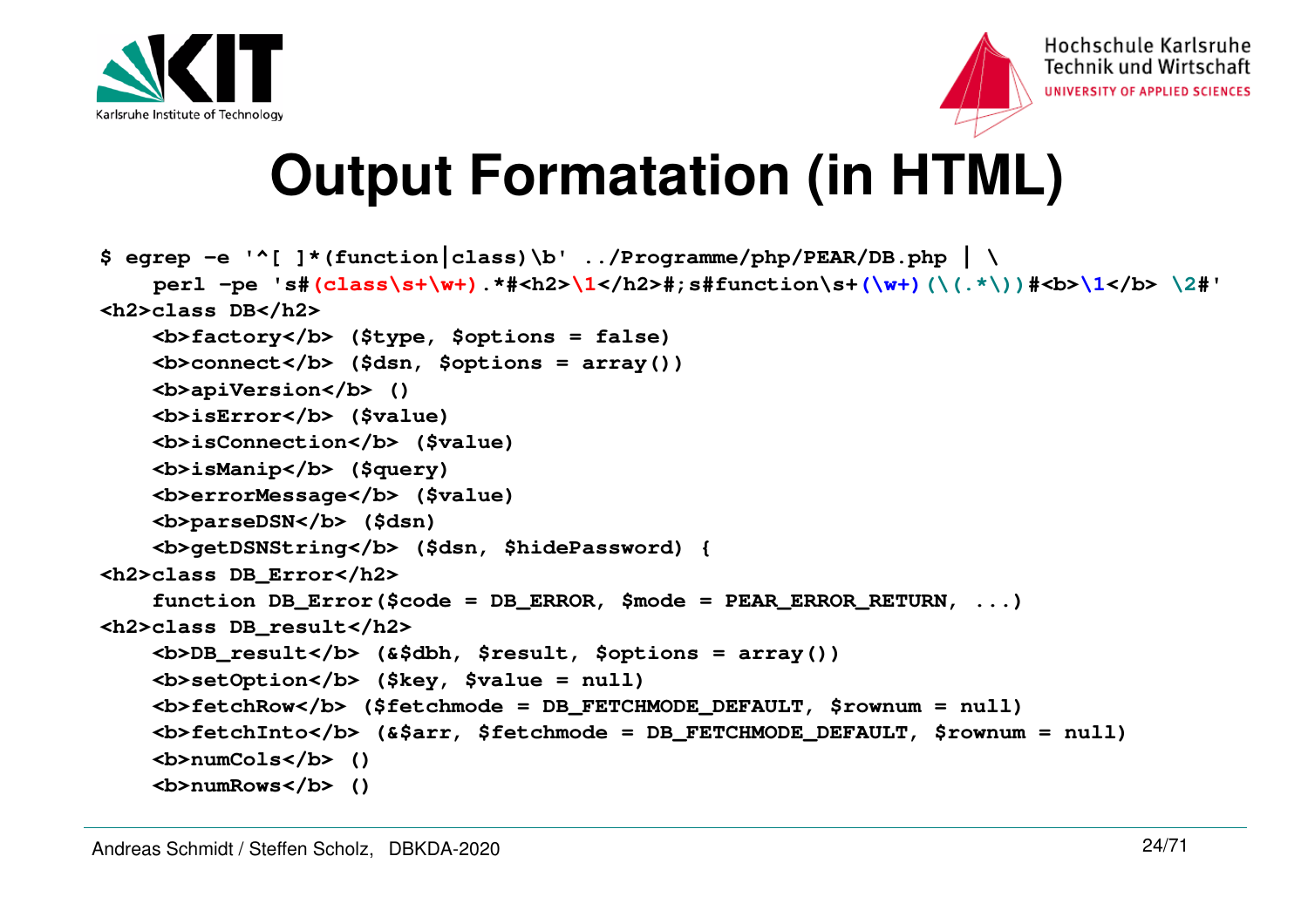# Output Formatation (in HTML)

```
$ egrep -e '^[ ]*(function|class)\b' ../Programme/php/PEAR/DB.php | \
    perl -pe 's#(class\s+\w+).*#<h2>\1</h2>#;s#function\s+(\w+)(\(.*\))#<b>\1</b> \2#'
<h2>class DB</h2>
    <b>factory</b> ($type, $options = false)
    <b>connect</b> ($dsn, $options = array())
    <b>apiVersion</b> ()
    <b>isError</b> ($value)
    <b>isConnection</b> ($value)
    <b>isManip</b> ($query)
    <b>errorMessage</b> ($value)
    <b>parseDSN</b> ($dsn)
    <b>getDSNString</b> ($dsn, $hidePassword) {
<h2>class DB_Error</h2>
    function DB_Error($code = DB_ERROR, $mode = PEAR_ERROR_RETURN, ...)
<h2>class DB_result</h2>
    <b>DB_result</b> (&$dbh, $result, $options = array())
    <b>setOption</b> ($key, $value = null)
    <b>fetchRow</b> ($fetchmode = DB_FETCHMODE_DEFAULT, $rownum = null)
    <b>fetchInto</b> (&$arr, $fetchmode = DB_FETCHMODE_DEFAULT, $rownum = null)
    <b>numCols</b> ()
    <b>numRows</b> ()
```

Andreas Schmidt / Steffen Scholz, DBKDA-2020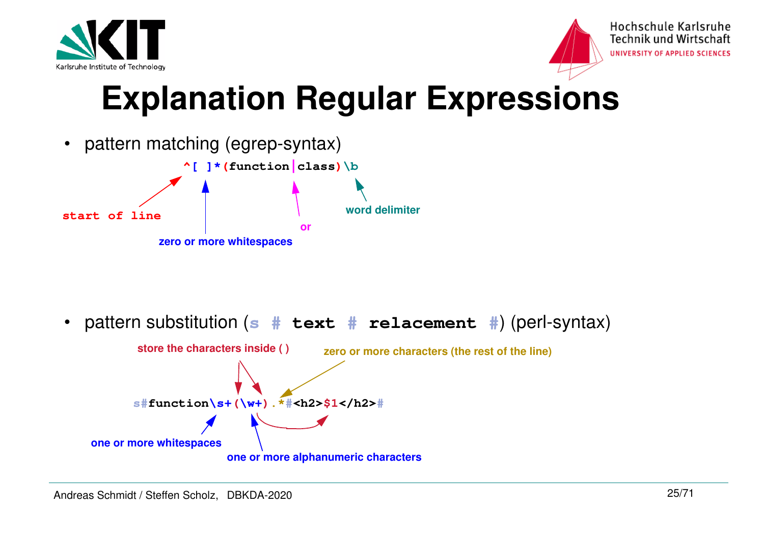# Explanation Regular Expressions

- pattern matching (egrep-syntax)

```
^[ ]*(function|class)\b
```

start of line

zero or more whitespaces

or

word delimiter

- pattern substitution (`s # text # relacement #`) (perl-syntax)

store the characters inside ( )

zero or more characters (the rest of the line)

```
s#function\s+(\w+).*#<h2>$1</h2>#
```

one or more whitespaces

one or more alphanumeric characters

Andreas Schmidt / Steffen Scholz, DBKDA-2020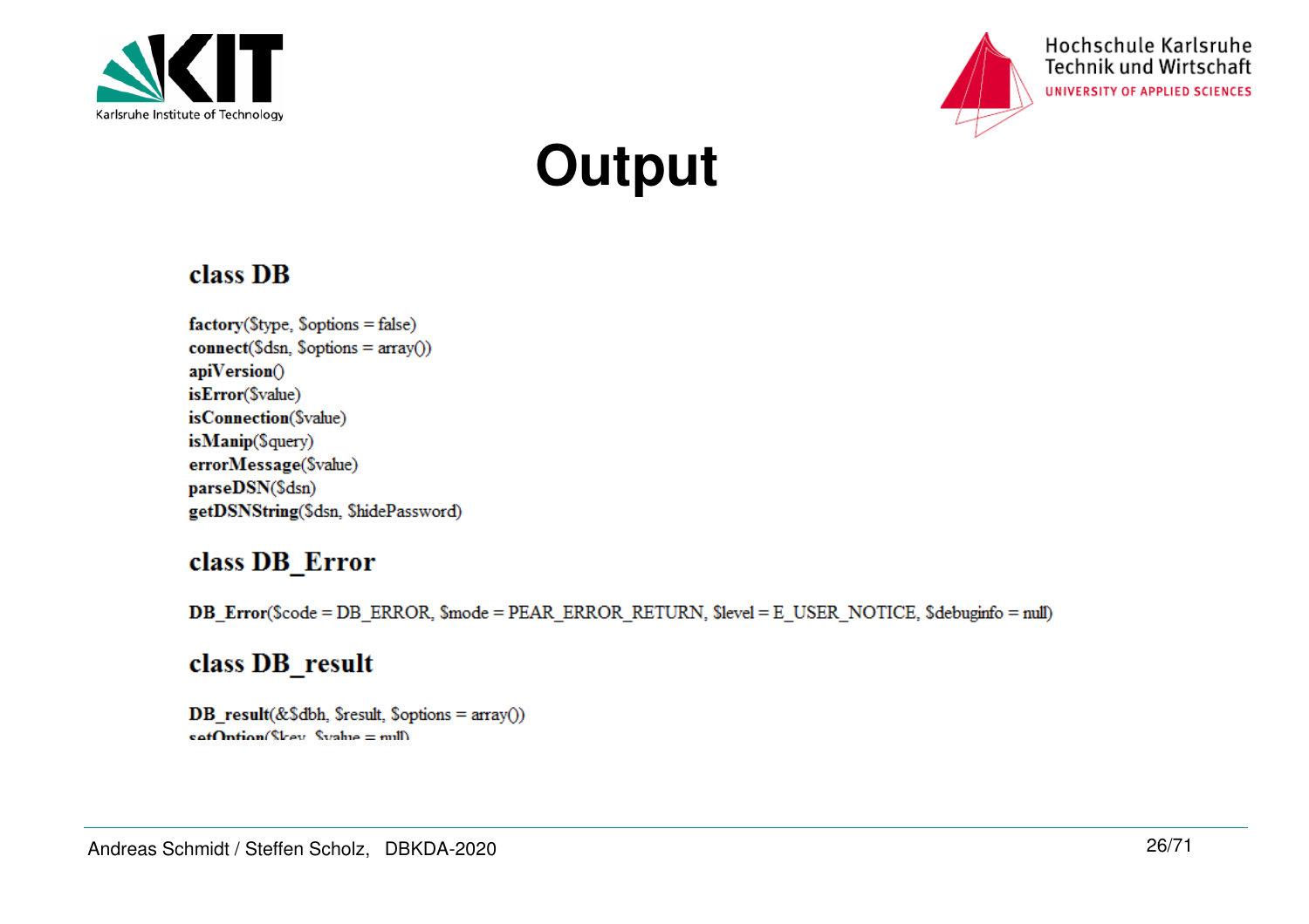# Output

## class DB

**factory**($type, $options = false)
**connect**($dsn, $options = array())
**apiVersion**()
**isError**($value)
**isConnection**($value)
**isManip**($query)
**errorMessage**($value)
**parseDSN**($dsn)
**getDSNString**($dsn, $hidePassword)

## class DB_Error

**DB_Error**($code = DB_ERROR, $mode = PEAR_ERROR_RETURN, $level = E_USER_NOTICE, $debuginfo = null)

## class DB_result

**DB_result**(&$dbh, $result, $options = array())
**setOption**($key, $value = null)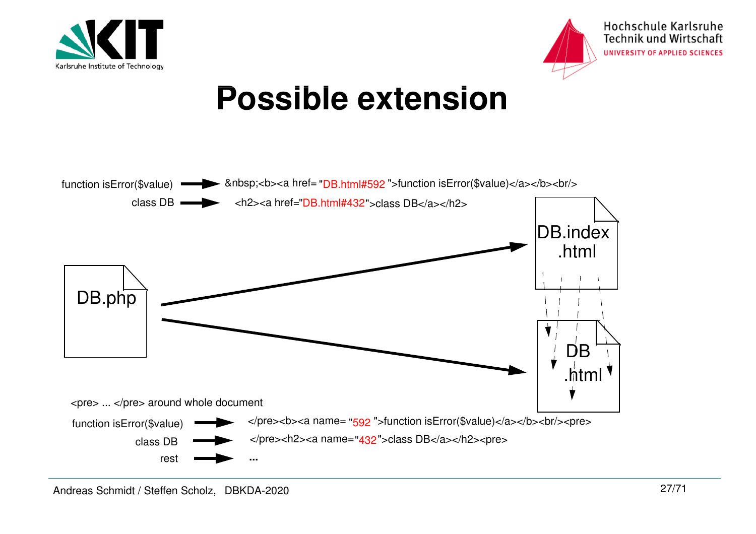# Possible extension

function isError($value) → &nbsp;<b><a href= "DB.html#592 ">function isError($value)</a></b><br/>

class DB → <h2><a href="DB.html#432">class DB</a></h2>

DB.php

DB.index .html

DB .html

<pre> ... </pre> around whole document

function isError($value) → </pre><b><a name= "592 ">function isError($value)</a></b><br/><pre>

class DB → </pre><h2><a name="432">class DB</a></h2><pre>

rest → ...

Andreas Schmidt / Steffen Scholz, DBKDA-2020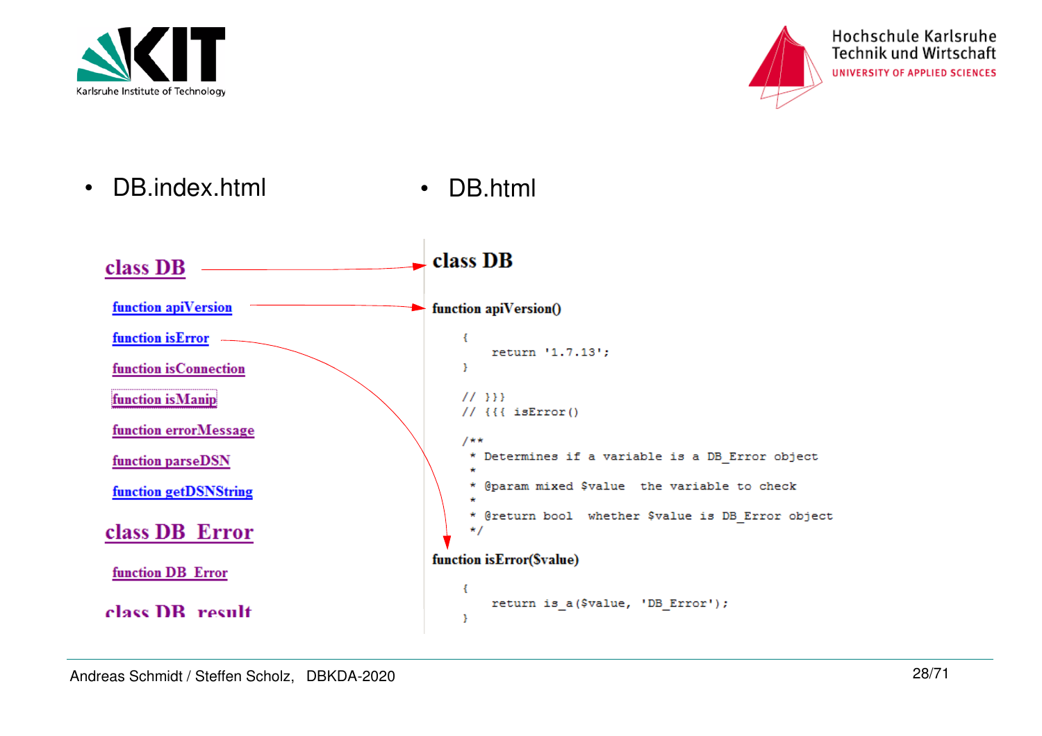- DB.index.html
- DB.html

**DB.index.html:**

## class DB

- function apiVersion
- function isError
- function isConnection
- function isManip
- function errorMessage
- function parseDSN
- function getDSNString

## class DB_Error

- function DB_Error

## class DB_result

**DB.html:**

## class DB

**function apiVersion()**

```
{
    return '1.7.13';
}

// }}}
// {{{ isError()

/**
 * Determines if a variable is a DB_Error object
 *
 * @param mixed $value  the variable to check
 *
 * @return bool  whether $value is DB_Error object
 */
```

**function isError($value)**

```
{
    return is_a($value, 'DB_Error');
}
```

Andreas Schmidt / Steffen Scholz, DBKDA-2020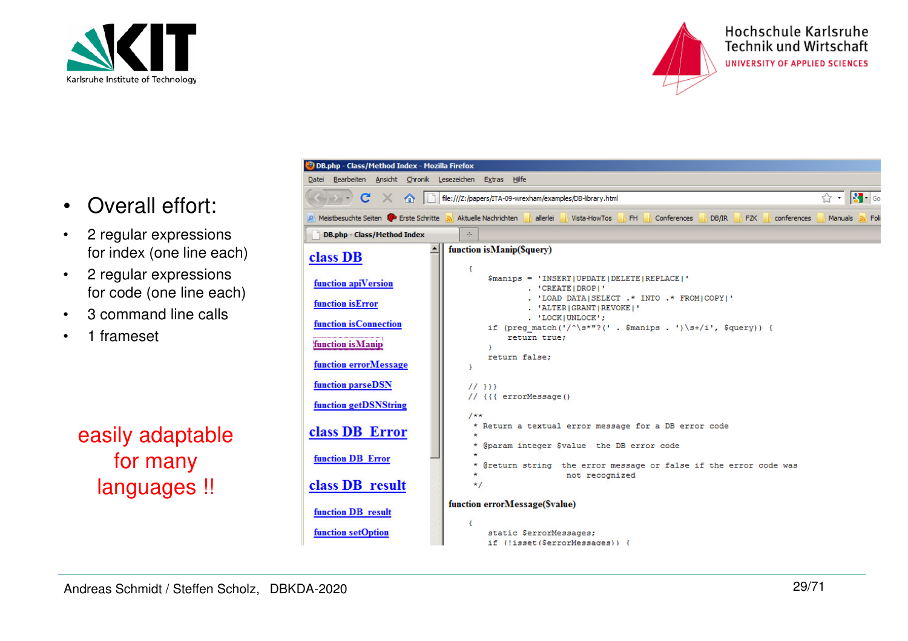- Overall effort:
- 2 regular expressions for index (one line each)
- 2 regular expressions for code (one line each)
- 3 command line calls
- 1 frameset

easily adaptable for many languages !!

DB.php - Class/Method Index - Mozilla Firefox

file:///Z:/papers/ITA-09-wrexham/examples/DB-library.html

**class DB**

- function apiVersion
- function isError
- function isConnection
- function isManip
- function errorMessage
- function parseDSN
- function getDSNString

**class DB_Error**

- function DB_Error

**class DB_result**

- function DB_result
- function setOption

**function isManip($query)**

```
    {
        $manips = 'INSERT|UPDATE|DELETE|REPLACE|'
                . 'CREATE|DROP|'
                . 'LOAD DATA|SELECT .* INTO .* FROM|COPY|'
                . 'ALTER|GRANT|REVOKE|'
                . 'LOCK|UNLOCK';
        if (preg_match('/^\s*"?(' . $manips . ')\s+/i', $query)) {
            return true;
        }
        return false;
    }

    // }}}
    // {{{ errorMessage()

    /**
     * Return a textual error message for a DB error code
     *
     * @param integer $value   the DB error code
     *
     * @return string  the error message or false if the error code was
     *                 not recognized
     */
```

**function errorMessage($value)**

```
    {
        static $errorMessages;
        if (!isset($errorMessages)) {
```

Andreas Schmidt / Steffen Scholz, DBKDA-2020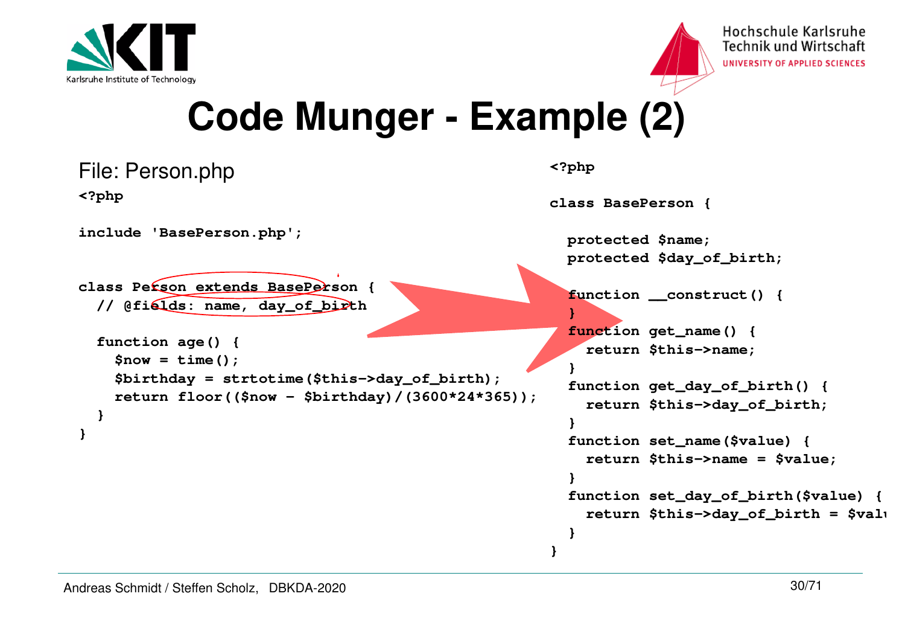# Code Munger - Example (2)

File: Person.php

```
<?php

include 'BasePerson.php';


class Person extends BasePerson {
  // @fields: name, day_of_birth

  function age() {
    $now = time();
    $birthday = strtotime($this->day_of_birth);
    return floor(($now - $birthday)/(3600*24*365));
  }
}
```

```
<?php

class BasePerson {

  protected $name;
  protected $day_of_birth;

  function __construct() {
  }
  function get_name() {
    return $this->name;
  }
  function get_day_of_birth() {
    return $this->day_of_birth;
  }
  function set_name($value) {
    return $this->name = $value;
  }
  function set_day_of_birth($value) {
    return $this->day_of_birth = $valu
  }
}
```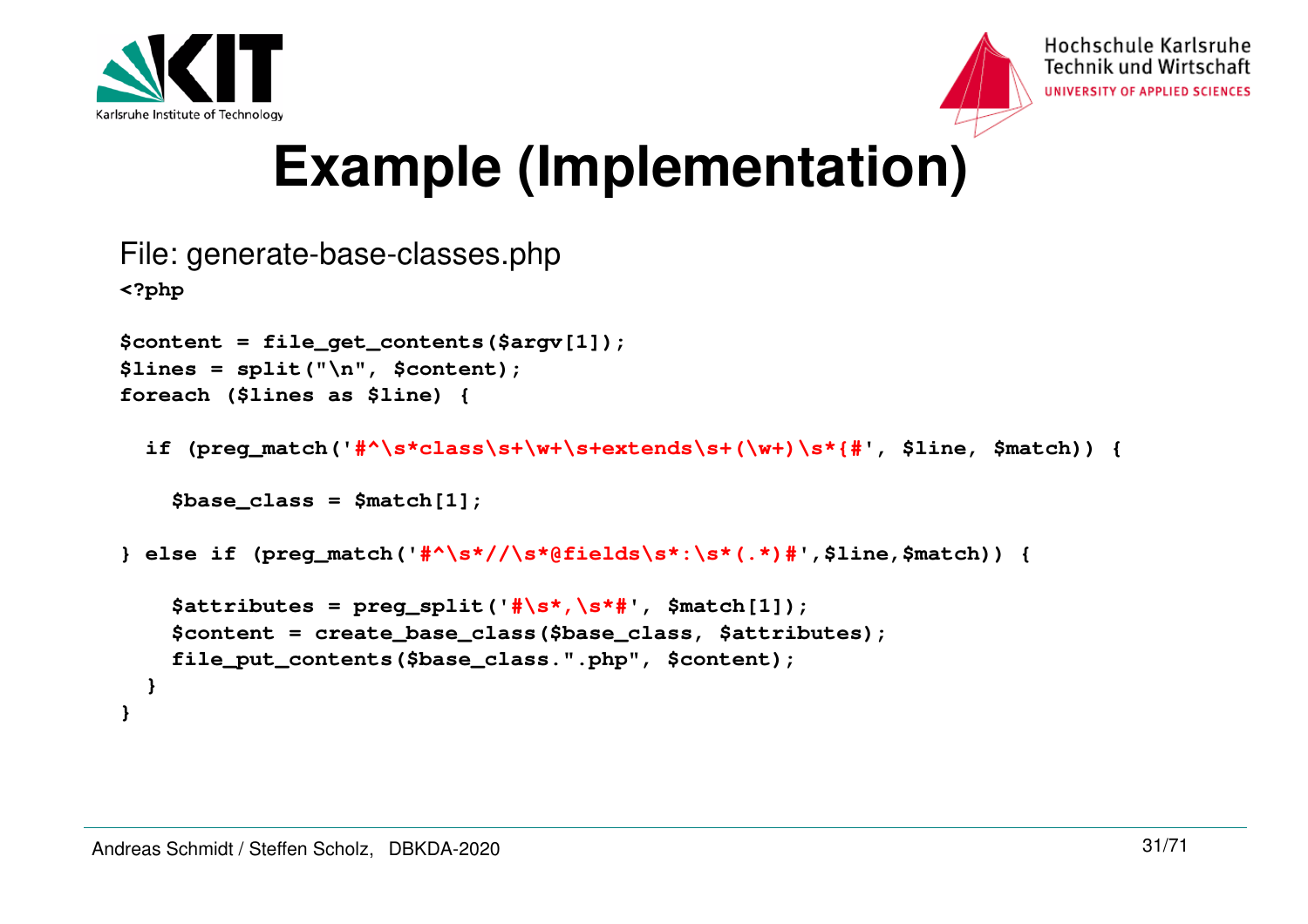# Example (Implementation)

File: generate-base-classes.php

```php
<?php

$content = file_get_contents($argv[1]);
$lines = split("\n", $content);
foreach ($lines as $line) {

  if (preg_match('#^\s*class\s+\w+\s+extends\s+(\w+)\s*{#', $line, $match)) {

    $base_class = $match[1];

} else if (preg_match('#^\s*//\s*@fields\s*:\s*(.*)#',$line,$match)) {

    $attributes = preg_split('#\s*,\s*#', $match[1]);
    $content = create_base_class($base_class, $attributes);
    file_put_contents($base_class.".php", $content);
  }
}
```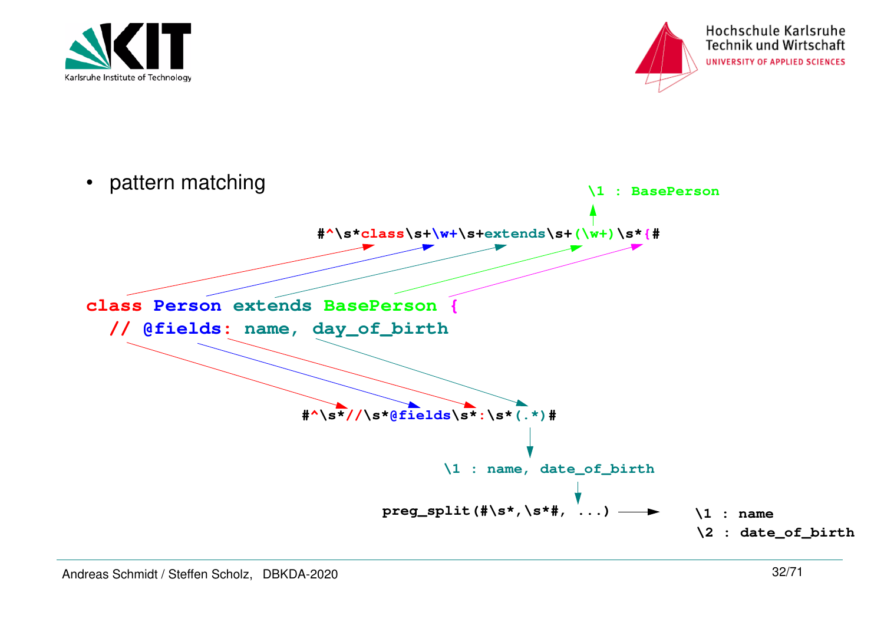- pattern matching

```
#^\s*class\s+\w+\s+extends\s+(\w+)\s*{#
```

\1 : BasePerson

```
class Person extends BasePerson {
  // @fields: name, day_of_birth
```

```
#^\s*//\s*@fields\s*:\s*(.*)#
```

\1 : name, date_of_birth

```
preg_split(#\s*,\s*#, ...)
```

\1 : name

\2 : date_of_birth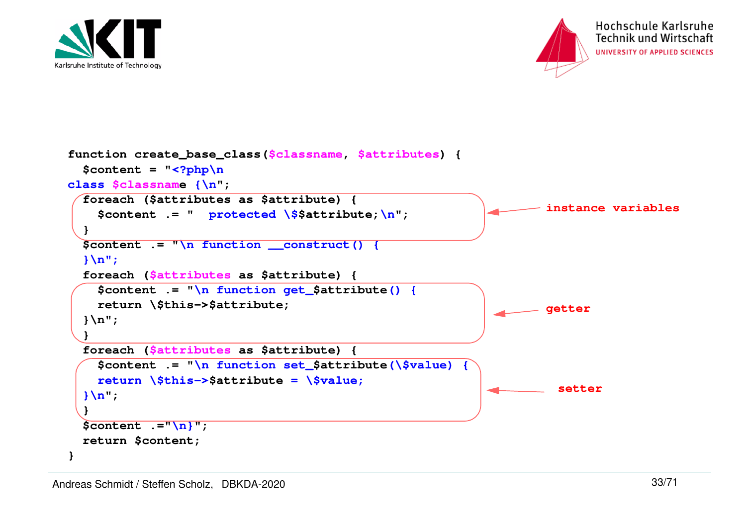```php
function create_base_class($classname, $attributes) {
  $content = "<?php\n
class $classname {\n";
  foreach ($attributes as $attribute) {
    $content .= "  protected \$$attribute;\n";
  }
  $content .= "\n function __construct() {
  }\n";
  foreach ($attributes as $attribute) {
    $content .= "\n function get_$attribute() {
    return \$this->$attribute;
  }\n";
  }
  foreach ($attributes as $attribute) {
    $content .= "\n function set_$attribute(\$value) {
    return \$this->$attribute = \$value;
  }\n";
  }
  $content .="\n}";
  return $content;
}
```

instance variables

getter

setter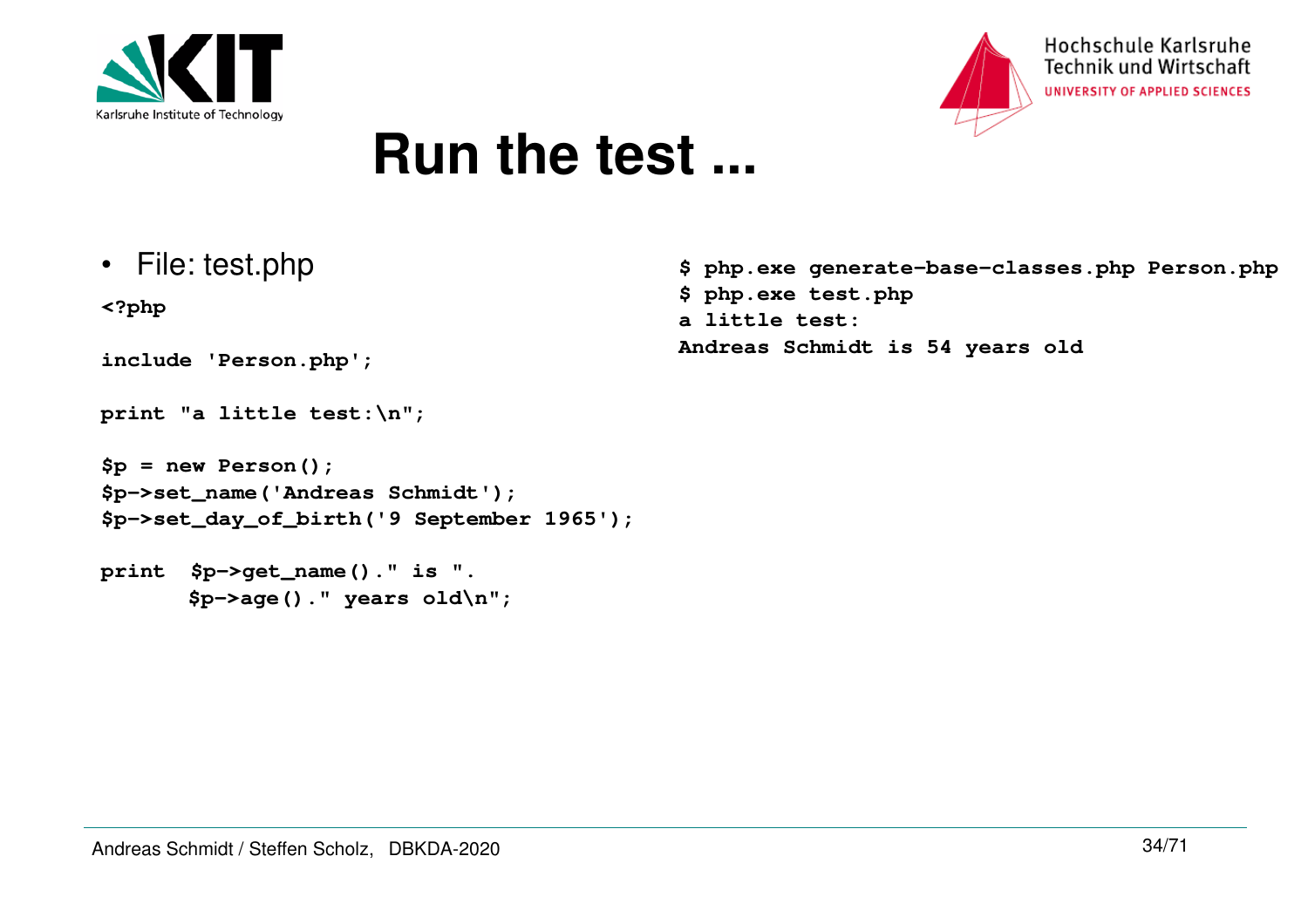# Run the test ...

- File: test.php

```
<?php

include 'Person.php';

print "a little test:\n";

$p = new Person();
$p->set_name('Andreas Schmidt');
$p->set_day_of_birth('9 September 1965');

print  $p->get_name()." is ".
       $p->age()." years old\n";
```

```
$ php.exe generate-base-classes.php Person.php
$ php.exe test.php
a little test:
Andreas Schmidt is 54 years old
```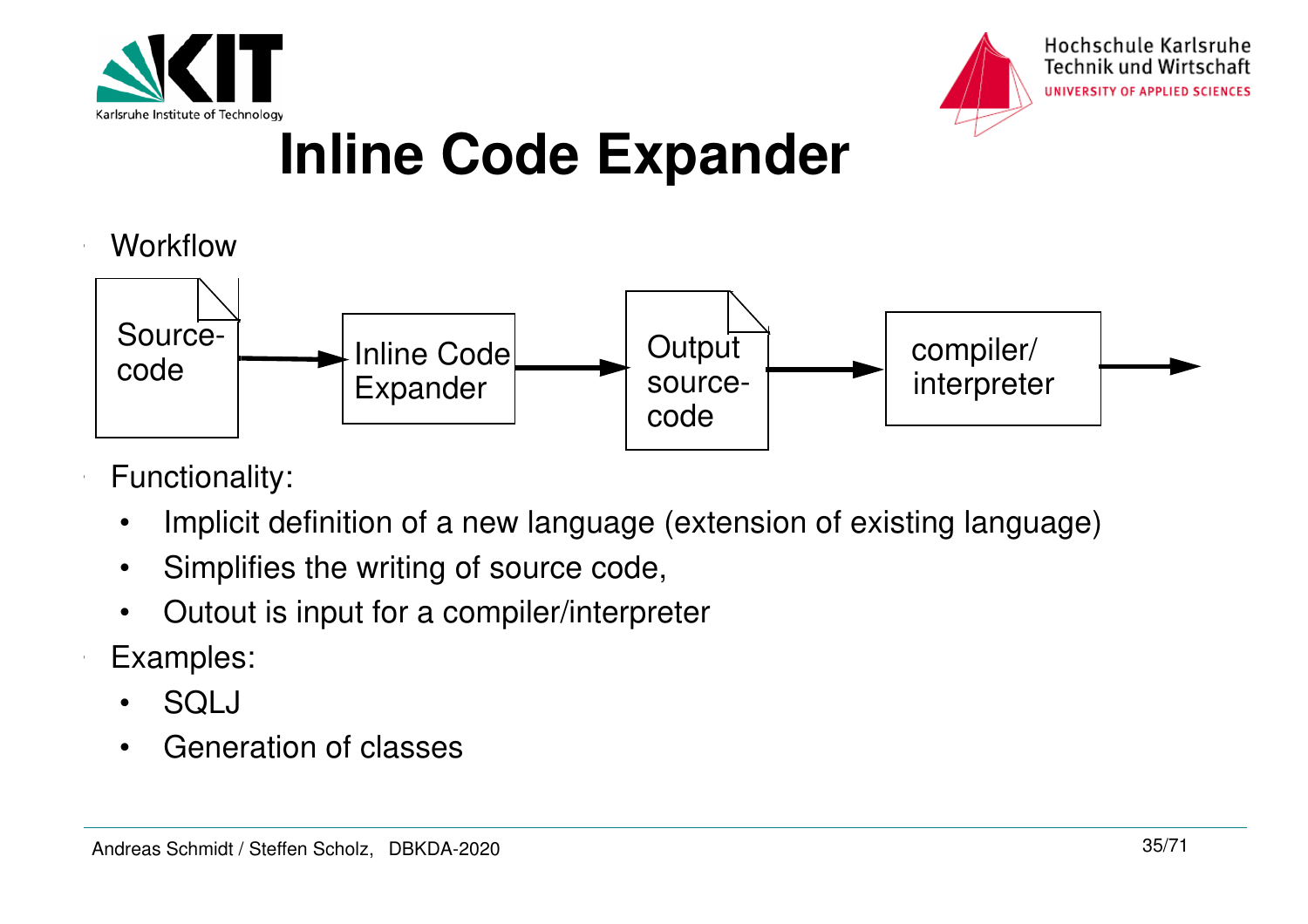# Inline Code Expander

- Workflow

Source-code → Inline Code Expander → Output source-code → compiler/ interpreter →

- Functionality:
  - Implicit definition of a new language (extension of existing language)
  - Simplifies the writing of source code,
  - Outout is input for a compiler/interpreter
- Examples:
  - SQLJ
  - Generation of classes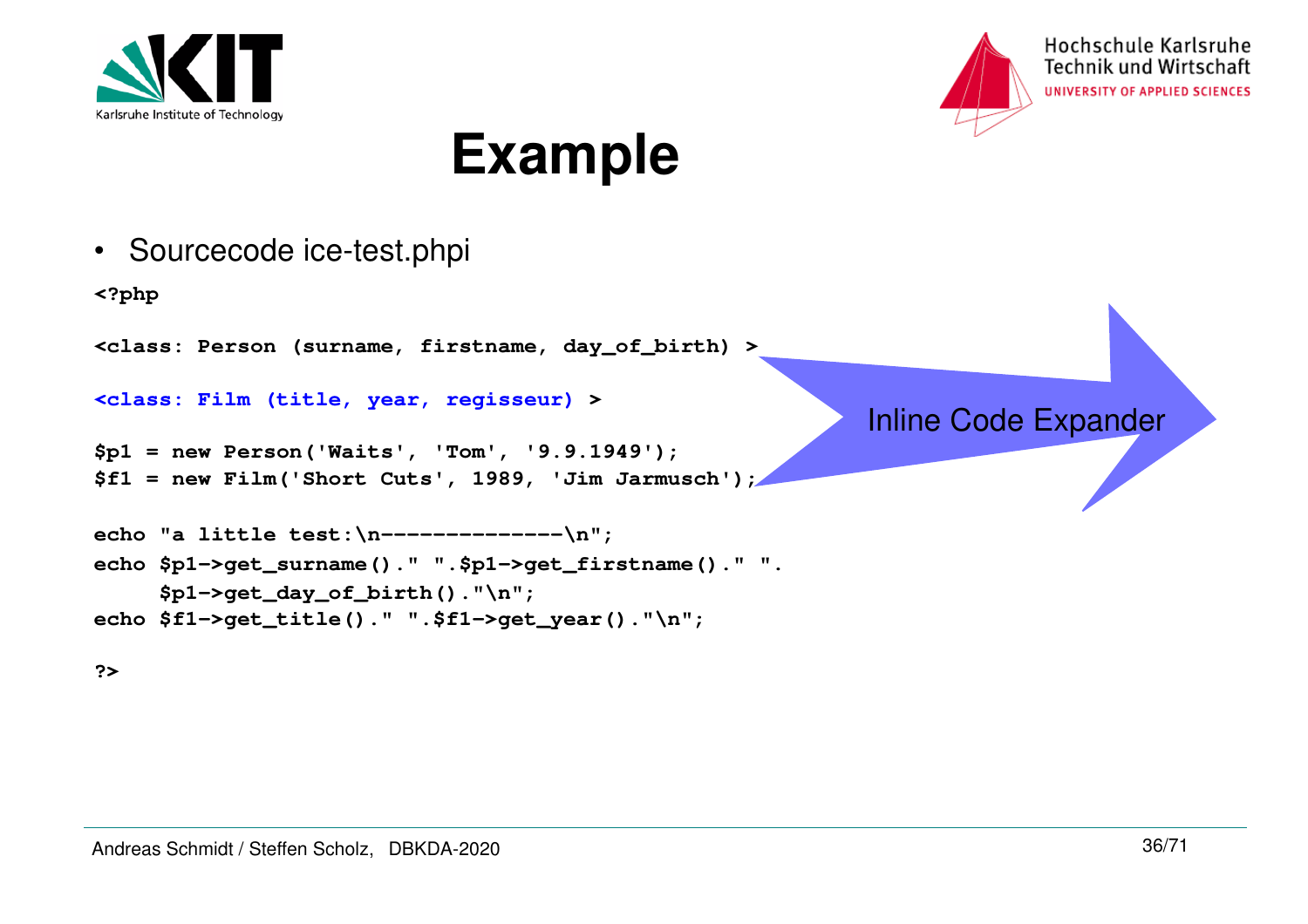# Example

- Sourcecode ice-test.phpi

```
<?php

<class: Person (surname, firstname, day_of_birth) >

<class: Film (title, year, regisseur) >

$p1 = new Person('Waits', 'Tom', '9.9.1949');
$f1 = new Film('Short Cuts', 1989, 'Jim Jarmusch');

echo "a little test:\n--------------\n";
echo $p1->get_surname()." ".$p1->get_firstname()." ".
     $p1->get_day_of_birth()."\n";
echo $f1->get_title()." ".$f1->get_year()."\n";

?>
```

Inline Code Expander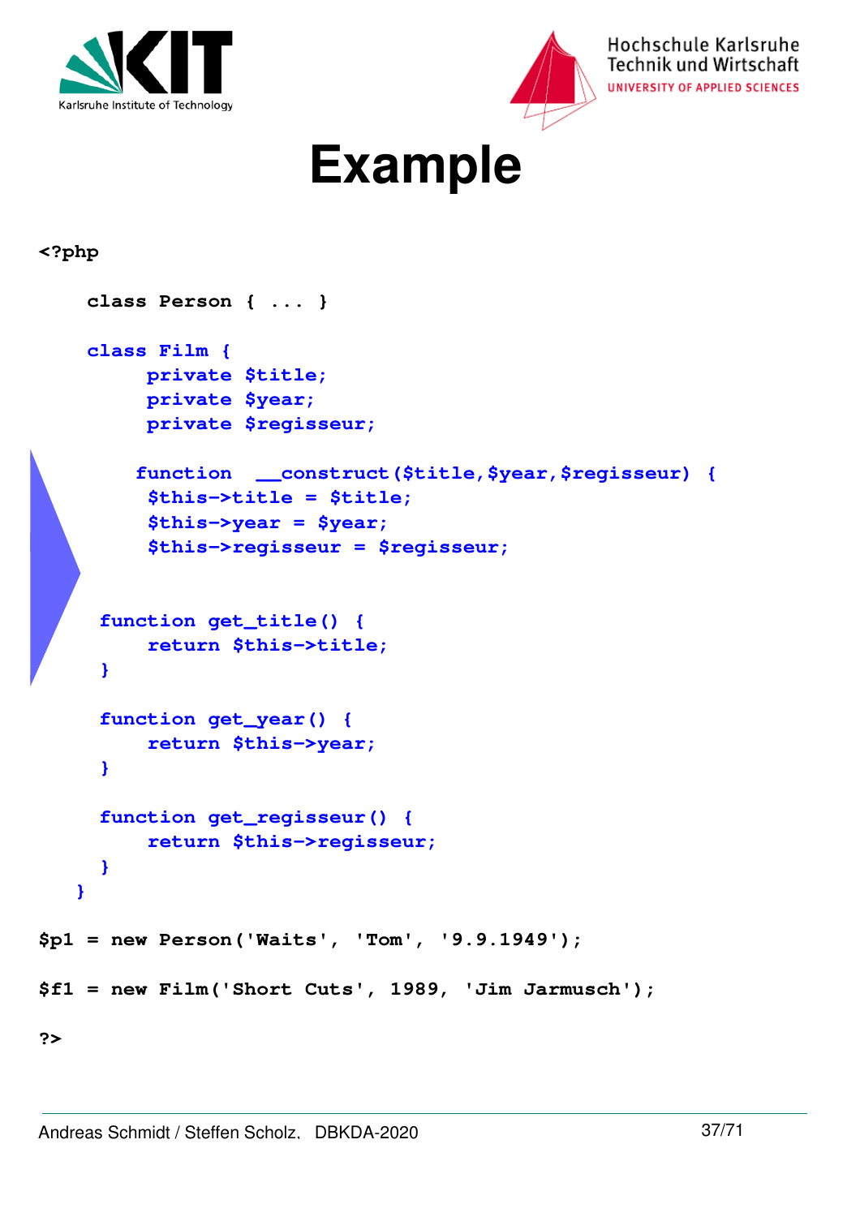# Example

```php
<?php

    class Person { ... }

    class Film {
         private $title;
         private $year;
         private $regisseur;

        function  __construct($title,$year,$regisseur) {
         $this->title = $title;
         $this->year = $year;
         $this->regisseur = $regisseur;

      function get_title() {
           return $this->title;
      }

      function get_year() {
           return $this->year;
      }

      function get_regisseur() {
           return $this->regisseur;
      }
    }

$p1 = new Person('Waits', 'Tom', '9.9.1949');

$f1 = new Film('Short Cuts', 1989, 'Jim Jarmusch');

?>
```

Andreas Schmidt / Steffen Scholz.  DBKDA-2020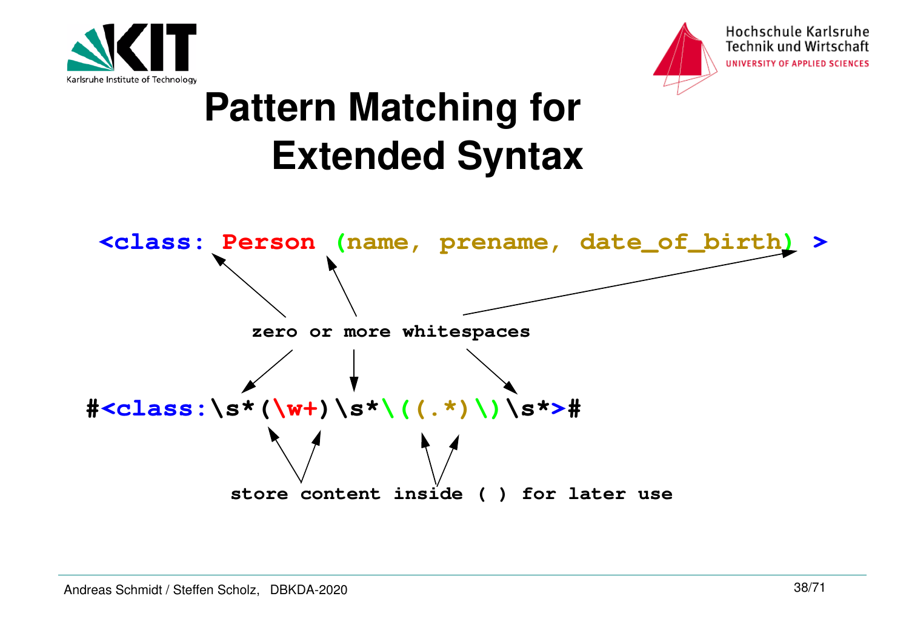# Pattern Matching for Extended Syntax

```
<class: Person (name, prename, date_of_birth) >
```

zero or more whitespaces

```
#<class:\s*(\w+)\s*\((.*)\)\s*>#
```

store content inside ( ) for later use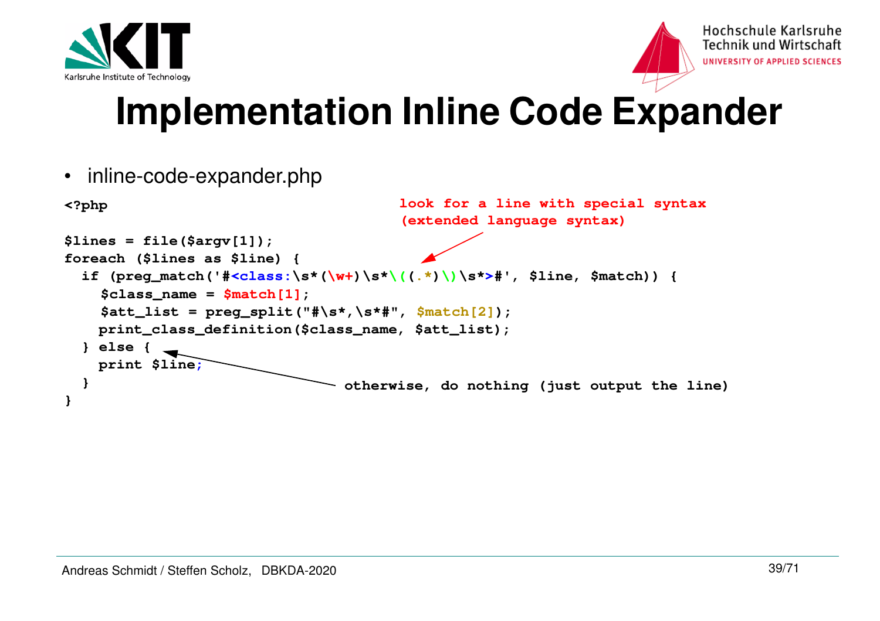# Implementation Inline Code Expander

- inline-code-expander.php

```
<?php

$lines = file($argv[1]);
foreach ($lines as $line) {
  if (preg_match('#<class:\s*(\w+)\s*\((.*)\)\s*>#', $line, $match)) {
    $class_name = $match[1];
    $att_list = preg_split("#\s*,\s*#", $match[2]);
    print_class_definition($class_name, $att_list);
  } else {
    print $line;
  }
}
```

look for a line with special syntax (extended language syntax)

otherwise, do nothing (just output the line)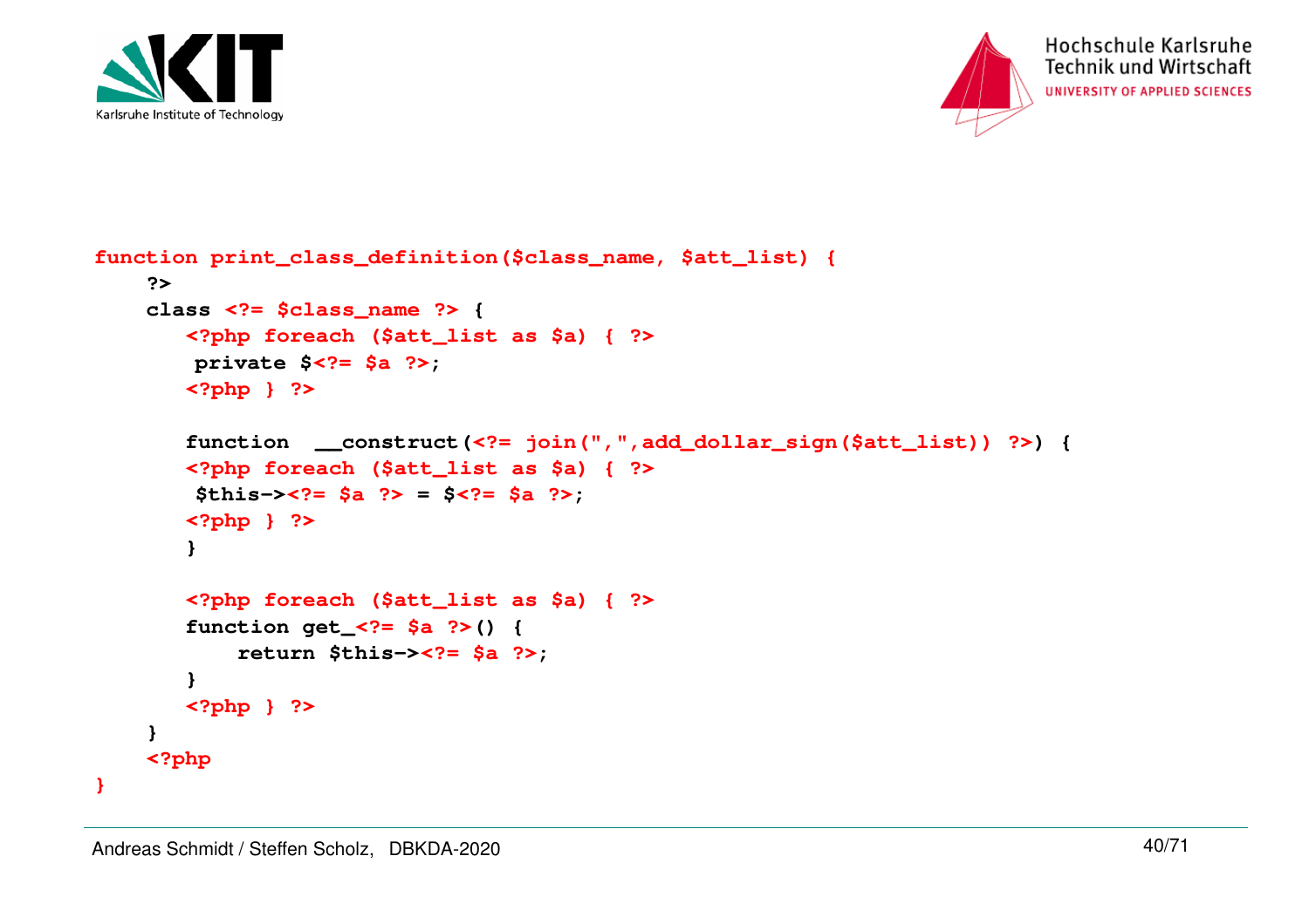```php
function print_class_definition($class_name, $att_list) {
    ?>
    class <?= $class_name ?> {
       <?php foreach ($att_list as $a) { ?>
        private $<?= $a ?>;
       <?php } ?>

       function  __construct(<?= join(",",add_dollar_sign($att_list)) ?>) {
       <?php foreach ($att_list as $a) { ?>
        $this-><?= $a ?> = $<?= $a ?>;
       <?php } ?>
       }

       <?php foreach ($att_list as $a) { ?>
       function get_<?= $a ?>() {
           return $this-><?= $a ?>;
       }
       <?php } ?>
    }
    <?php
}
```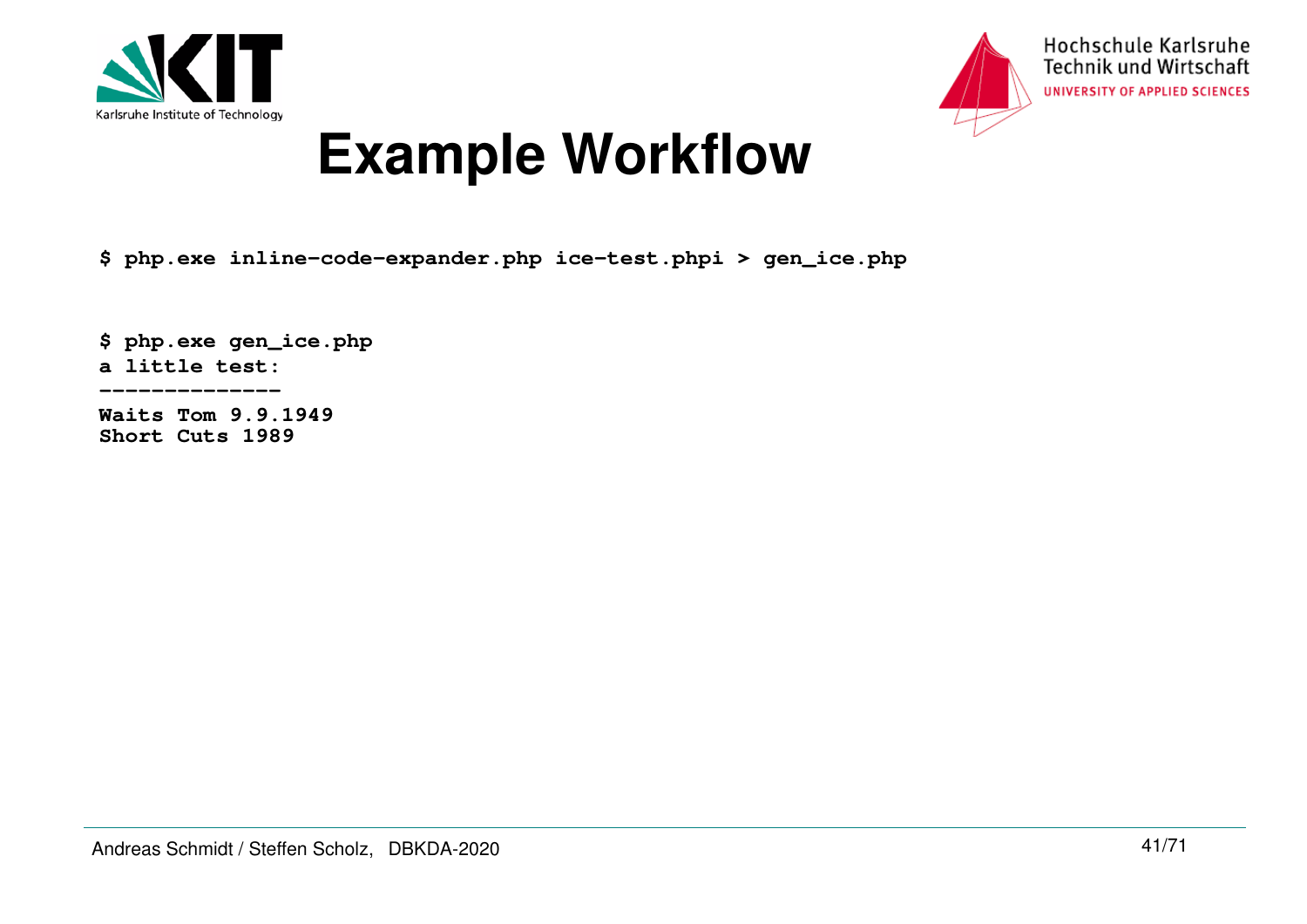# Example Workflow

```
$ php.exe inline-code-expander.php ice-test.phpi > gen_ice.php
```

```
$ php.exe gen_ice.php
a little test:
--------------
Waits Tom 9.9.1949
Short Cuts 1989
```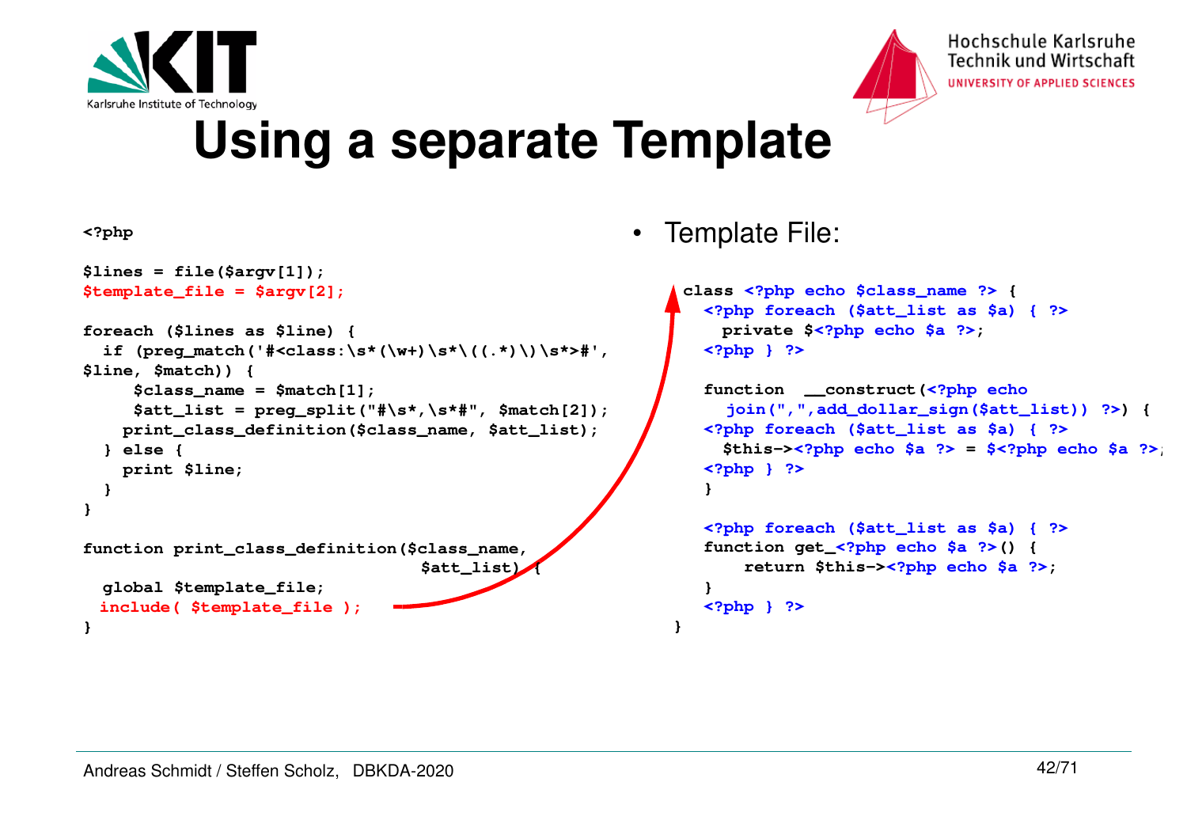# Using a separate Template

```php
<?php

$lines = file($argv[1]);
$template_file = $argv[2];

foreach ($lines as $line) {
  if (preg_match('#<class:\s*(\w+)\s*\((.*)\)\s*>#',
$line, $match)) {
     $class_name = $match[1];
     $att_list = preg_split("#\s*,\s*#", $match[2]);
    print_class_definition($class_name, $att_list);
  } else {
    print $line;
  }
}

function print_class_definition($class_name,
                                 $att_list) {
  global $template_file;
  include( $template_file );
}
```

- Template File:

```php
class <?php echo $class_name ?> {
  <?php foreach ($att_list as $a) { ?>
    private $<?php echo $a ?>;
  <?php } ?>

  function  __construct(<?php echo
    join(",",add_dollar_sign($att_list)) ?>) {
  <?php foreach ($att_list as $a) { ?>
    $this-><?php echo $a ?> = $<?php echo $a ?>;
  <?php } ?>
  }

  <?php foreach ($att_list as $a) { ?>
  function get_<?php echo $a ?>() {
      return $this-><?php echo $a ?>;
  }
  <?php } ?>
}
```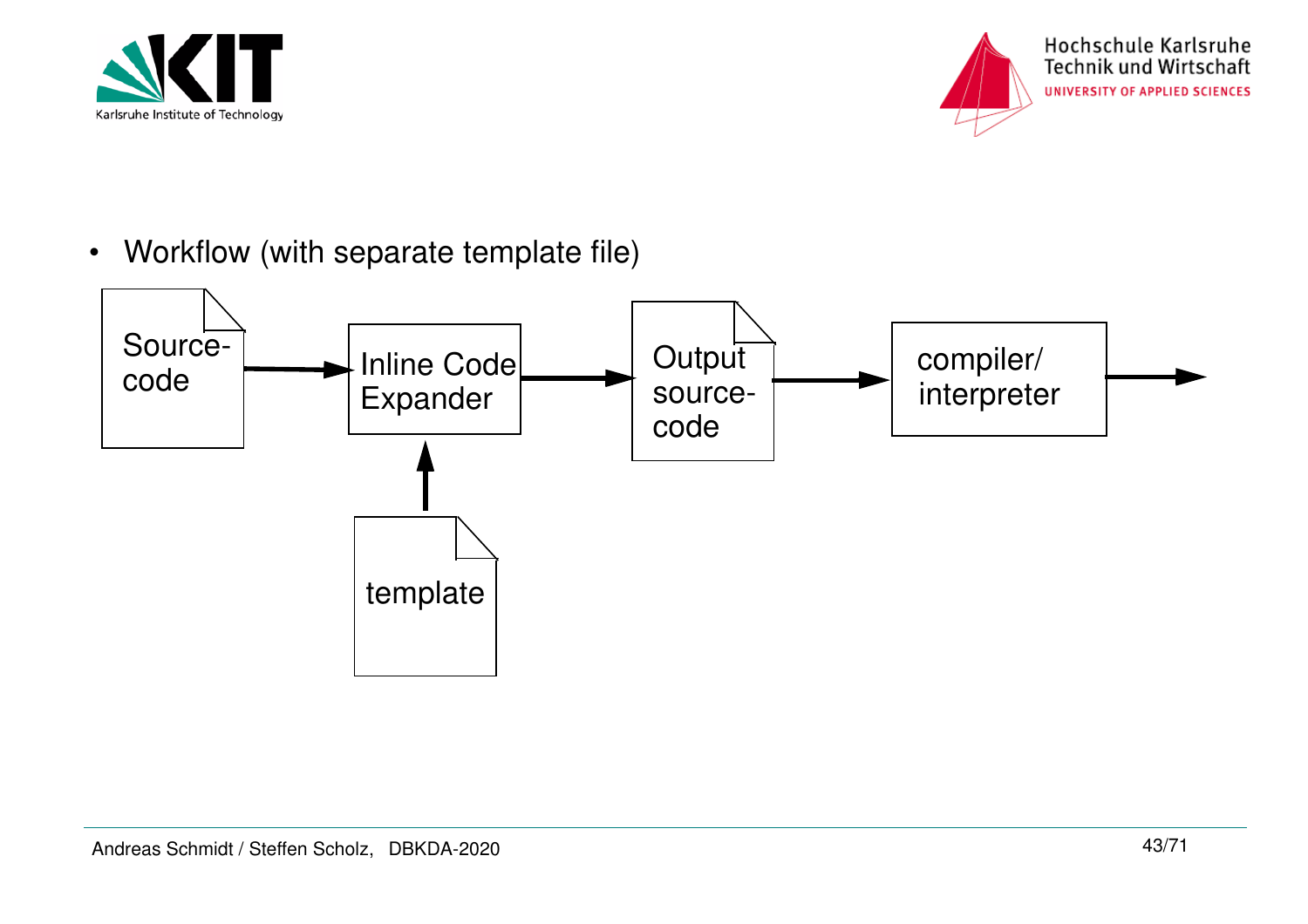- Workflow (with separate template file)

Source-code

Inline Code Expander

template

Output source-code

compiler/ interpreter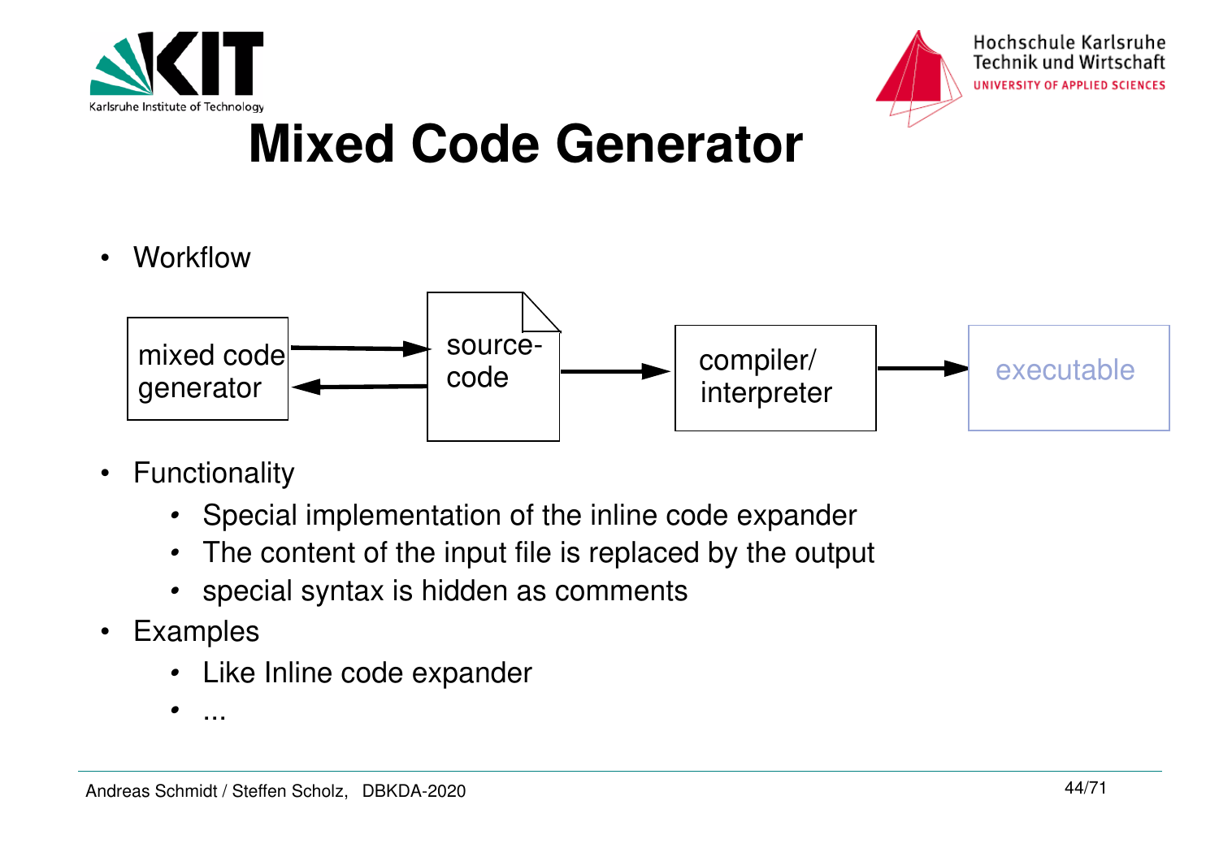# Mixed Code Generator

- Workflow

mixed code generator

source-code

compiler/ interpreter

executable

- Functionality
  - Special implementation of the inline code expander
  - The content of the input file is replaced by the output
  - special syntax is hidden as comments
- Examples
  - Like Inline code expander
  - ...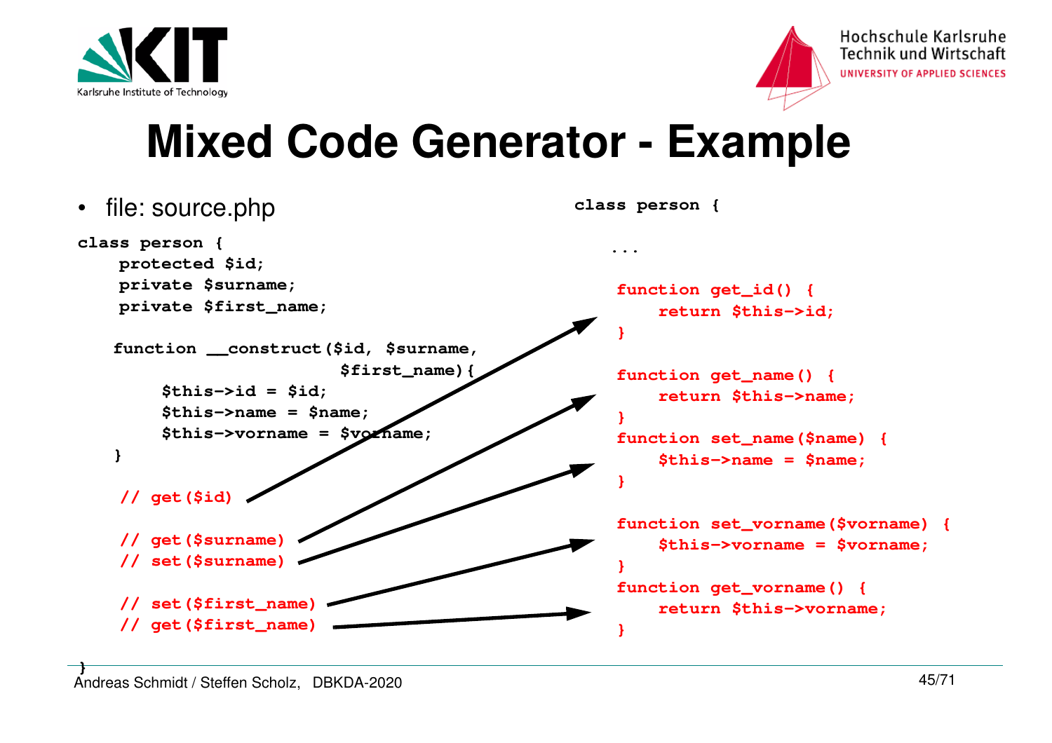# Mixed Code Generator - Example

- file: source.php

```
class person {
    protected $id;
    private $surname;
    private $first_name;

   function __construct($id, $surname,
                          $first_name){
        $this->id = $id;
        $this->name = $name;
        $this->vorname = $vorname;
   }

    // get($id)

    // get($surname)
    // set($surname)

    // set($first_name)
    // get($first_name)

}
```

```
class person {

   ...

   function get_id() {
       return $this->id;
   }

   function get_name() {
       return $this->name;
   }
   function set_name($name) {
       $this->name = $name;
   }

   function set_vorname($vorname) {
       $this->vorname = $vorname;
   }
   function get_vorname() {
       return $this->vorname;
   }
```

Andreas Schmidt / Steffen Scholz, DBKDA-2020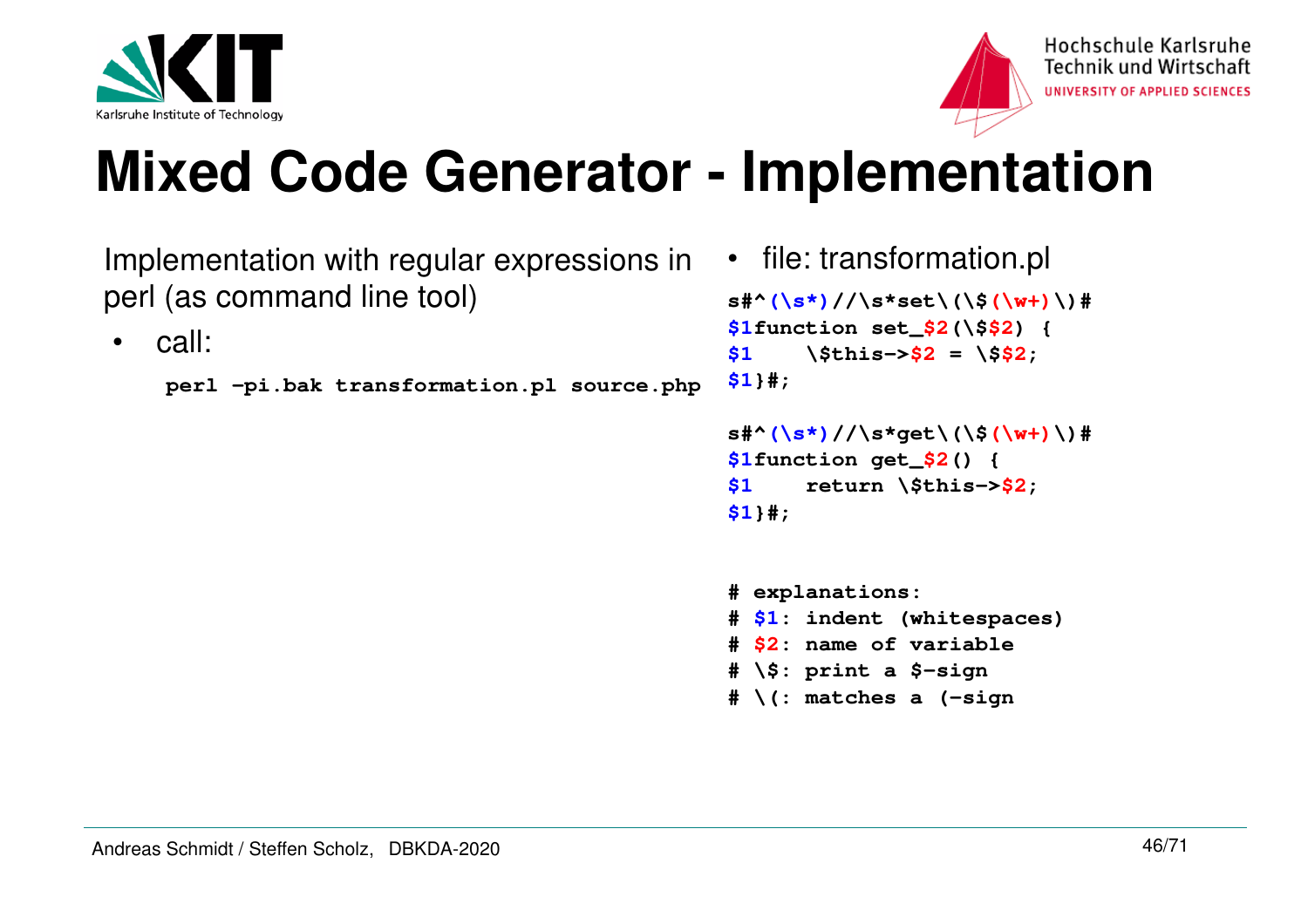# Mixed Code Generator - Implementation

Implementation with regular expressions in perl (as command line tool)

- call:

```
perl -pi.bak transformation.pl source.php
```

- file: transformation.pl

```
s#^(\s*)//\s*set\(\$(\w+)\)#
$1function set_$2(\$$2) {
$1    \$this->$2 = \$$2;
$1}#;

s#^(\s*)//\s*get\(\$(\w+)\)#
$1function get_$2() {
$1    return \$this->$2;
$1}#;


# explanations:
# $1: indent (whitespaces)
# $2: name of variable
# \$: print a $-sign
# \(: matches a (-sign
```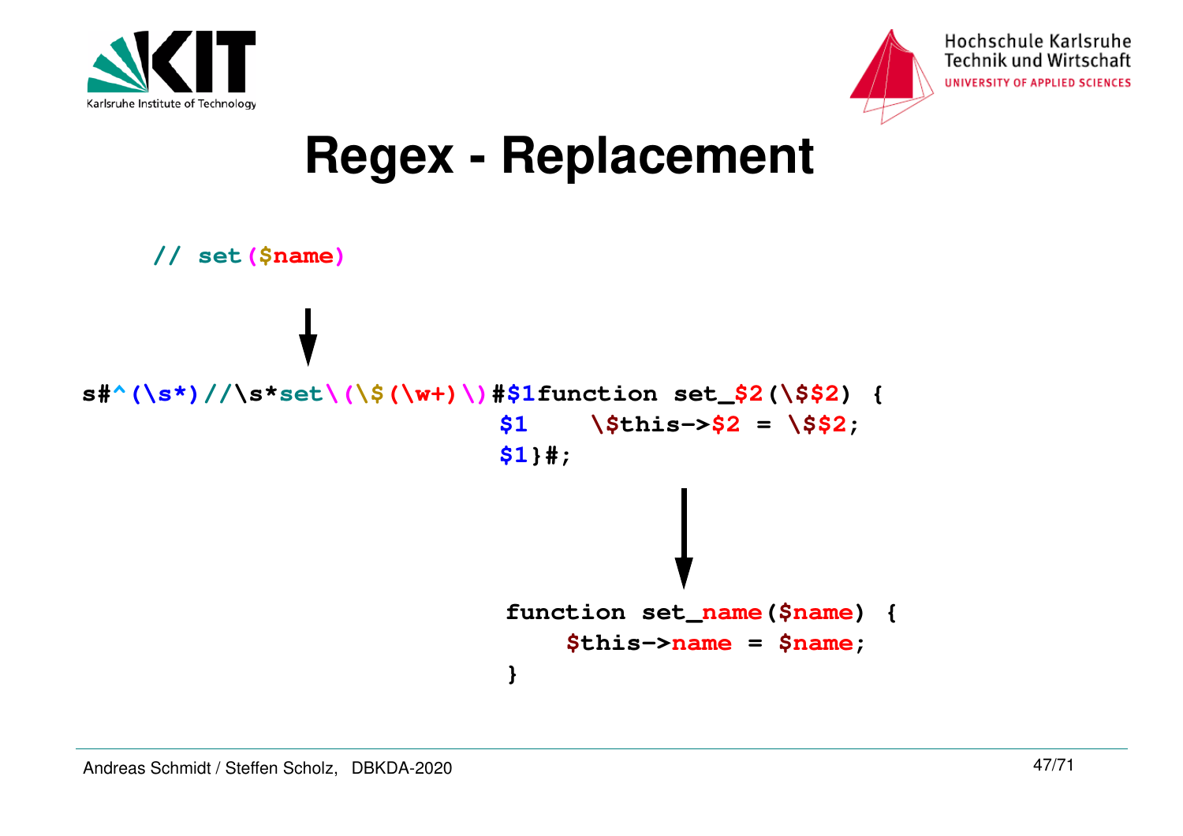# Regex - Replacement

```
// set($name)
```

```
s#^(\s*)//\s*set\(\$(\w+)\)#$1function set_$2(\$$2) {
                              $1    \$this->$2 = \$$2;
                              $1}#;
```

```
function set_name($name) {
    $this->name = $name;
}
```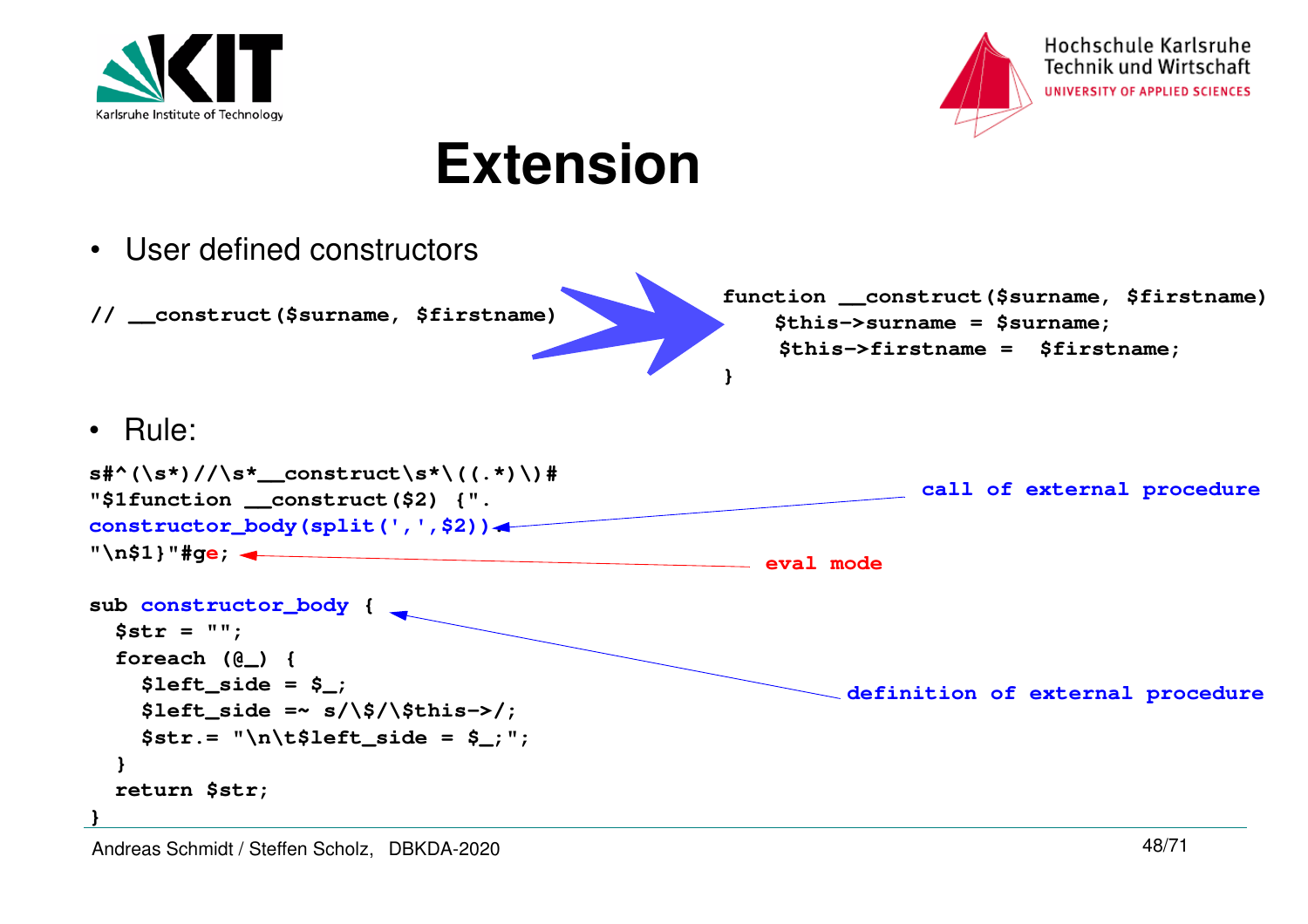# Extension

- User defined constructors

```
// __construct($surname, $firstname)
```

```
function __construct($surname, $firstname)
    $this->surname = $surname;
    $this->firstname =  $firstname;
}
```

- Rule:

```
s#^(\s*)//\s*__construct\s*\((.*)\)#
"$1function __construct($2) {".
constructor_body(split(',',$2)).
"\n$1}"#ge;

sub constructor_body {
  $str = "";
  foreach (@_) {
    $left_side = $_;
    $left_side =~ s/\$/\$this->/;
    $str.= "\n\t$left_side = $_;";
  }
  return $str;
}
```

call of external procedure

eval mode

definition of external procedure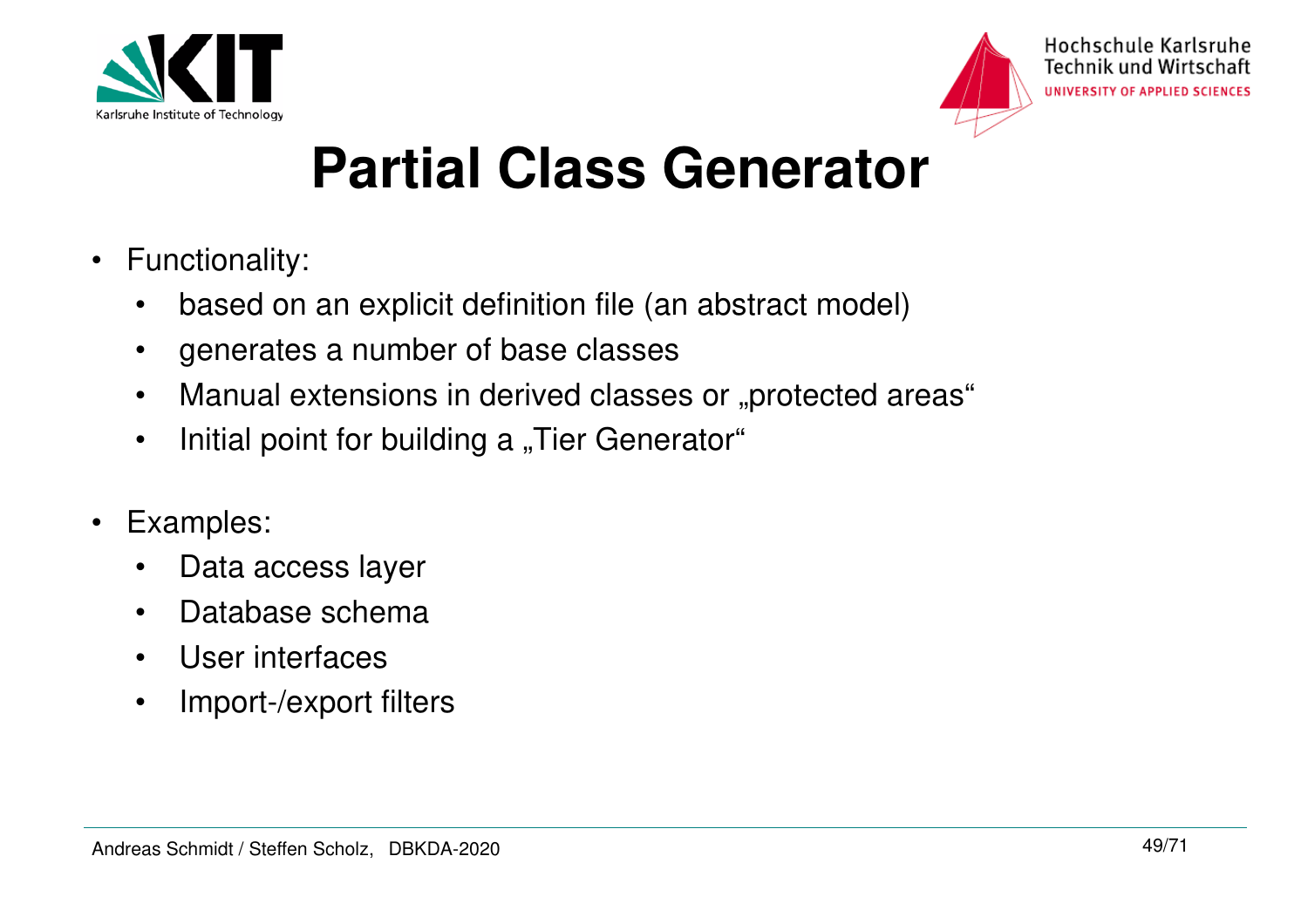# Partial Class Generator

- Functionality:
  - based on an explicit definition file (an abstract model)
  - generates a number of base classes
  - Manual extensions in derived classes or „protected areas“
  - Initial point for building a „Tier Generator“

- Examples:
  - Data access layer
  - Database schema
  - User interfaces
  - Import-/export filters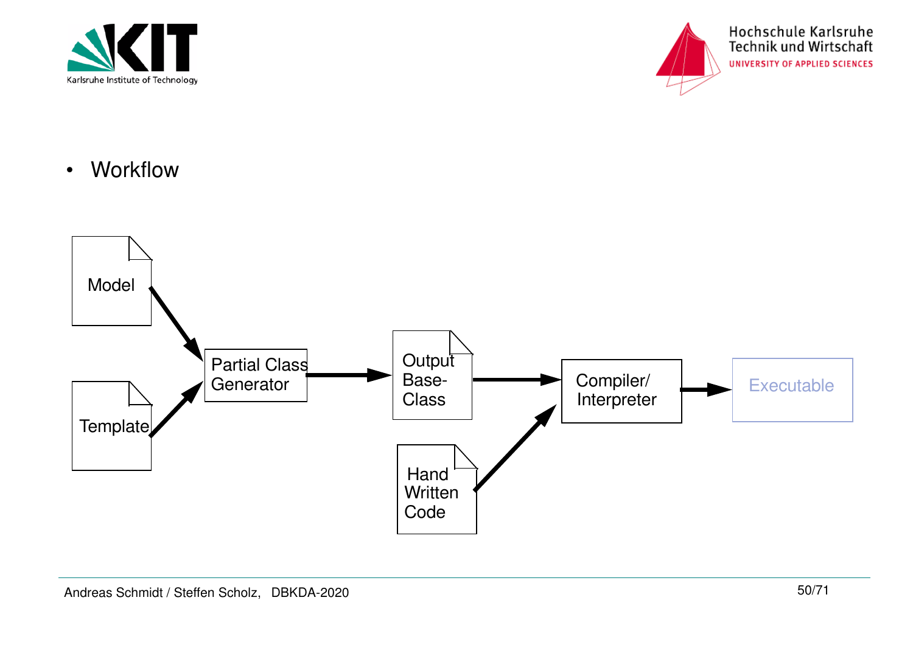- Workflow

Model

Template

Partial Class Generator

Output Base-Class

Hand Written Code

Compiler/ Interpreter

Executable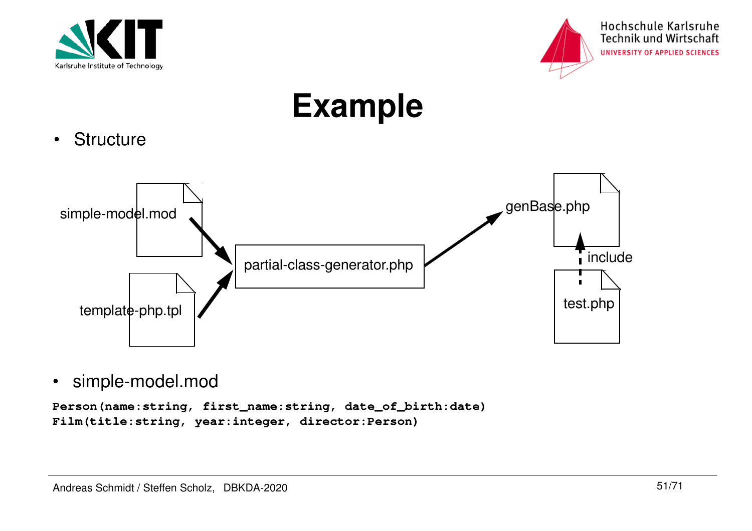# Example

- Structure

simple-model.mod

template-php.tpl

partial-class-generator.php

genBase.php

include

test.php

- simple-model.mod

```
Person(name:string, first_name:string, date_of_birth:date)
Film(title:string, year:integer, director:Person)
```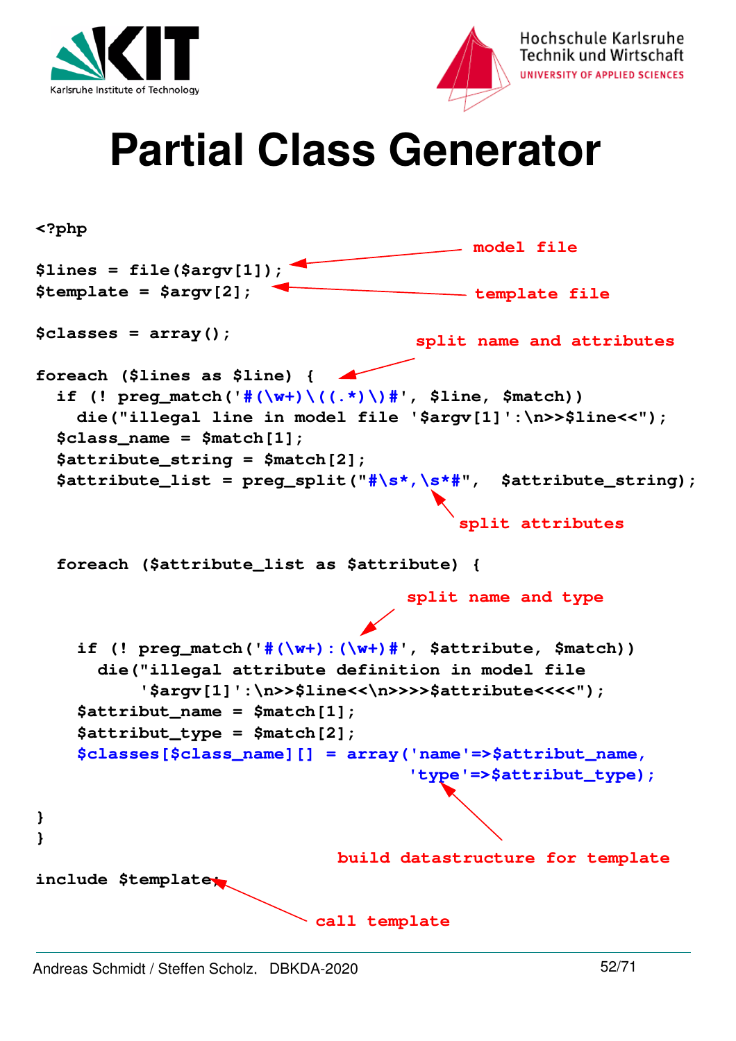# Partial Class Generator

```php
<?php

$lines = file($argv[1]);
$template = $argv[2];

$classes = array();

foreach ($lines as $line) {
  if (! preg_match('#(\w+)\((.*)\)#', $line, $match))
    die("illegal line in model file '$argv[1]':\n>>$line<<");
  $class_name = $match[1];
  $attribute_string = $match[2];
  $attribute_list = preg_split("#\s*,\s*#",  $attribute_string);

  foreach ($attribute_list as $attribute) {

    if (! preg_match('#(\w+):(\w+)#', $attribute, $match))
      die("illegal attribute definition in model file
          '$argv[1]':\n>>$line<<\n>>>>$attribute<<<<");
    $attribut_name = $match[1];
    $attribut_type = $match[2];
    $classes[$class_name][] = array('name'=>$attribut_name,
                                    'type'=>$attribut_type);

}
}

include $template;
```

Annotations:

- model file → `$lines = file($argv[1]);`
- template file → `$template = $argv[2];`
- split name and attributes → `foreach ($lines as $line) {` / `preg_match('#(\w+)\((.*)\)#', ...)`
- split attributes → `preg_split("#\s*,\s*#", ...)`
- split name and type → `preg_match('#(\w+):(\w+)#', ...)`
- build datastructure for template → `$classes[$class_name][] = array(...)`
- call template → `include $template;`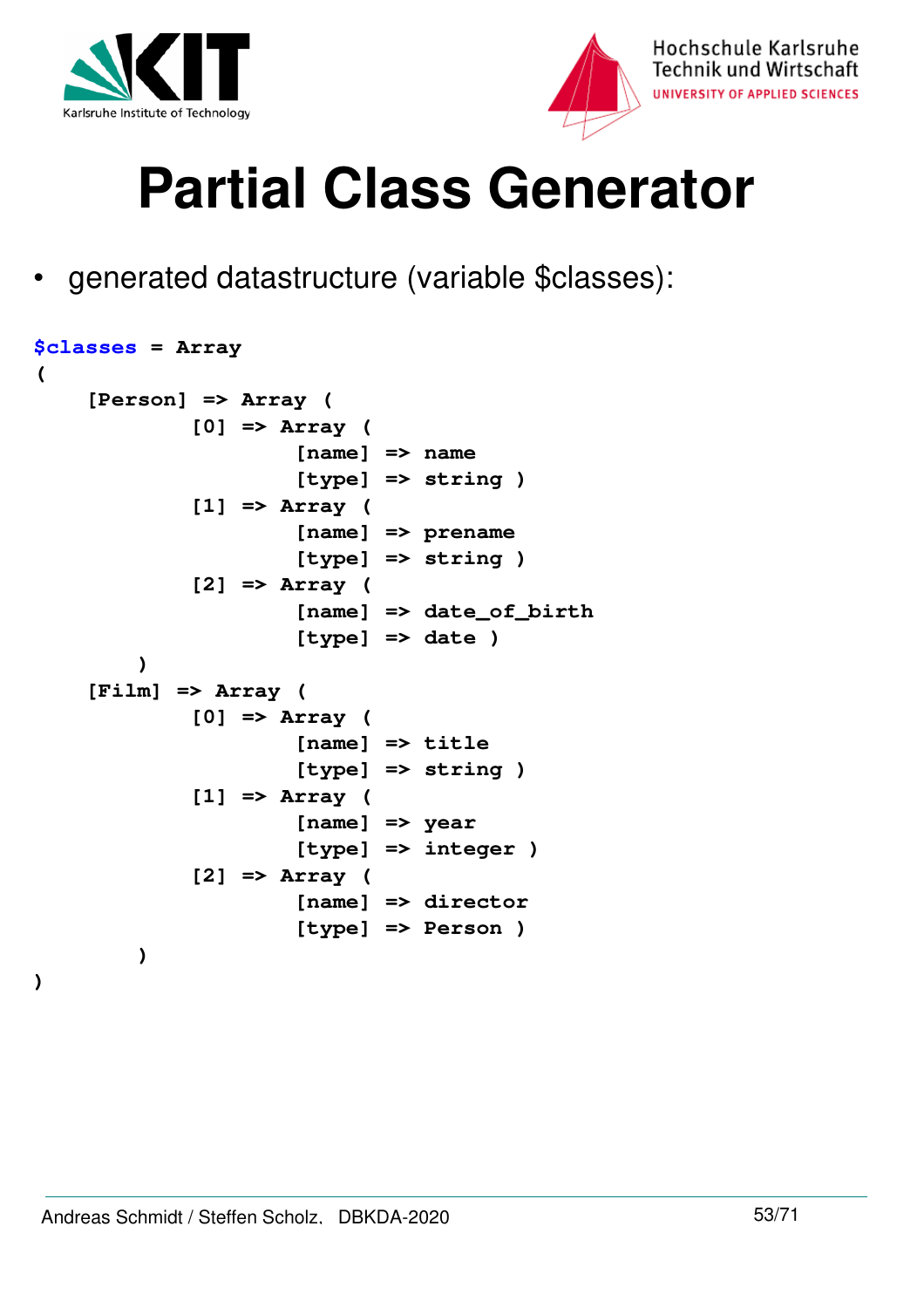# Partial Class Generator

- generated datastructure (variable $classes):

```
$classes = Array
(
    [Person] => Array (
            [0] => Array (
                    [name] => name
                    [type] => string )
            [1] => Array (
                    [name] => prename
                    [type] => string )
            [2] => Array (
                    [name] => date_of_birth
                    [type] => date )
        )
    [Film] => Array (
            [0] => Array (
                    [name] => title
                    [type] => string )
            [1] => Array (
                    [name] => year
                    [type] => integer )
            [2] => Array (
                    [name] => director
                    [type] => Person )
        )
)
```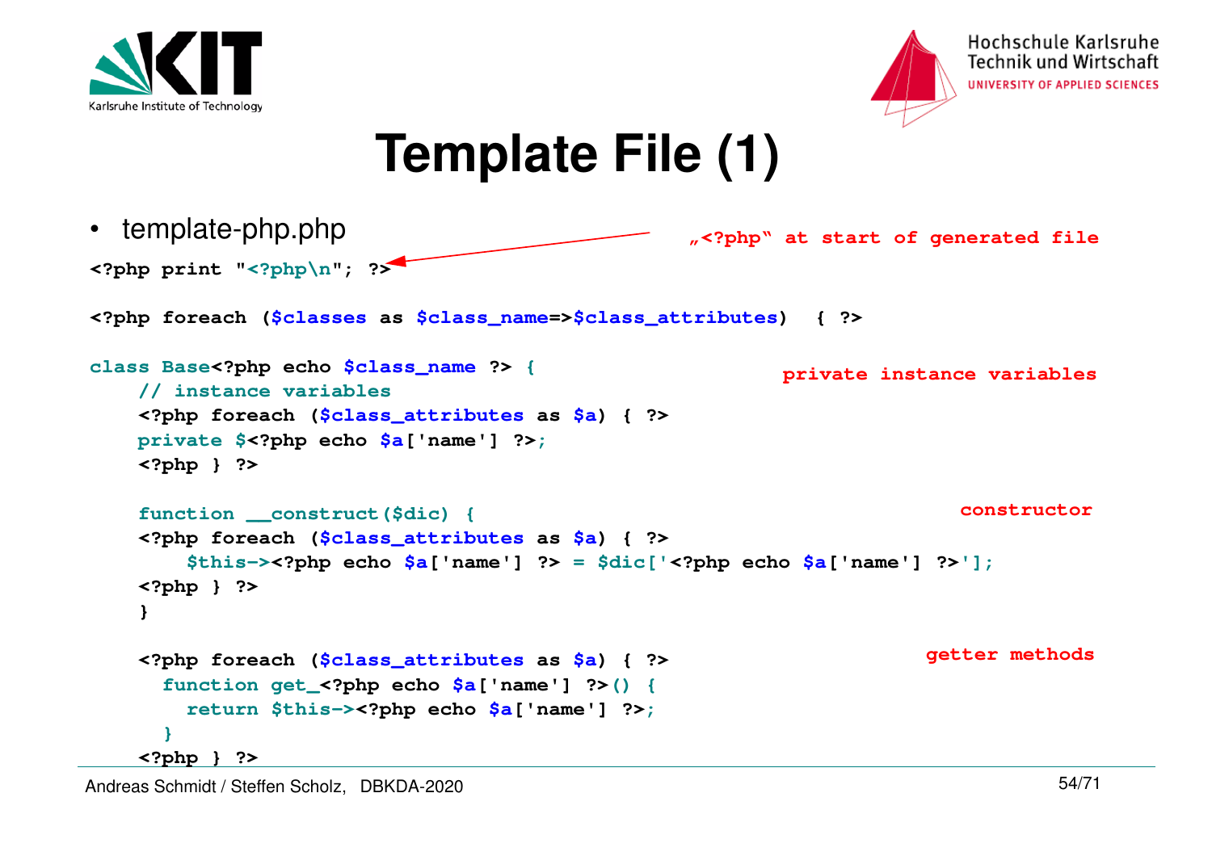# Template File (1)

- template-php.php

```
<?php print "<?php\n"; ?>

<?php foreach ($classes as $class_name=>$class_attributes)  { ?>

class Base<?php echo $class_name ?> {
    // instance variables
    <?php foreach ($class_attributes as $a) { ?>
    private $<?php echo $a['name'] ?>;
    <?php } ?>

    function __construct($dic) {
    <?php foreach ($class_attributes as $a) { ?>
        $this-><?php echo $a['name'] ?> = $dic['<?php echo $a['name'] ?>'];
    <?php } ?>
    }

    <?php foreach ($class_attributes as $a) { ?>
      function get_<?php echo $a['name'] ?>() {
        return $this-><?php echo $a['name'] ?>;
      }
    <?php } ?>
```

„<?php“ at start of generated file

private instance variables

constructor

getter methods

Andreas Schmidt / Steffen Scholz,   DBKDA-2020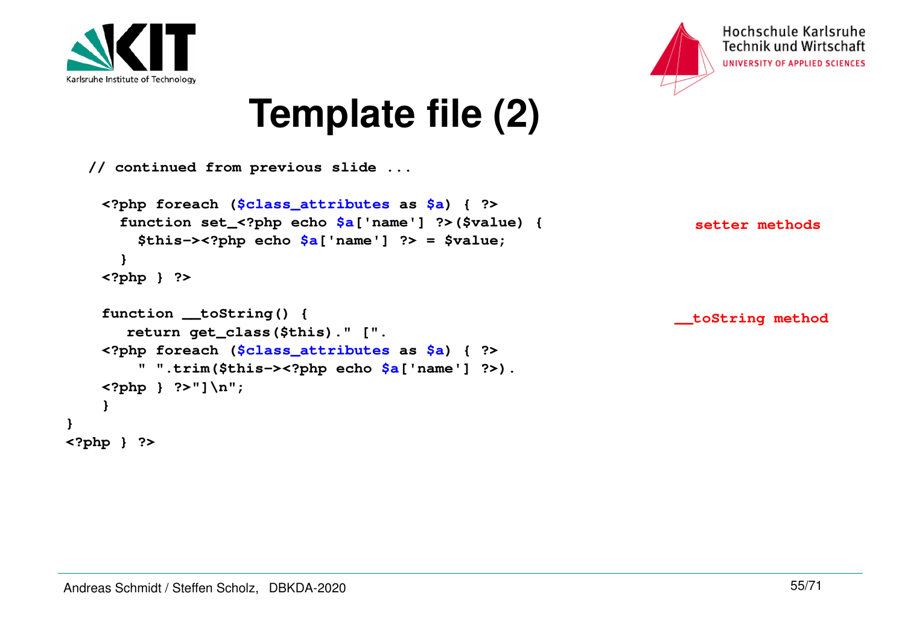# Template file (2)

```
// continued from previous slide ...

  <?php foreach ($class_attributes as $a) { ?>
    function set_<?php echo $a['name'] ?>($value) {
      $this-><?php echo $a['name'] ?> = $value;
    }
  <?php } ?>

  function __toString() {
     return get_class($this)." [".
  <?php foreach ($class_attributes as $a) { ?>
       " ".trim($this-><?php echo $a['name'] ?>).
  <?php } ?>"]\n";
  }
}
<?php } ?>
```

setter methods

__toString method

Andreas Schmidt / Steffen Scholz,   DBKDA-2020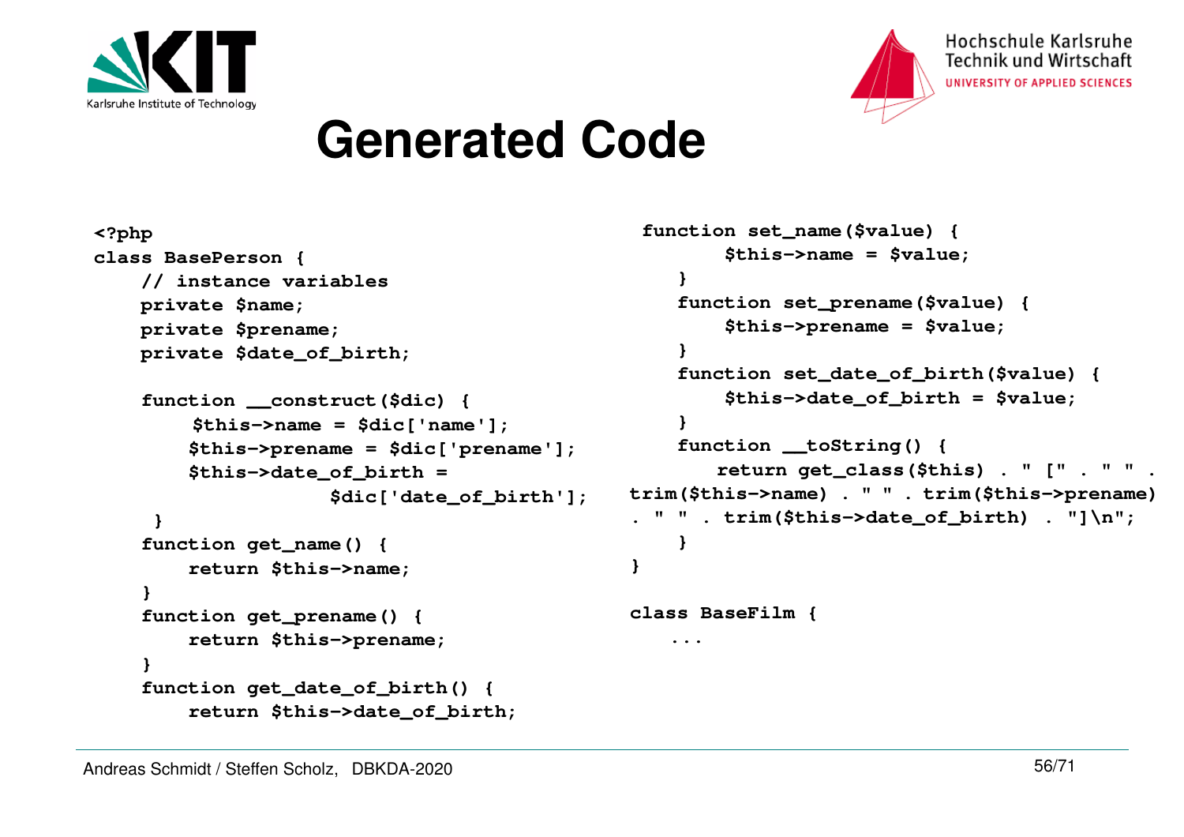# Generated Code

```
<?php
class BasePerson {
    // instance variables
    private $name;
    private $prename;
    private $date_of_birth;

    function __construct($dic) {
         $this->name = $dic['name'];
        $this->prename = $dic['prename'];
        $this->date_of_birth =
                    $dic['date_of_birth'];
     }
    function get_name() {
        return $this->name;
    }
    function get_prename() {
        return $this->prename;
    }
    function get_date_of_birth() {
        return $this->date_of_birth;
```

```
 function set_name($value) {
        $this->name = $value;
    }
    function set_prename($value) {
        $this->prename = $value;
    }
    function set_date_of_birth($value) {
        $this->date_of_birth = $value;
    }
    function __toString() {
       return get_class($this) . " [" . " " .
trim($this->name) . " " . trim($this->prename)
. " " . trim($this->date_of_birth) . "]\n";
    }
}

class BaseFilm {
   ...
```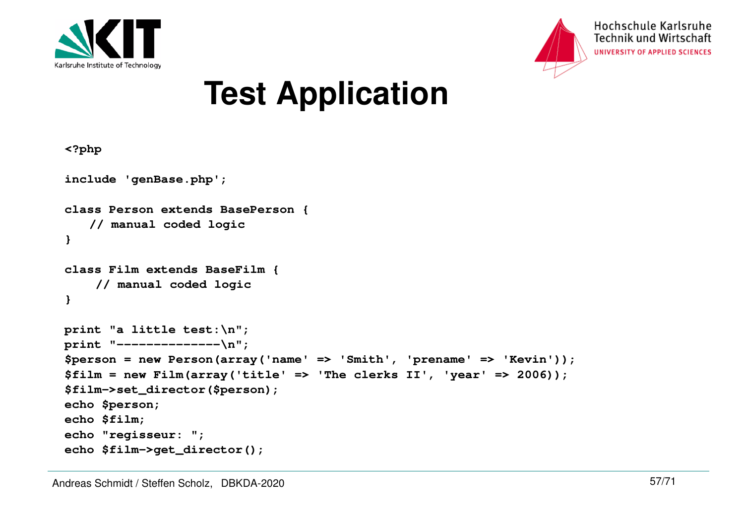# Test Application

```php
<?php

include 'genBase.php';

class Person extends BasePerson {
   // manual coded logic
}

class Film extends BaseFilm {
    // manual coded logic
}

print "a little test:\n";
print "--------------\n";
$person = new Person(array('name' => 'Smith', 'prename' => 'Kevin'));
$film = new Film(array('title' => 'The clerks II', 'year' => 2006));
$film->set_director($person);
echo $person;
echo $film;
echo "regisseur: ";
echo $film->get_director();
```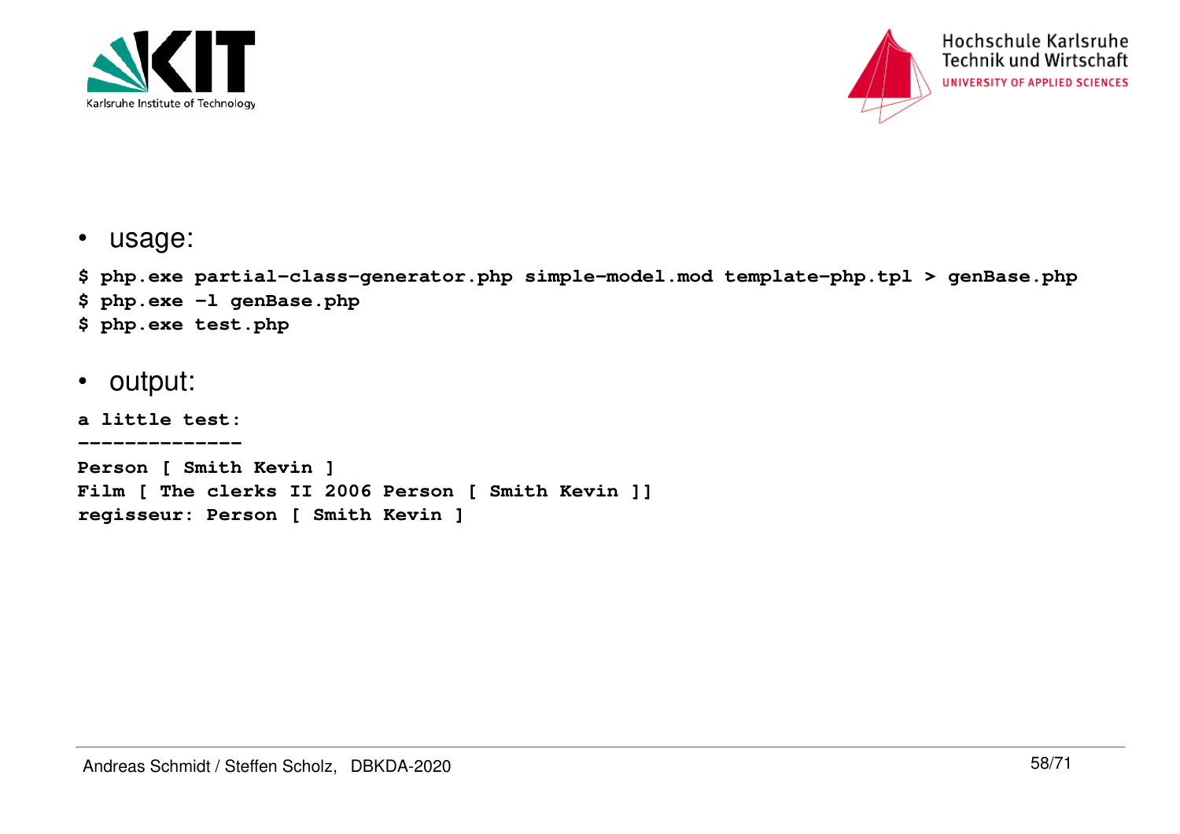- usage:

```
$ php.exe partial-class-generator.php simple-model.mod template-php.tpl > genBase.php
$ php.exe -l genBase.php
$ php.exe test.php
```

- output:

```
a little test:
--------------
Person [ Smith Kevin ]
Film [ The clerks II 2006 Person [ Smith Kevin ]]
regisseur: Person [ Smith Kevin ]
```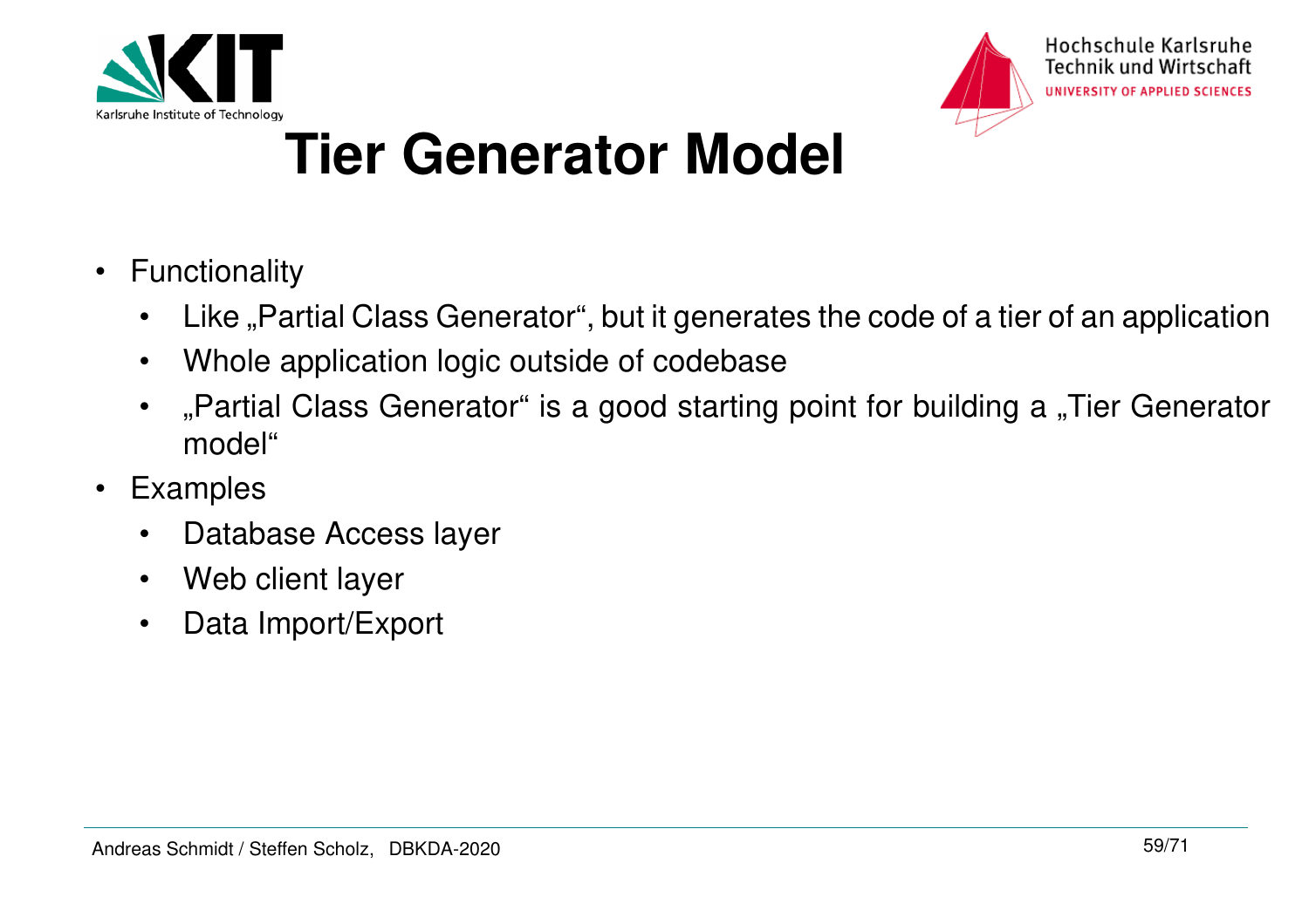# Tier Generator Model

- Functionality
  - Like „Partial Class Generator“, but it generates the code of a tier of an application
  - Whole application logic outside of codebase
  - „Partial Class Generator“ is a good starting point for building a „Tier Generator model“
- Examples
  - Database Access layer
  - Web client layer
  - Data Import/Export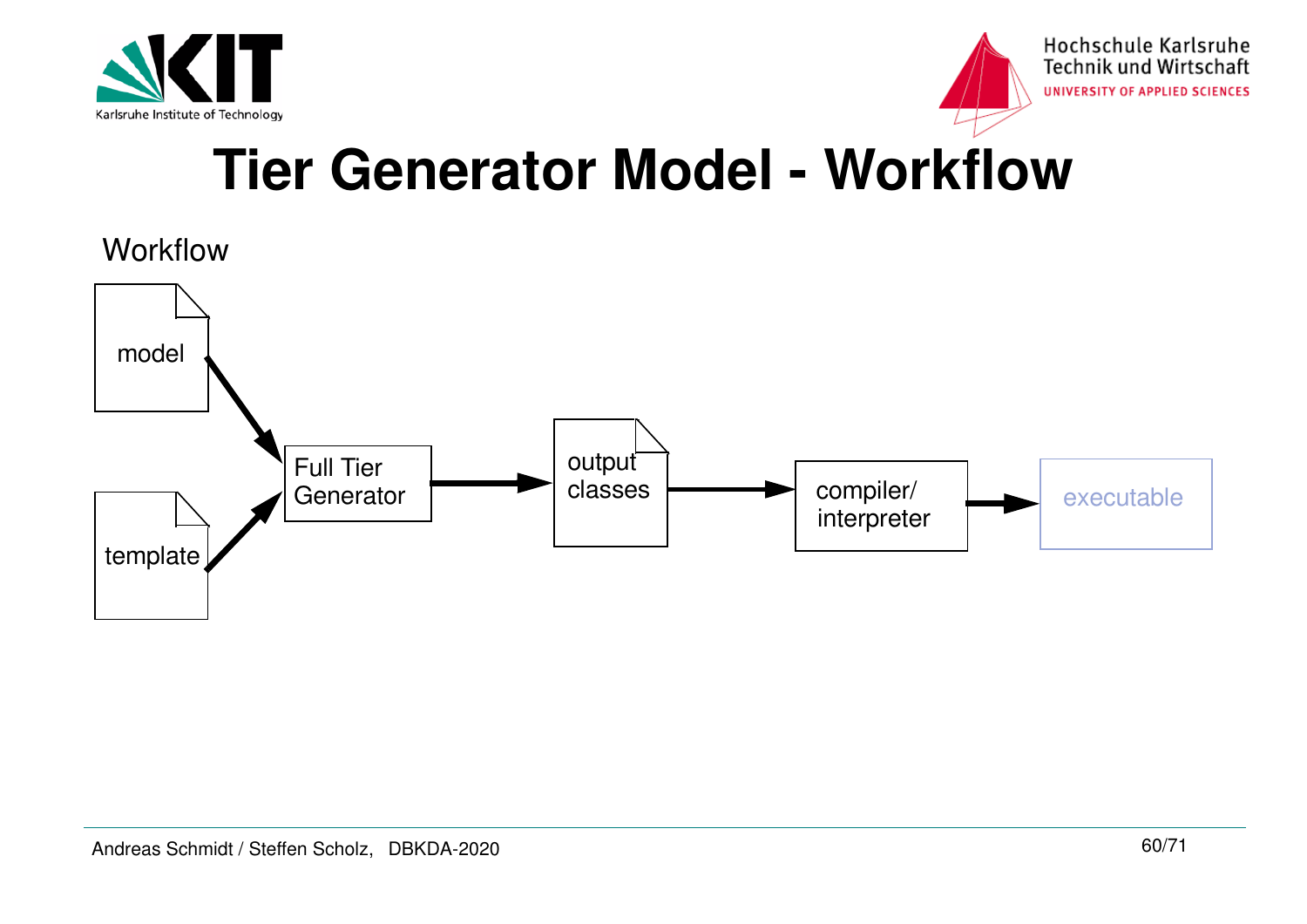# Tier Generator Model - Workflow

Workflow

model

template

Full Tier Generator

output classes

compiler/ interpreter

executable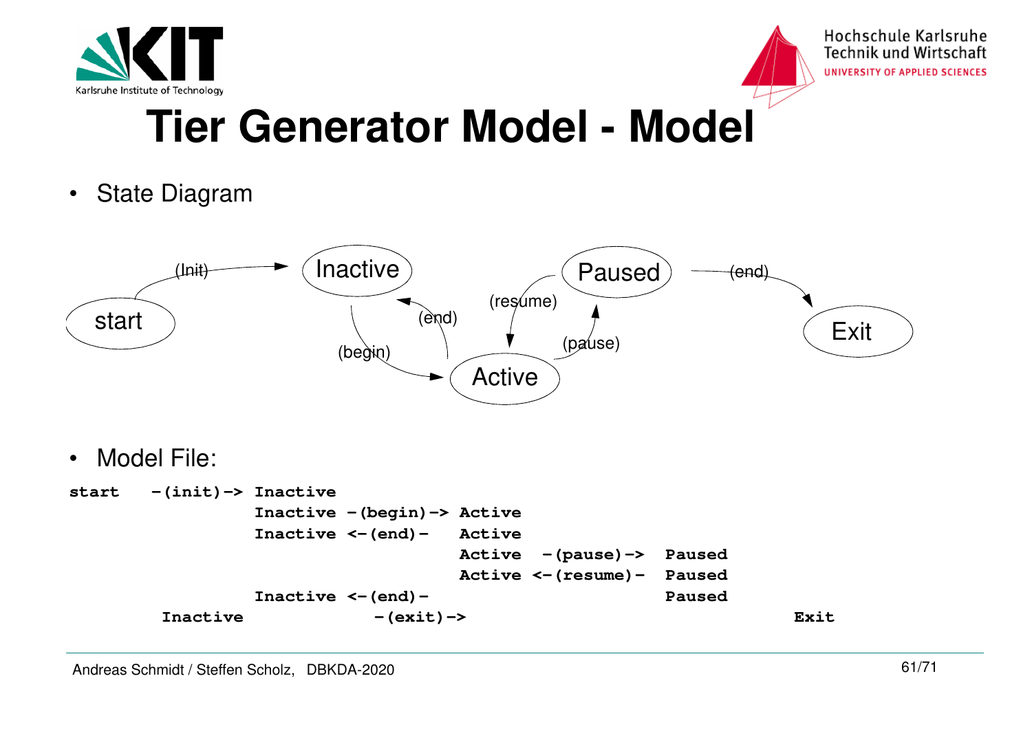# Tier Generator Model - Model

- State Diagram

(Init)
Inactive
Paused
(end)
start
(resume)
(end)
Exit
(begin)
(pause)
Active

- Model File:

```
start   -(init)-> Inactive
                  Inactive -(begin)-> Active
                  Inactive <-(end)-   Active
                                      Active  -(pause)-> Paused
                                      Active <-(resume)- Paused
                  Inactive <-(end)-                      Paused
        Inactive             -(exit)->                                 Exit
```

Andreas Schmidt / Steffen Scholz, DBKDA-2020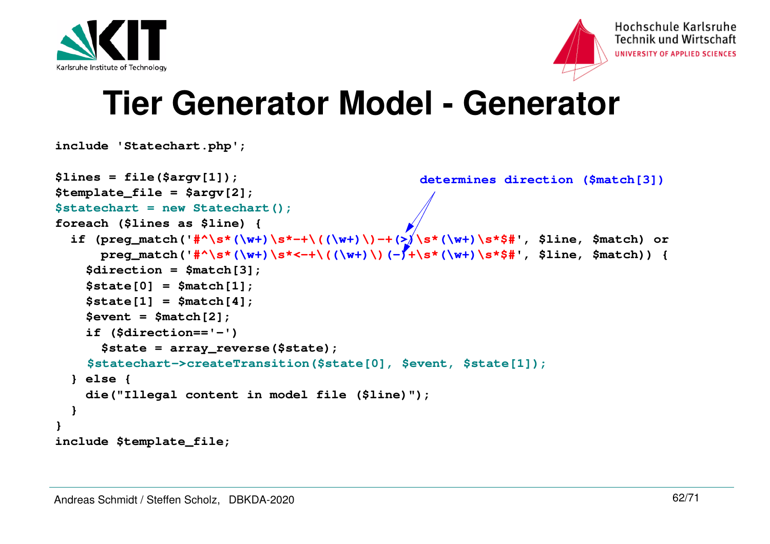# Tier Generator Model - Generator

determines direction ($match[3])

```
include 'Statechart.php';

$lines = file($argv[1]);
$template_file = $argv[2];
$statechart = new Statechart();
foreach ($lines as $line) {
  if (preg_match('#^\s*(\w+)\s*-+\((\w+)\)-+(>)\s*(\w+)\s*$#', $line, $match) or
      preg_match('#^\s*(\w+)\s*<-+\((\w+)\)(-)+\s*(\w+)\s*$#', $line, $match)) {
    $direction = $match[3];
    $state[0] = $match[1];
    $state[1] = $match[4];
    $event = $match[2];
    if ($direction=='-')
      $state = array_reverse($state);
    $statechart->createTransition($state[0], $event, $state[1]);
  } else {
    die("Illegal content in model file ($line)");
  }
}
include $template_file;
```

Andreas Schmidt / Steffen Scholz, DBKDA-2020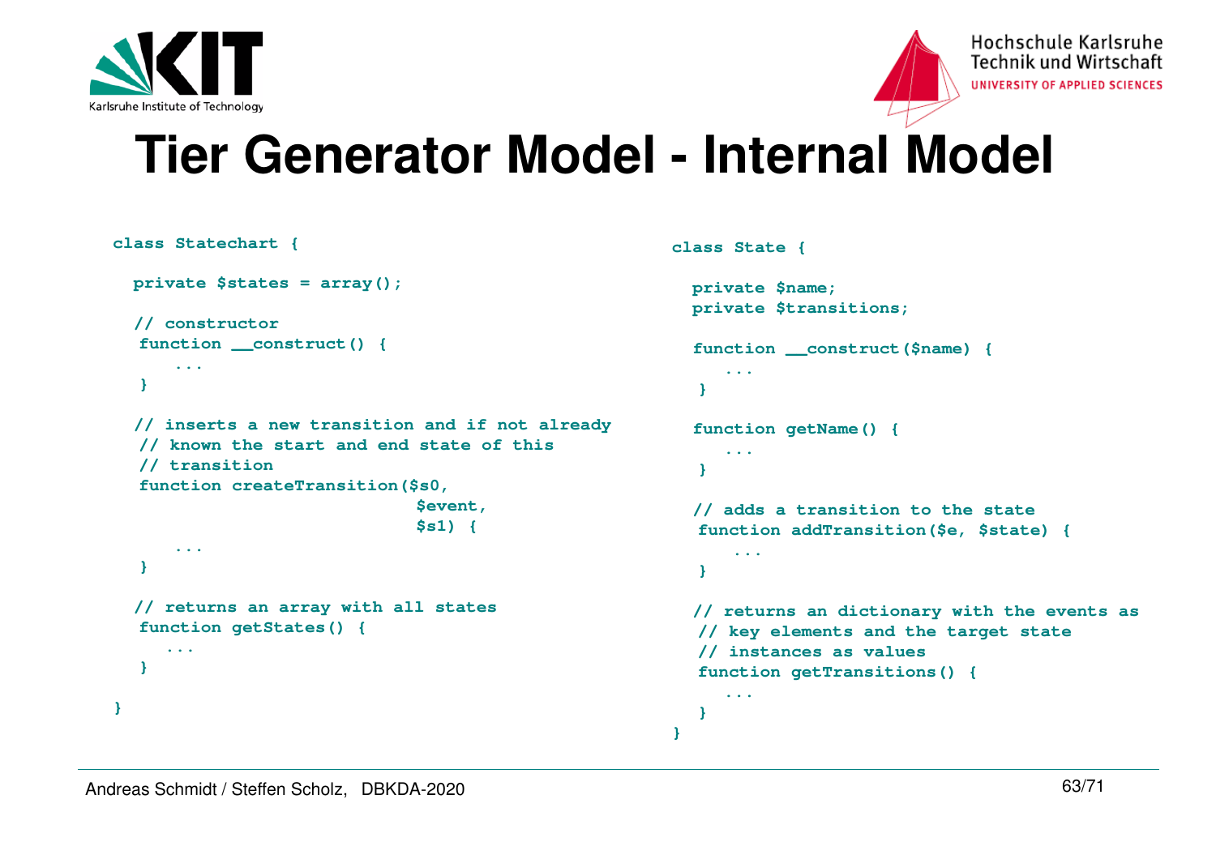# Tier Generator Model - Internal Model

```
class Statechart {

  private $states = array();

  // constructor
   function __construct() {
       ...
   }

  // inserts a new transition and if not already
   // known the start and end state of this
   // transition
   function createTransition($s0,
                             $event,
                             $s1) {
       ...
   }

  // returns an array with all states
   function getStates() {
      ...
   }

}
```

```
class State {

  private $name;
  private $transitions;

  function __construct($name) {
     ...
   }

  function getName() {
     ...
   }

  // adds a transition to the state
   function addTransition($e, $state) {
      ...
   }

  // returns an dictionary with the events as
   // key elements and the target state
   // instances as values
   function getTransitions() {
     ...
   }
}
```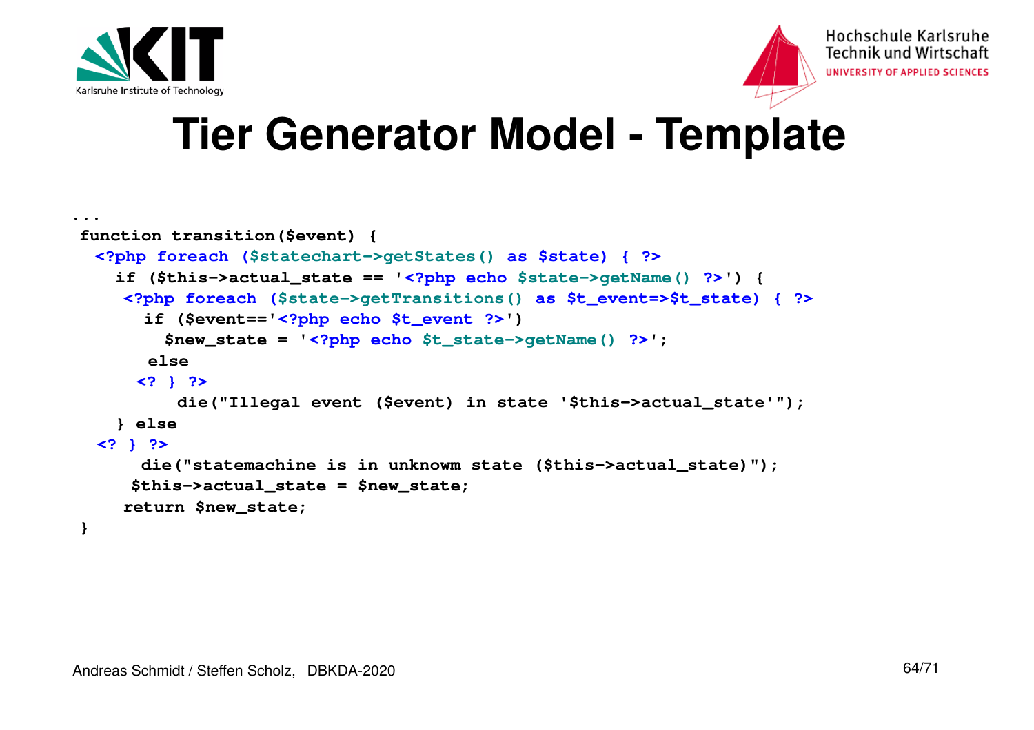# Tier Generator Model - Template

```
...
function transition($event) {
  <?php foreach ($statechart->getStates() as $state) { ?>
    if ($this->actual_state == '<?php echo $state->getName() ?>') {
     <?php foreach ($state->getTransitions() as $t_event=>$t_state) { ?>
       if ($event=='<?php echo $t_event ?>')
         $new_state = '<?php echo $t_state->getName() ?>';
       else
      <? } ?>
          die("Illegal event ($event) in state '$this->actual_state'");
    } else
  <? } ?>
      die("statemachine is in unknowm state ($this->actual_state)");
     $this->actual_state = $new_state;
    return $new_state;
}
```

Andreas Schmidt / Steffen Scholz, DBKDA-2020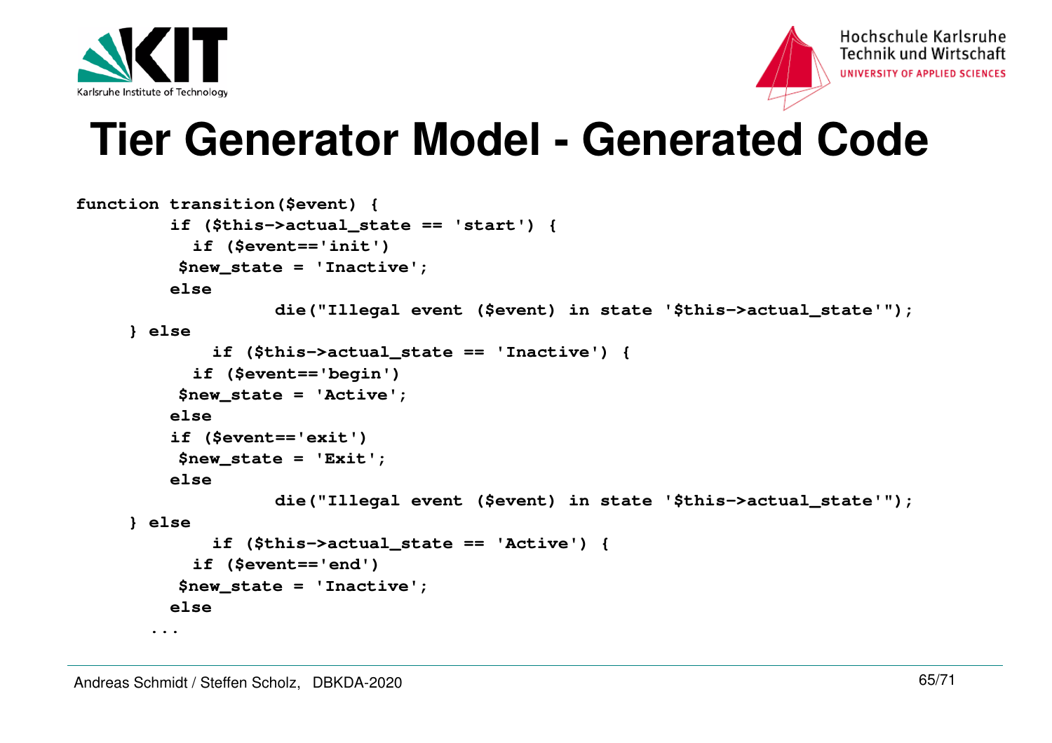# Tier Generator Model - Generated Code

```
function transition($event) {
         if ($this->actual_state == 'start') {
           if ($event=='init')
          $new_state = 'Inactive';
         else
                    die("Illegal event ($event) in state '$this->actual_state'");
     } else
             if ($this->actual_state == 'Inactive') {
           if ($event=='begin')
          $new_state = 'Active';
         else
         if ($event=='exit')
          $new_state = 'Exit';
         else
                    die("Illegal event ($event) in state '$this->actual_state'");
     } else
             if ($this->actual_state == 'Active') {
           if ($event=='end')
          $new_state = 'Inactive';
         else
       ...
```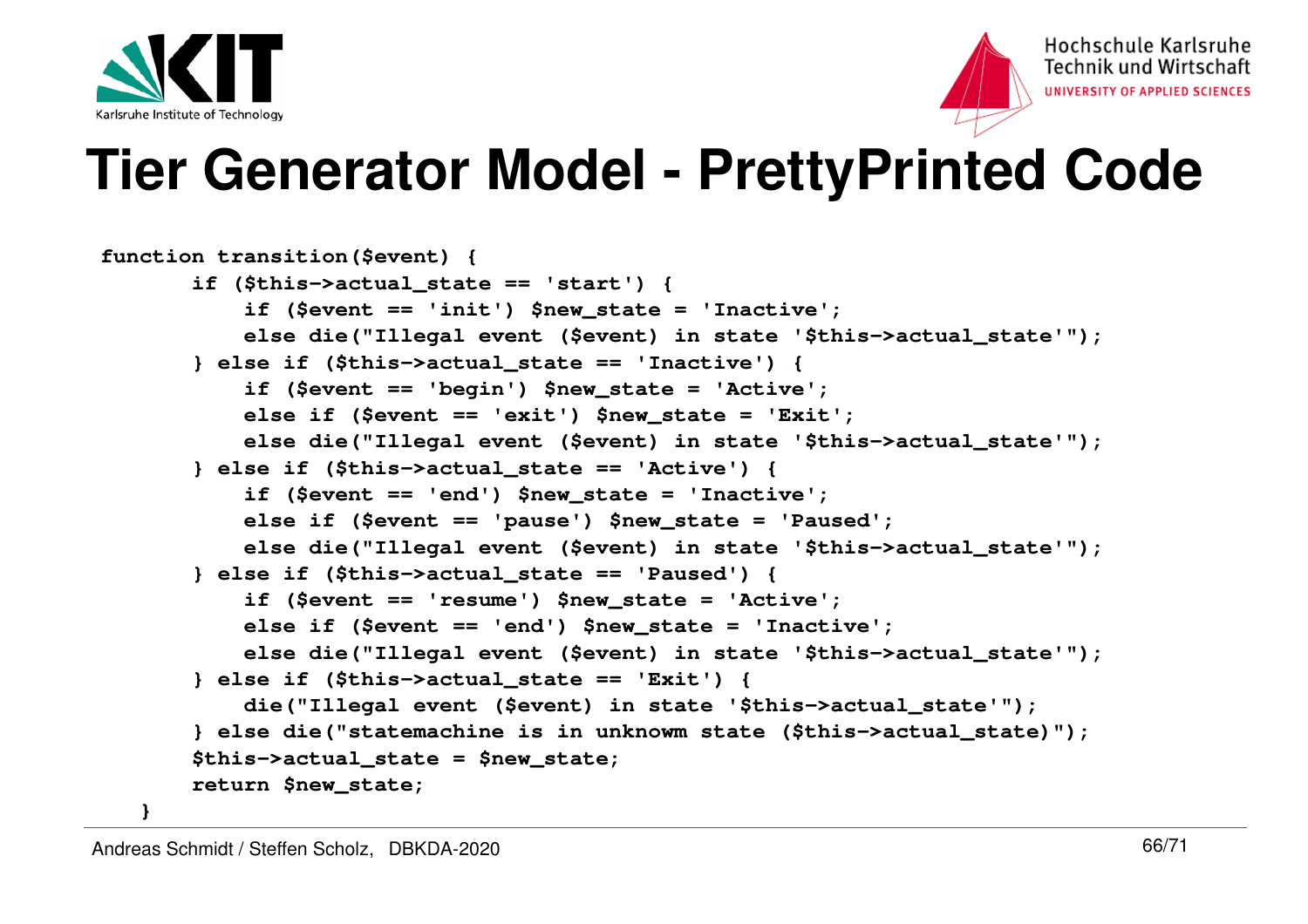# Tier Generator Model - PrettyPrinted Code

```
function transition($event) {
       if ($this->actual_state == 'start') {
           if ($event == 'init') $new_state = 'Inactive';
           else die("Illegal event ($event) in state '$this->actual_state'");
       } else if ($this->actual_state == 'Inactive') {
           if ($event == 'begin') $new_state = 'Active';
           else if ($event == 'exit') $new_state = 'Exit';
           else die("Illegal event ($event) in state '$this->actual_state'");
       } else if ($this->actual_state == 'Active') {
           if ($event == 'end') $new_state = 'Inactive';
           else if ($event == 'pause') $new_state = 'Paused';
           else die("Illegal event ($event) in state '$this->actual_state'");
       } else if ($this->actual_state == 'Paused') {
           if ($event == 'resume') $new_state = 'Active';
           else if ($event == 'end') $new_state = 'Inactive';
           else die("Illegal event ($event) in state '$this->actual_state'");
       } else if ($this->actual_state == 'Exit') {
           die("Illegal event ($event) in state '$this->actual_state'");
       } else die("statemachine is in unknowm state ($this->actual_state)");
       $this->actual_state = $new_state;
       return $new_state;
   }
```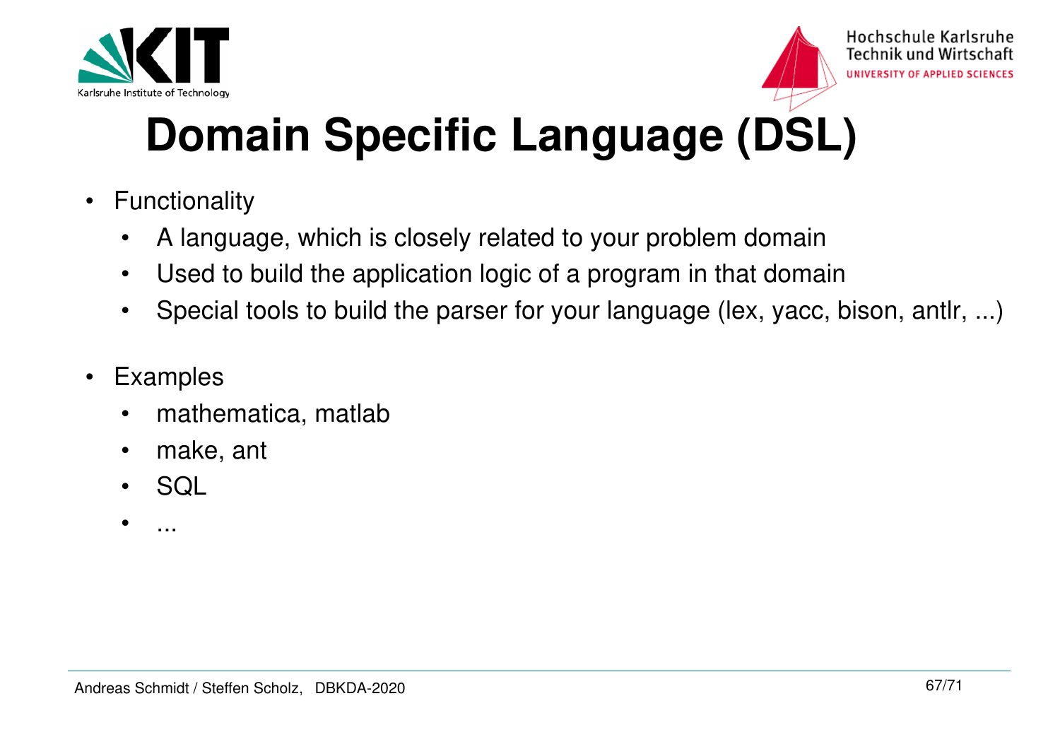# Domain Specific Language (DSL)

- Functionality
  - A language, which is closely related to your problem domain
  - Used to build the application logic of a program in that domain
  - Special tools to build the parser for your language (lex, yacc, bison, antlr, ...)
- Examples
  - mathematica, matlab
  - make, ant
  - SQL
  - ...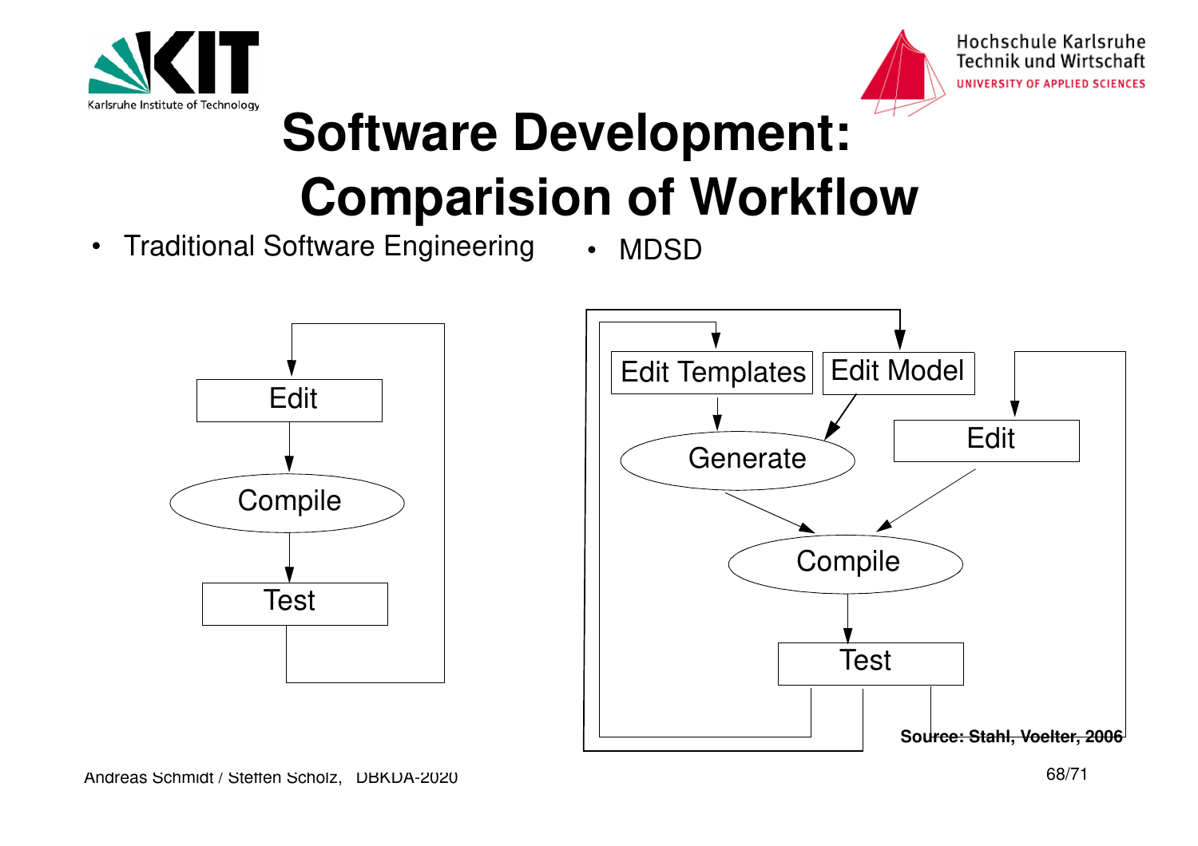# Software Development: Comparision of Workflow

- Traditional Software Engineering
- MDSD

Edit

Compile

Test

Edit Templates

Edit Model

Generate

Edit

Compile

Test

Source: Stahl, Voelter, 2006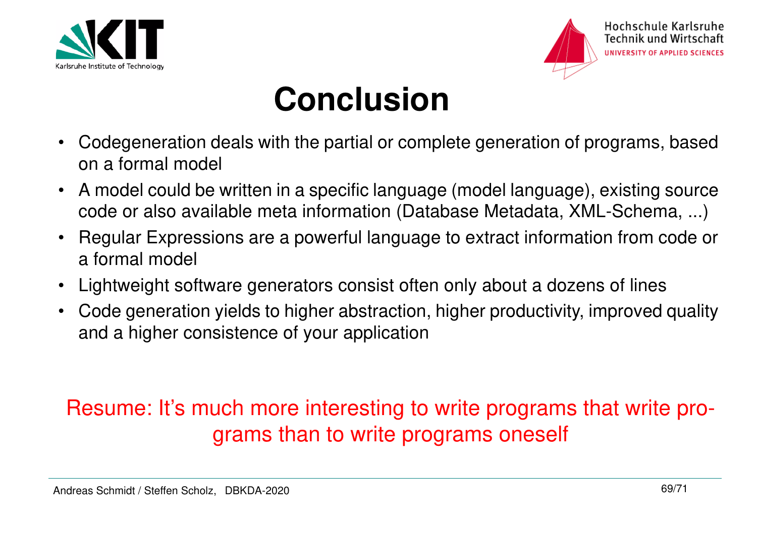# Conclusion

- Codegeneration deals with the partial or complete generation of programs, based on a formal model
- A model could be written in a specific language (model language), existing source code or also available meta information (Database Metadata, XML-Schema, ...)
- Regular Expressions are a powerful language to extract information from code or a formal model
- Lightweight software generators consist often only about a dozens of lines
- Code generation yields to higher abstraction, higher productivity, improved quality and a higher consistence of your application

Resume: It's much more interesting to write programs that write programs than to write programs oneself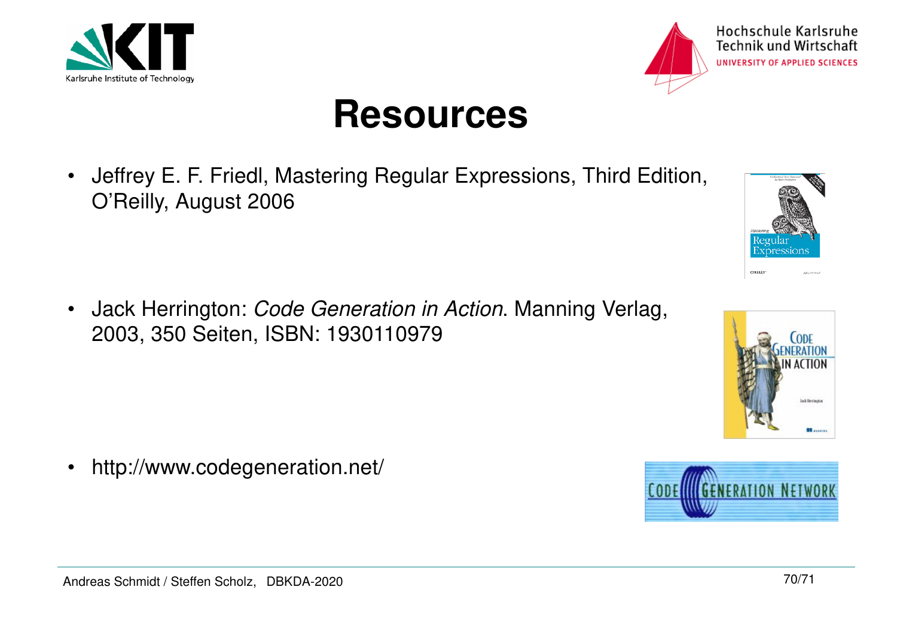# Resources

- Jeffrey E. F. Friedl, Mastering Regular Expressions, Third Edition, O'Reilly, August 2006

- Jack Herrington: *Code Generation in Action*. Manning Verlag, 2003, 350 Seiten, ISBN: 1930110979

- http://www.codegeneration.net/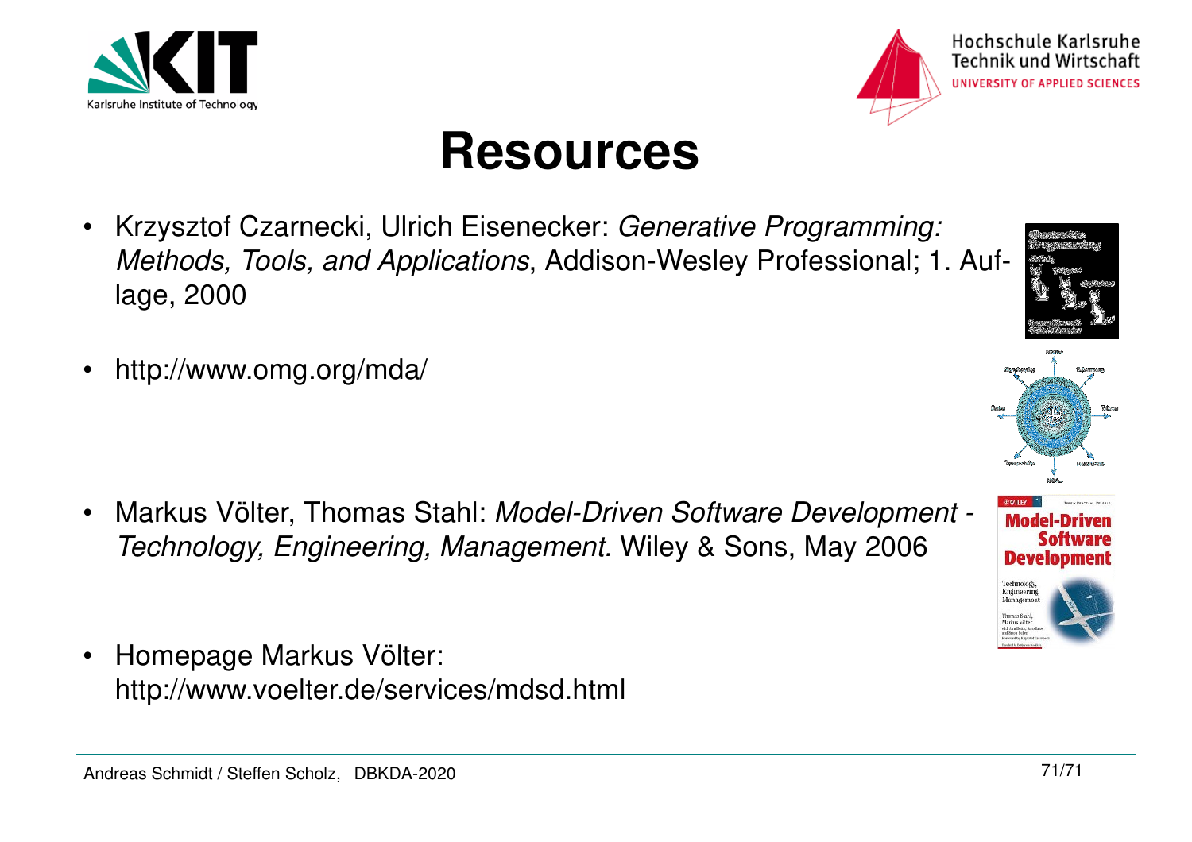# Resources

- Krzysztof Czarnecki, Ulrich Eisenecker: *Generative Programming: Methods, Tools, and Applications*, Addison-Wesley Professional; 1. Auflage, 2000
- http://www.omg.org/mda/
- Markus Völter, Thomas Stahl: *Model-Driven Software Development - Technology, Engineering, Management.* Wiley & Sons, May 2006
- Homepage Markus Völter: http://www.voelter.de/services/mdsd.html